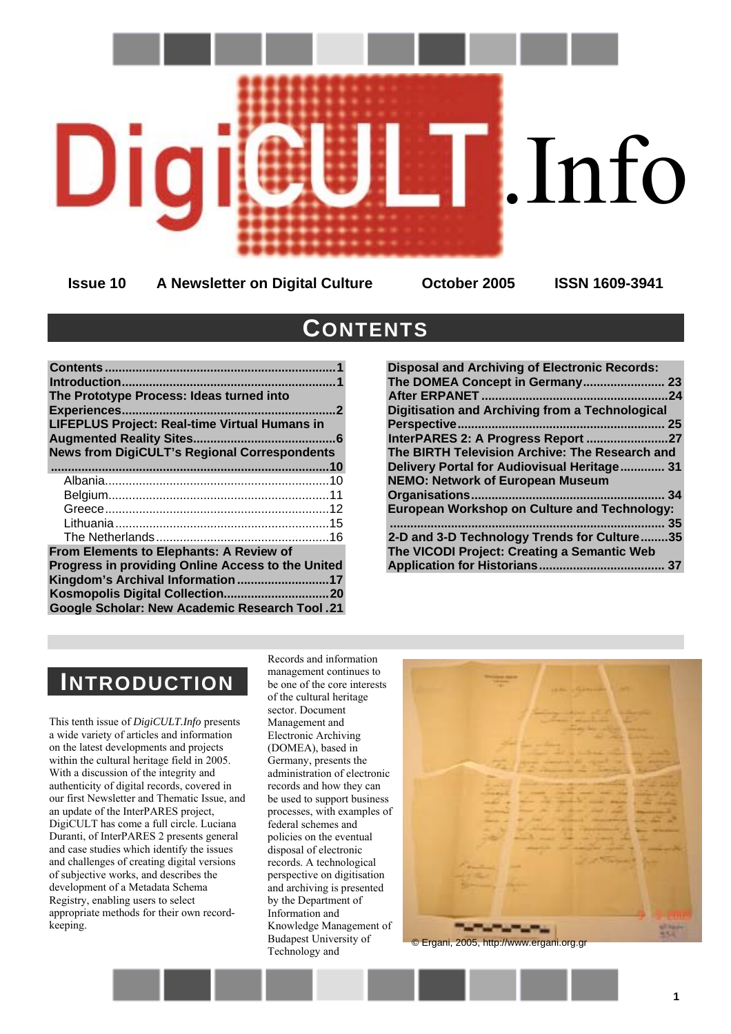# DigiCULT.Info

**Issue 10** **A Newsletter on Digital Culture** **October 2005** **ISSN 1609-3941**

## CONTENTS

| | |
|---|---|
| Contents | 1 |
| Introduction | 1 |
| The Prototype Process: Ideas turned into Experiences | 2 |
| LIFEPLUS Project: Real-time Virtual Humans in Augmented Reality Sites | 6 |
| News from DigiCULT's Regional Correspondents | 10 |
| Albania | 10 |
| Belgium | 11 |
| Greece | 12 |
| Lithuania | 15 |
| The Netherlands | 16 |
| From Elements to Elephants: A Review of Progress in providing Online Access to the United Kingdom's Archival Information | 17 |
| Kosmopolis Digital Collection | 20 |
| Google Scholar: New Academic Research Tool | 21 |
| Disposal and Archiving of Electronic Records: The DOMEA Concept in Germany | 23 |
| After ERPANET | 24 |
| Digitisation and Archiving from a Technological Perspective | 25 |
| InterPARES 2: A Progress Report | 27 |
| The BIRTH Television Archive: The Research and Delivery Portal for Audiovisual Heritage | 31 |
| NEMO: Network of European Museum Organisations | 34 |
| European Workshop on Culture and Technology: | 35 |
| 2-D and 3-D Technology Trends for Culture | 35 |
| The VICODI Project: Creating a Semantic Web Application for Historians | 37 |

## INTRODUCTION

This tenth issue of *DigiCULT.Info* presents a wide variety of articles and information on the latest developments and projects within the cultural heritage field in 2005. With a discussion of the integrity and authenticity of digital records, covered in our first Newsletter and Thematic Issue, and an update of the InterPARES project, DigiCULT has come a full circle. Luciana Duranti, of InterPARES 2 presents general and case studies which identify the issues and challenges of creating digital versions of subjective works, and describes the development of a Metadata Schema Registry, enabling users to select appropriate methods for their own record-keeping.

Records and information management continues to be one of the core interests of the cultural heritage sector. Document Management and Electronic Archiving (DOMEA), based in Germany, presents the administration of electronic records and how they can be used to support business processes, with examples of federal schemes and policies on the eventual disposal of electronic records. A technological perspective on digitisation and archiving is presented by the Department of Information and Knowledge Management of Budapest University of Technology and

© Ergani, 2005, http://www.ergani.org.gr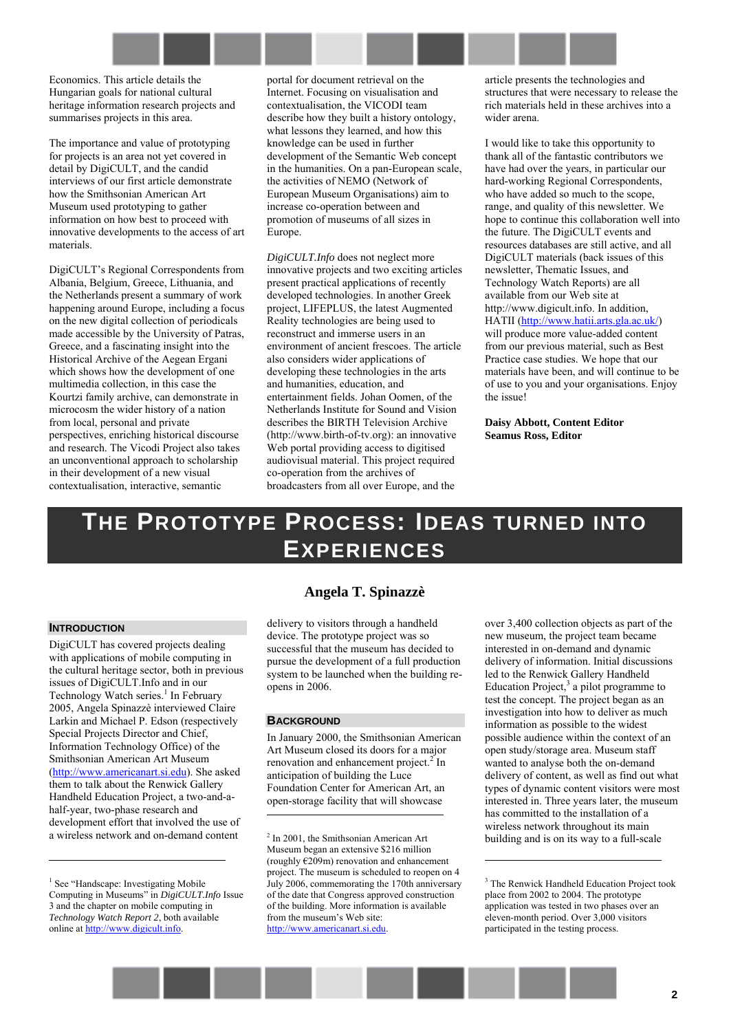Economics. This article details the Hungarian goals for national cultural heritage information research projects and summarises projects in this area.

The importance and value of prototyping for projects is an area not yet covered in detail by DigiCULT, and the candid interviews of our first article demonstrate how the Smithsonian American Art Museum used prototyping to gather information on how best to proceed with innovative developments to the access of art materials.

DigiCULT's Regional Correspondents from Albania, Belgium, Greece, Lithuania, and the Netherlands present a summary of work happening around Europe, including a focus on the new digital collection of periodicals made accessible by the University of Patras, Greece, and a fascinating insight into the Historical Archive of the Aegean Ergani which shows how the development of one multimedia collection, in this case the Kourtzi family archive, can demonstrate in microcosm the wider history of a nation from local, personal and private perspectives, enriching historical discourse and research. The Vicodi Project also takes an unconventional approach to scholarship in their development of a new visual contextualisation, interactive, semantic portal for document retrieval on the Internet. Focusing on visualisation and contextualisation, the VICODI team describe how they built a history ontology, what lessons they learned, and how this knowledge can be used in further development of the Semantic Web concept in the humanities. On a pan-European scale, the activities of NEMO (Network of European Museum Organisations) aim to increase co-operation between and promotion of museums of all sizes in Europe.

*DigiCULT.Info* does not neglect more innovative projects and two exciting articles present practical applications of recently developed technologies. In another Greek project, LIFEPLUS, the latest Augmented Reality technologies are being used to reconstruct and immerse users in an environment of ancient frescoes. The article also considers wider applications of developing these technologies in the arts and humanities, education, and entertainment fields. Johan Oomen, of the Netherlands Institute for Sound and Vision describes the BIRTH Television Archive (http://www.birth-of-tv.org): an innovative Web portal providing access to digitised audiovisual material. This project required co-operation from the archives of broadcasters from all over Europe, and the article presents the technologies and structures that were necessary to release the rich materials held in these archives into a wider arena.

I would like to take this opportunity to thank all of the fantastic contributors we have had over the years, in particular our hard-working Regional Correspondents, who have added so much to the scope, range, and quality of this newsletter. We hope to continue this collaboration well into the future. The DigiCULT events and resources databases are still active, and all DigiCULT materials (back issues of this newsletter, Thematic Issues, and Technology Watch Reports) are all available from our Web site at http://www.digicult.info. In addition, HATII (http://www.hatii.arts.gla.ac.uk/) will produce more value-added content from our previous material, such as Best Practice case studies. We hope that our materials have been, and will continue to be of use to you and your organisations. Enjoy the issue!

**Daisy Abbott, Content Editor**
**Seamus Ross, Editor**

# THE PROTOTYPE PROCESS: IDEAS TURNED INTO EXPERIENCES

**Angela T. Spinazzè**

## INTRODUCTION

DigiCULT has covered projects dealing with applications of mobile computing in the cultural heritage sector, both in previous issues of DigiCULT.Info and in our Technology Watch series.[1] In February 2005, Angela Spinazzè interviewed Claire Larkin and Michael P. Edson (respectively Special Projects Director and Chief, Information Technology Office) of the Smithsonian American Art Museum (http://www.americanart.si.edu). She asked them to talk about the Renwick Gallery Handheld Education Project, a two-and-a-half-year, two-phase research and development effort that involved the use of a wireless network and on-demand content delivery to visitors through a handheld device. The prototype project was so successful that the museum has decided to pursue the development of a full production system to be launched when the building re-opens in 2006.

## BACKGROUND

In January 2000, the Smithsonian American Art Museum closed its doors for a major renovation and enhancement project.[2] In anticipation of building the Luce Foundation Center for American Art, an open-storage facility that will showcase over 3,400 collection objects as part of the new museum, the project team became interested in on-demand and dynamic delivery of information. Initial discussions led to the Renwick Gallery Handheld Education Project,[3] a pilot programme to test the concept. The project began as an investigation into how to deliver as much information as possible to the widest possible audience within the context of an open study/storage area. Museum staff wanted to analyse both the on-demand delivery of content, as well as find out what types of dynamic content visitors were most interested in. Three years later, the museum has committed to the installation of a wireless network throughout its main building and is on its way to a full-scale

---

[1] See "Handscape: Investigating Mobile Computing in Museums" in *DigiCULT.Info* Issue 3 and the chapter on mobile computing in *Technology Watch Report 2*, both available online at http://www.digicult.info.

[2] In 2001, the Smithsonian American Art Museum began an extensive $216 million (roughly €209m) renovation and enhancement project. The museum is scheduled to reopen on 4 July 2006, commemorating the 170th anniversary of the date that Congress approved construction of the building. More information is available from the museum's Web site: http://www.americanart.si.edu.

[3] The Renwick Handheld Education Project took place from 2002 to 2004. The prototype application was tested in two phases over an eleven-month period. Over 3,000 visitors participated in the testing process.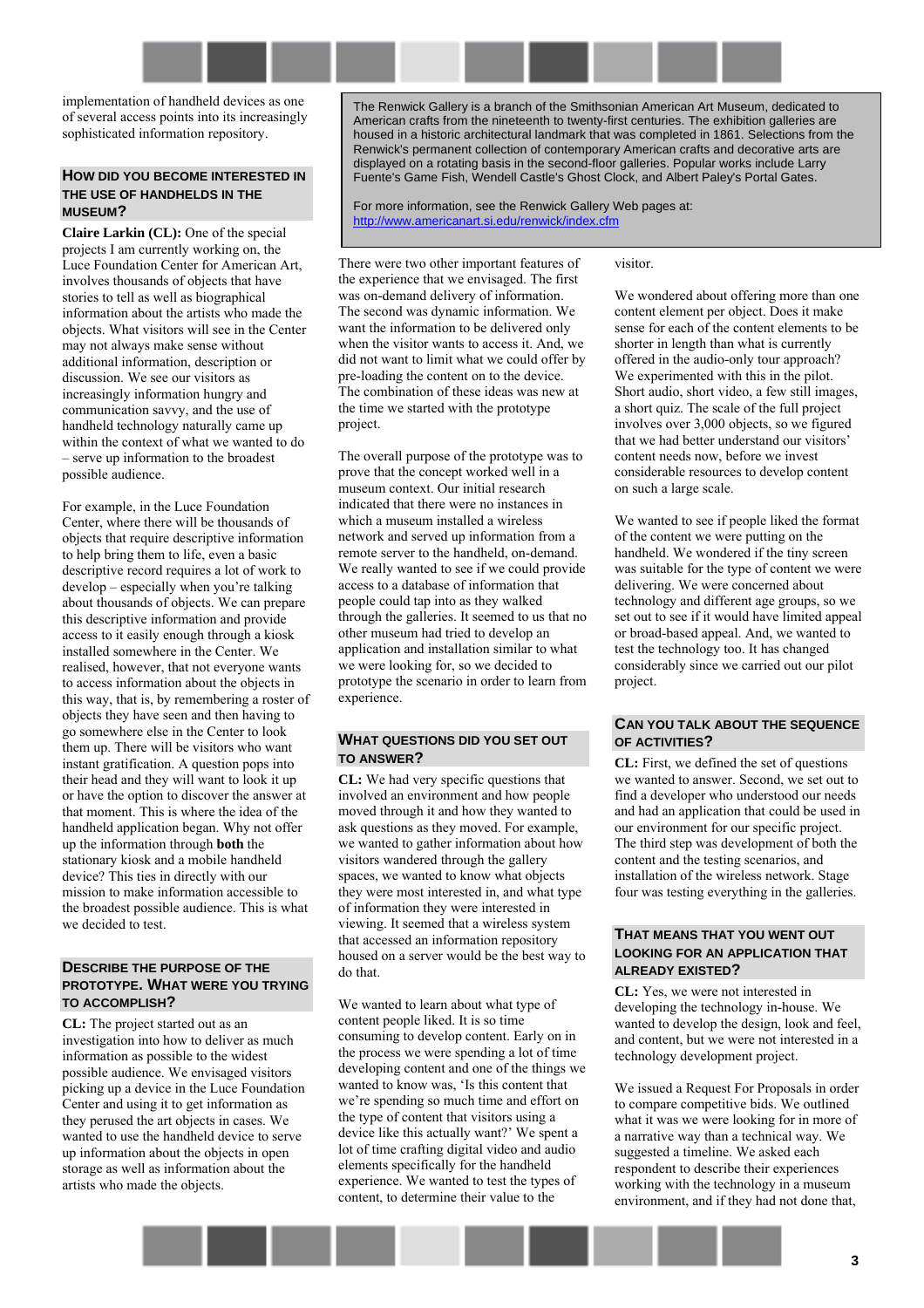implementation of handheld devices as one of several access points into its increasingly sophisticated information repository.

## HOW DID YOU BECOME INTERESTED IN THE USE OF HANDHELDS IN THE MUSEUM?

**Claire Larkin (CL):** One of the special projects I am currently working on, the Luce Foundation Center for American Art, involves thousands of objects that have stories to tell as well as biographical information about the artists who made the objects. What visitors will see in the Center may not always make sense without additional information, description or discussion. We see our visitors as increasingly information hungry and communication savvy, and the use of handheld technology naturally came up within the context of what we wanted to do – serve up information to the broadest possible audience.

For example, in the Luce Foundation Center, where there will be thousands of objects that require descriptive information to help bring them to life, even a basic descriptive record requires a lot of work to develop – especially when you're talking about thousands of objects. We can prepare this descriptive information and provide access to it easily enough through a kiosk installed somewhere in the Center. We realised, however, that not everyone wants to access information about the objects in this way, that is, by remembering a roster of objects they have seen and then having to go somewhere else in the Center to look them up. There will be visitors who want instant gratification. A question pops into their head and they will want to look it up or have the option to discover the answer at that moment. This is where the idea of the handheld application began. Why not offer up the information through **both** the stationary kiosk and a mobile handheld device? This ties in directly with our mission to make information accessible to the broadest possible audience. This is what we decided to test.

## DESCRIBE THE PURPOSE OF THE PROTOTYPE. WHAT WERE YOU TRYING TO ACCOMPLISH?

**CL:** The project started out as an investigation into how to deliver as much information as possible to the widest possible audience. We envisaged visitors picking up a device in the Luce Foundation Center and using it to get information as they perused the art objects in cases. We wanted to use the handheld device to serve up information about the objects in open storage as well as information about the artists who made the objects.

> The Renwick Gallery is a branch of the Smithsonian American Art Museum, dedicated to American crafts from the nineteenth to twenty-first centuries. The exhibition galleries are housed in a historic architectural landmark that was completed in 1861. Selections from the Renwick's permanent collection of contemporary American crafts and decorative arts are displayed on a rotating basis in the second-floor galleries. Popular works include Larry Fuente's Game Fish, Wendell Castle's Ghost Clock, and Albert Paley's Portal Gates.
>
> For more information, see the Renwick Gallery Web pages at: http://www.americanart.si.edu/renwick/index.cfm

There were two other important features of the experience that we envisaged. The first was on-demand delivery of information. The second was dynamic information. We want the information to be delivered only when the visitor wants to access it. And, we did not want to limit what we could offer by pre-loading the content on to the device. The combination of these ideas was new at the time we started with the prototype project.

The overall purpose of the prototype was to prove that the concept worked well in a museum context. Our initial research indicated that there were no instances in which a museum installed a wireless network and served up information from a remote server to the handheld, on-demand. We really wanted to see if we could provide access to a database of information that people could tap into as they walked through the galleries. It seemed to us that no other museum had tried to develop an application and installation similar to what we were looking for, so we decided to prototype the scenario in order to learn from experience.

## WHAT QUESTIONS DID YOU SET OUT TO ANSWER?

**CL:** We had very specific questions that involved an environment and how people moved through it and how they wanted to ask questions as they moved. For example, we wanted to gather information about how visitors wandered through the gallery spaces, we wanted to know what objects they were most interested in, and what type of information they were interested in viewing. It seemed that a wireless system that accessed an information repository housed on a server would be the best way to do that.

We wanted to learn about what type of content people liked. It is so time consuming to develop content. Early on in the process we were spending a lot of time developing content and one of the things we wanted to know was, 'Is this content that we're spending so much time and effort on the type of content that visitors using a device like this actually want?' We spent a lot of time crafting digital video and audio elements specifically for the handheld experience. We wanted to test the types of content, to determine their value to the visitor.

We wondered about offering more than one content element per object. Does it make sense for each of the content elements to be shorter in length than what is currently offered in the audio-only tour approach? We experimented with this in the pilot. Short audio, short video, a few still images, a short quiz. The scale of the full project involves over 3,000 objects, so we figured that we had better understand our visitors' content needs now, before we invest considerable resources to develop content on such a large scale.

We wanted to see if people liked the format of the content we were putting on the handheld. We wondered if the tiny screen was suitable for the type of content we were delivering. We were concerned about technology and different age groups, so we set out to see if it would have limited appeal or broad-based appeal. And, we wanted to test the technology too. It has changed considerably since we carried out our pilot project.

## CAN YOU TALK ABOUT THE SEQUENCE OF ACTIVITIES?

**CL:** First, we defined the set of questions we wanted to answer. Second, we set out to find a developer who understood our needs and had an application that could be used in our environment for our specific project. The third step was development of both the content and the testing scenarios, and installation of the wireless network. Stage four was testing everything in the galleries.

## THAT MEANS THAT YOU WENT OUT LOOKING FOR AN APPLICATION THAT ALREADY EXISTED?

**CL:** Yes, we were not interested in developing the technology ourselves. We wanted to develop the design, look and feel, and content, but we were not interested in a technology development project.

We issued a Request For Proposals in order to compare competitive bids. We outlined what it was we were looking for in more of a narrative way than a technical way. We suggested a timeline. We asked each respondent to describe their experiences working with the technology in a museum environment, and if they had not done that,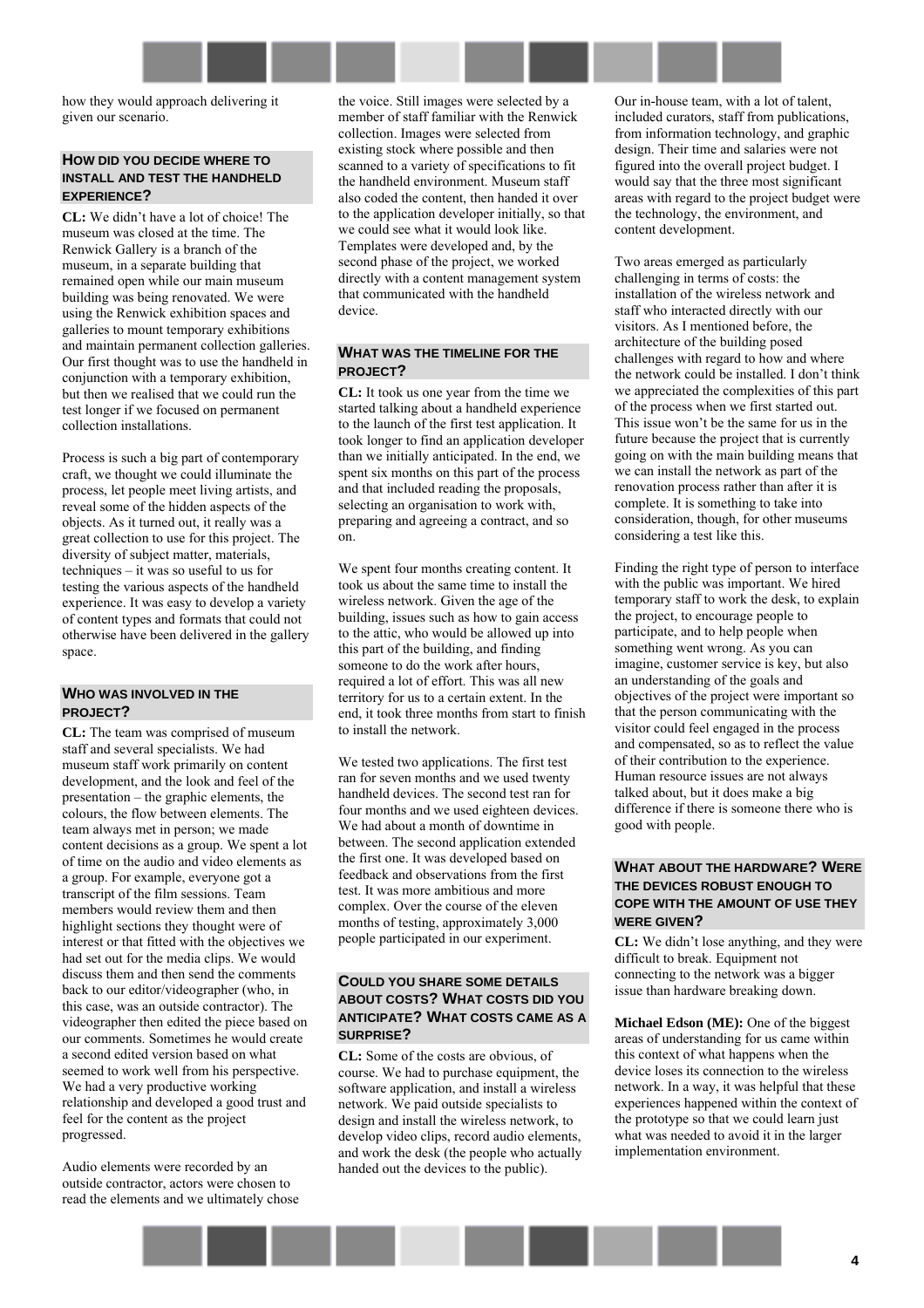how they would approach delivering it given our scenario.

### How did you decide where to install and test the handheld experience?

**CL:** We didn't have a lot of choice! The museum was closed at the time. The Renwick Gallery is a branch of the museum, in a separate building that remained open while our main museum building was being renovated. We were using the Renwick exhibition spaces and galleries to mount temporary exhibitions and maintain permanent collection galleries. Our first thought was to use the handheld in conjunction with a temporary exhibition, but then we realised that we could run the test longer if we focused on permanent collection installations.

Process is such a big part of contemporary craft, we thought we could illuminate the process, let people meet living artists, and reveal some of the hidden aspects of the objects. As it turned out, it really was a great collection to use for this project. The diversity of subject matter, materials, techniques – it was so useful to us for testing the various aspects of the handheld experience. It was easy to develop a variety of content types and formats that could not otherwise have been delivered in the gallery space.

### Who was involved in the project?

**CL:** The team was comprised of museum staff and several specialists. We had museum staff work primarily on content development, and the look and feel of the presentation – the graphic elements, the colours, the flow between elements. The team always met in person; we made content decisions as a group. We spent a lot of time on the audio and video elements as a group. For example, everyone got a transcript of the film sessions. Team members would review them and then highlight sections they thought were of interest or that fitted with the objectives we had set out for the media clips. We would discuss them and then send the comments back to our editor/videographer (who, in this case, was an outside contractor). The videographer then edited the piece based on our comments. Sometimes he would create a second edited version based on what seemed to work well from his perspective. We had a very productive working relationship and developed a good trust and feel for the content as the project progressed.

Audio elements were recorded by an outside contractor, actors were chosen to read the elements and we ultimately chose the voice. Still images were selected by a member of staff familiar with the Renwick collection. Images were selected from existing stock where possible and then scanned to a variety of specifications to fit the handheld environment. Museum staff also coded the content, then handed it over to the application developer initially, so that we could see what it would look like. Templates were developed and, by the second phase of the project, we worked directly with a content management system that communicated with the handheld device.

### What was the timeline for the project?

**CL:** It took us one year from the time we started talking about a handheld experience to the launch of the first test application. It took longer to find an application developer than we initially anticipated. In the end, we spent six months on this part of the process and that included reading the proposals, selecting an organisation to work with, preparing and agreeing a contract, and so on.

We spent four months creating content. It took us about the same time to install the wireless network. Given the age of the building, issues such as how to gain access to the attic, who would be allowed up into this part of the building, and finding someone to do the work after hours, required a lot of effort. This was all new territory for us to a certain extent. In the end, it took three months from start to finish to install the network.

We tested two applications. The first test ran for seven months and we used twenty handheld devices. The second test ran for four months and we used eighteen devices. We had about a month of downtime in between. The second application extended the first one. It was developed based on feedback and observations from the first test. It was more ambitious and more complex. Over the course of the eleven months of testing, approximately 3,000 people participated in our experiment.

### Could you share some details about costs? What costs did you anticipate? What costs came as a surprise?

**CL:** Some of the costs are obvious, of course. We had to purchase equipment, the software application, and install a wireless network. We paid outside specialists to design and install the wireless network, to develop video clips, record audio elements, and work the desk (the people who actually handed out the devices to the public).

Our in-house team, with a lot of talent, included curators, staff from publications, from information technology, and graphic design. Their time and salaries were not figured into the overall project budget. I would say that the three most significant areas with regard to the project budget were the technology, the environment, and content development.

Two areas emerged as particularly challenging in terms of costs: the installation of the wireless network and staff who interacted directly with our visitors. As I mentioned before, the architecture of the building posed challenges with regard to how and where the network could be installed. I don't think we appreciated the complexities of this part of the process when we first started out. This issue won't be the same for us in the future because the project that is currently going on with the main building means that we can install the network as part of the renovation process rather than after it is complete. It is something to take into consideration, though, for other museums considering a test like this.

Finding the right type of person to interface with the public was important. We hired temporary staff to work the desk, to explain the project, to encourage people to participate, and to help people when something went wrong. As you can imagine, customer service is key, but also an understanding of the goals and objectives of the project were important so that the person communicating with the visitor could feel engaged in the process and compensated, so as to reflect the value of their contribution to the experience. Human resource issues are not always talked about, but it does make a big difference if there is someone there who is good with people.

### What about the hardware? Were the devices robust enough to cope with the amount of use they were given?

**CL:** We didn't lose anything, and they were difficult to break. Equipment not connecting to the network was a bigger issue than hardware breaking down.

**Michael Edson (ME):** One of the biggest areas of understanding for us came within this context of what happens when the device loses its connection to the wireless network. In a way, it was helpful that these experiences happened within the context of the prototype so that we could learn just what was needed to avoid it in the larger implementation environment.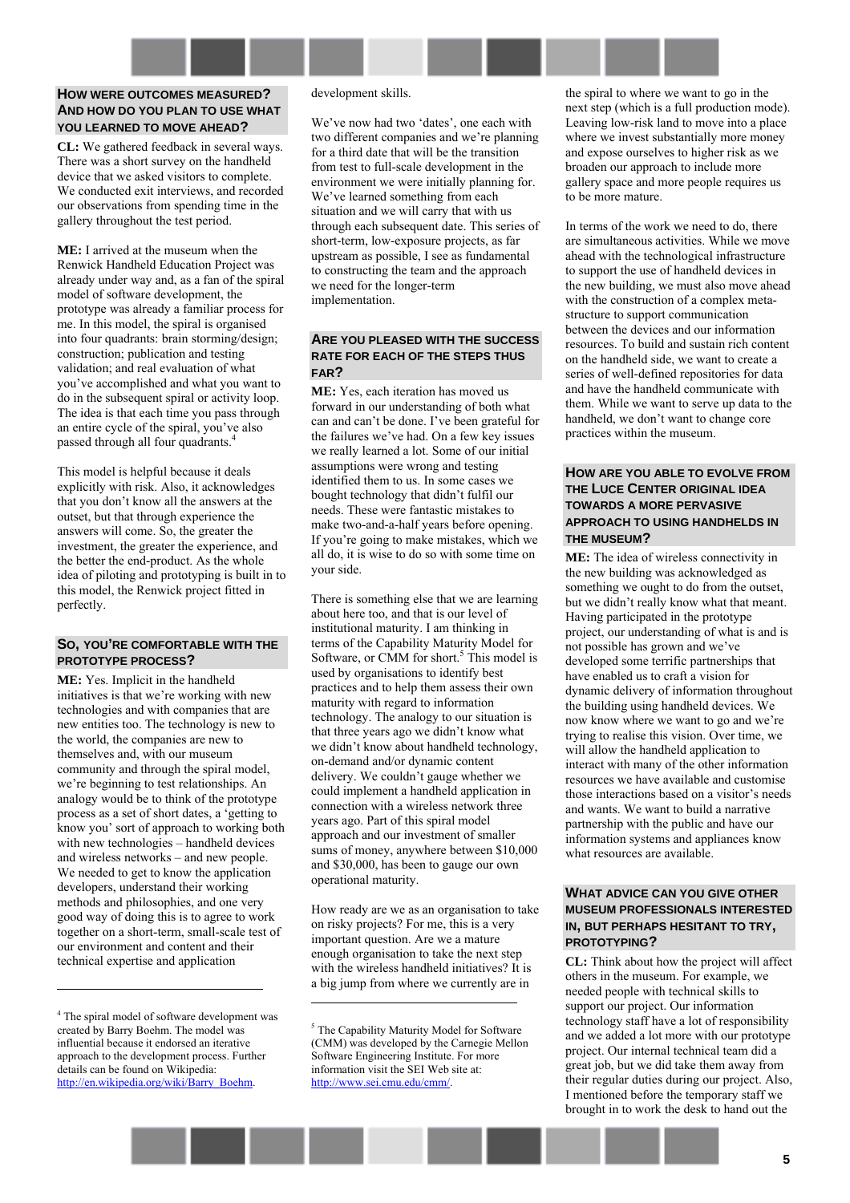### How were outcomes measured? And how do you plan to use what you learned to move ahead?

**CL:** We gathered feedback in several ways. There was a short survey on the handheld device that we asked visitors to complete. We conducted exit interviews, and recorded our observations from spending time in the gallery throughout the test period.

**ME:** I arrived at the museum when the Renwick Handheld Education Project was already under way and, as a fan of the spiral model of software development, the prototype was already a familiar process for me. In this model, the spiral is organised into four quadrants: brain storming/design; construction; publication and testing validation; and real evaluation of what you've accomplished and what you want to do in the subsequent spiral or activity loop. The idea is that each time you pass through an entire cycle of the spiral, you've also passed through all four quadrants.[4]

This model is helpful because it deals explicitly with risk. Also, it acknowledges that you don't know all the answers at the outset, but that through experience the answers will come. So, the greater the investment, the greater the experience, and the better the end-product. As the whole idea of piloting and prototyping is built in to this model, the Renwick project fitted in perfectly.

### So, you're comfortable with the prototype process?

**ME:** Yes. Implicit in the handheld initiatives is that we're working with new technologies and with companies that are new entities too. The technology is new to the world, the companies are new to themselves and, with our museum community and through the spiral model, we're beginning to test relationships. An analogy would be to think of the prototype process as a set of short dates, a 'getting to know you' sort of approach to working both with new technologies – handheld devices and wireless networks – and new people. We needed to get to know the application developers, understand their working methods and philosophies, and one very good way of doing this is to agree to work together on a short-term, small-scale test of our environment and content and their technical expertise and application development skills.

We've now had two 'dates', one each with two different companies and we're planning for a third date that will be the transition from test to full-scale development in the environment we were initially planning for. We've learned something from each situation and we will carry that with us through each subsequent date. This series of short-term, low-exposure projects, as far upstream as possible, I see as fundamental to constructing the team and the approach we need for the longer-term implementation.

### Are you pleased with the success rate for each of the steps thus far?

**ME:** Yes, each iteration has moved us forward in our understanding of both what can and can't be done. I've been grateful for the failures we've had. On a few key issues we really learned a lot. Some of our initial assumptions were wrong and testing identified them to us. In some cases we bought technology that didn't fulfil our needs. These were fantastic mistakes to make two-and-a-half years before opening. If you're going to make mistakes, which we all do, it is wise to do so with some time on your side.

There is something else that we are learning about here too, and that is our level of institutional maturity. I am thinking in terms of the Capability Maturity Model for Software, or CMM for short.[5] This model is used by organisations to identify best practices and to help them assess their own maturity with regard to information technology. The analogy to our situation is that three years ago we didn't know what we didn't know about handheld technology, on-demand and/or dynamic content delivery. We couldn't gauge whether we could implement a handheld application in connection with a wireless network three years ago. Part of this spiral model approach and our investment of smaller sums of money, anywhere between $10,000 and $30,000, has been to gauge our own operational maturity.

How ready are we as an organisation to take on risky projects? For me, this is a very important question. Are we a mature enough organisation to take the next step with the wireless handheld initiatives? It is a big jump from where we currently are in the spiral to where we want to go in the next step (which is a full production mode). Leaving low-risk land to move into a place where we invest substantially more money and expose ourselves to higher risk as we broaden our approach to include more gallery space and more people requires us to be more mature.

In terms of the work we need to do, there are simultaneous activities. While we move ahead with the technological infrastructure to support the use of handheld devices in the new building, we must also move ahead with the construction of a complex meta-structure to support communication between the devices and our information resources. To build and sustain rich content on the handheld side, we want to create a series of well-defined repositories for data and have the handheld communicate with them. While we want to serve up data to the handheld, we don't want to change core practices within the museum.

### How are you able to evolve from the Luce Center original idea towards a more pervasive approach to using handhelds in the museum?

**ME:** The idea of wireless connectivity in the new building was acknowledged as something we ought to do from the outset, but we didn't really know what that meant. Having participated in the prototype project, our understanding of what is and is not possible has grown and we've developed some terrific partnerships that have enabled us to craft a vision for dynamic delivery of information throughout the building using handheld devices. We now know where we want to go and we're trying to realise this vision. Over time, we will allow the handheld application to interact with many of the other information resources we have available and customise those interactions based on a visitor's needs and wants. We want to build a narrative partnership with the public and have our information systems and appliances know what resources are available.

### What advice can you give other museum professionals interested in, but perhaps hesitant to try, prototyping?

**CL:** Think about how the project will affect others in the museum. For example, we needed people with technical skills to support our project. Our information technology staff have a lot of responsibility and we added a lot more with our prototype project. Our internal technical team did a great job, but we did take them away from their regular duties during our project. Also, I mentioned before the temporary staff we brought in to work the desk to hand out the

---

[4] The spiral model of software development was created by Barry Boehm. The model was influential because it endorsed an iterative approach to the development process. Further details can be found on Wikipedia: http://en.wikipedia.org/wiki/Barry_Boehm.

[5] The Capability Maturity Model for Software (CMM) was developed by the Carnegie Mellon Software Engineering Institute. For more information visit the SEI Web site at: http://www.sei.cmu.edu/cmm/.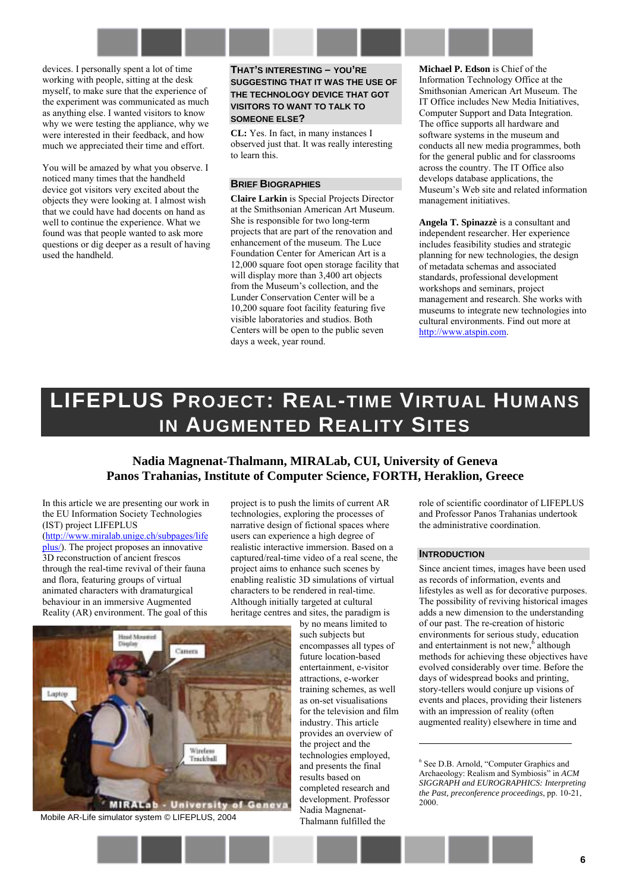devices. I personally spent a lot of time working with people, sitting at the desk myself, to make sure that the experience of the experiment was communicated as much as anything else. I wanted visitors to know why we were testing the appliance, why we were interested in their feedback, and how much we appreciated their time and effort.

You will be amazed by what you observe. I noticed many times that the handheld device got visitors very excited about the objects they were looking at. I almost wish that we could have had docents on hand as well to continue the experience. What we found was that people wanted to ask more questions or dig deeper as a result of having used the handheld.

### THAT'S INTERESTING – YOU'RE SUGGESTING THAT IT WAS THE USE OF THE TECHNOLOGY DEVICE THAT GOT VISITORS TO WANT TO TALK TO SOMEONE ELSE?

**CL:** Yes. In fact, in many instances I observed just that. It was really interesting to learn this.

### BRIEF BIOGRAPHIES

**Claire Larkin** is Special Projects Director at the Smithsonian American Art Museum. She is responsible for two long-term projects that are part of the renovation and enhancement of the museum. The Luce Foundation Center for American Art is a 12,000 square foot open storage facility that will display more than 3,400 art objects from the Museum's collection, and the Lunder Conservation Center will be a 10,200 square foot facility featuring five visible laboratories and studios. Both Centers will be open to the public seven days a week, year round.

**Michael P. Edson** is Chief of the Information Technology Office at the Smithsonian American Art Museum. The IT Office includes New Media Initiatives, Computer Support and Data Integration. The office supports all hardware and software systems in the museum and conducts all new media programmes, both for the general public and for classrooms across the country. The IT Office also develops database applications, the Museum's Web site and related information management initiatives.

**Angela T. Spinazzè** is a consultant and independent researcher. Her experience includes feasibility studies and strategic planning for new technologies, the design of metadata schemas and associated standards, professional development workshops and seminars, project management and research. She works with museums to integrate new technologies into cultural environments. Find out more at http://www.atspin.com.

# LIFEPLUS PROJECT: REAL-TIME VIRTUAL HUMANS IN AUGMENTED REALITY SITES

**Nadia Magnenat-Thalmann, MIRALab, CUI, University of Geneva**
**Panos Trahanias, Institute of Computer Science, FORTH, Heraklion, Greece**

In this article we are presenting our work in the EU Information Society Technologies (IST) project LIFEPLUS (http://www.miralab.unige.ch/subpages/lifeplus/). The project proposes an innovative 3D reconstruction of ancient frescos through the real-time revival of their fauna and flora, featuring groups of virtual animated characters with dramaturgical behaviour in an immersive Augmented Reality (AR) environment. The goal of this project is to push the limits of current AR technologies, exploring the processes of narrative design of fictional spaces where users can experience a high degree of realistic interactive immersion. Based on a captured/real-time video of a real scene, the project aims to enhance such scenes by enabling realistic 3D simulations of virtual characters to be rendered in real-time. Although initially targeted at cultural heritage centres and sites, the paradigm is by no means limited to such subjects but encompasses all types of future location-based entertainment, e-visitor attractions, e-worker training schemes, as well as on-set visualisations for the television and film industry. This article provides an overview of the project and the technologies employed, and presents the final results based on completed research and development. Professor Nadia Magnenat-Thalmann fulfilled the role of scientific coordinator of LIFEPLUS and Professor Panos Trahanias undertook the administrative coordination.

Mobile AR-Life simulator system © LIFEPLUS, 2004

### INTRODUCTION

Since ancient times, images have been used as records of information, events and lifestyles as well as for decorative purposes. The possibility of reviving historical images adds a new dimension to the understanding of our past. The re-creation of historic environments for serious study, education and entertainment is not new,[6] although methods for achieving these objectives have evolved considerably over time. Before the days of widespread books and printing, story-tellers would conjure up visions of events and places, providing their listeners with an impression of reality (often augmented reality) elsewhere in time and

[6] See D.B. Arnold, "Computer Graphics and Archaeology: Realism and Symbiosis" in *ACM SIGGRAPH and EUROGRAPHICS: Interpreting the Past, preconference proceedings*, pp. 10-21, 2000.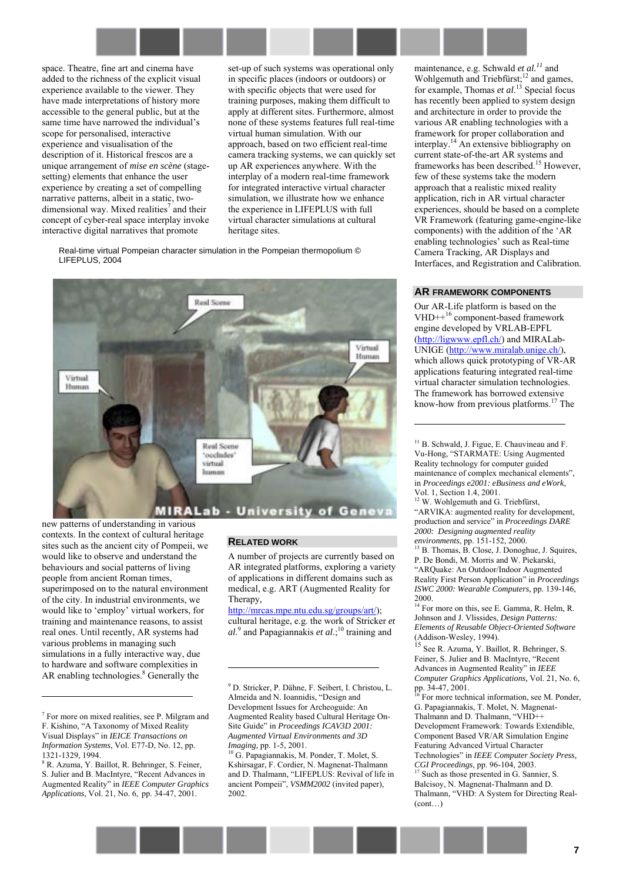space. Theatre, fine art and cinema have added to the richness of the explicit visual experience available to the viewer. They have made interpretations of history more accessible to the general public, but at the same time have narrowed the individual's scope for personalised, interactive experience and visualisation of the description of it. Historical frescos are a unique arrangement of *mise en scène* (stage-setting) elements that enhance the user experience by creating a set of compelling narrative patterns, albeit in a static, two-dimensional way. Mixed realities[7] and their concept of cyber-real space interplay invoke interactive digital narratives that promote new patterns of understanding in various contexts. In the context of cultural heritage sites such as the ancient city of Pompeii, we would like to observe and understand the behaviours and social patterns of living people from ancient Roman times, superimposed on to the natural environment of the city. In industrial environments, we would like to 'employ' virtual workers, for training and maintenance reasons, to assist real ones. Until recently, AR systems had various problems in managing such simulations in a fully interactive way, due to hardware and software complexities in AR enabling technologies.[8] Generally the set-up of such systems was operational only in specific places (indoors or outdoors) or with specific objects that were used for training purposes, making them difficult to apply at different sites. Furthermore, almost none of these systems features full real-time virtual human simulation. With our approach, based on two efficient real-time camera tracking systems, we can quickly set up AR experiences anywhere. With the interplay of a modern real-time framework for integrated interactive virtual character simulation, we illustrate how we enhance the experience in LIFEPLUS with full virtual character simulations at cultural heritage sites.

Real-time virtual Pompeian character simulation in the Pompeian thermopolium © LIFEPLUS, 2004

## RELATED WORK

A number of projects are currently based on AR integrated platforms, exploring a variety of applications in different domains such as medical, e.g. ART (Augmented Reality for Therapy, http://mrcas.mpe.ntu.edu.sg/groups/art/); cultural heritage, e.g. the work of Stricker *et al.*[9] and Papagiannakis *et al.*;[10] training and maintenance, e.g. Schwald *et al.*[11] and Wohlgemuth and Triebfürst;[12] and games, for example, Thomas *et al.*[13] Special focus has recently been applied to system design and architecture in order to provide the various AR enabling technologies with a framework for proper collaboration and interplay.[14] An extensive bibliography on current state-of-the-art AR systems and frameworks has been described.[15] However, few of these systems take the modern approach that a realistic mixed reality application, rich in AR virtual character experiences, should be based on a complete VR Framework (featuring game-engine-like components) with the addition of the 'AR enabling technologies' such as Real-time Camera Tracking, AR Displays and Interfaces, and Registration and Calibration.

## AR FRAMEWORK COMPONENTS

Our AR-Life platform is based on the VHD++[16] component-based framework engine developed by VRLAB-EPFL (http://ligwww.epfl.ch/) and MIRALab-UNIGE (http://www.miralab.unige.ch/), which allows quick prototyping of VR-AR applications featuring integrated real-time virtual character simulation technologies. The framework has borrowed extensive know-how from previous platforms.[17] The

---

[7] For more on mixed realities, see P. Milgram and F. Kishino, "A Taxonomy of Mixed Reality Visual Displays" in *IEICE Transactions on Information Systems*, Vol. E77-D, No. 12, pp. 1321-1329, 1994.

[8] R. Azuma, Y. Baillot, R. Behringer, S. Feiner, S. Julier and B. MacIntyre, "Recent Advances in Augmented Reality" in *IEEE Computer Graphics Applications*, Vol. 21, No. 6, pp. 34-47, 2001.

[9] D. Stricker, P. Dähne, F. Seibert, I. Christou, L. Almeida and N. Ioannidis, "Design and Development Issues for Archeoguide: An Augmented Reality based Cultural Heritage On-Site Guide" in *Proceedings ICAV3D 2001: Augmented Virtual Environments and 3D Imaging*, pp. 1-5, 2001.

[10] G. Papagiannakis, M. Ponder, T. Molet, S. Kshirsagar, F. Cordier, N. Magnenat-Thalmann and D. Thalmann, "LIFEPLUS: Revival of life in ancient Pompeii", *VSMM2002* (invited paper), 2002.

[11] B. Schwald, J. Figue, E. Chauvineau and F. Vu-Hong, "STARMATE: Using Augmented Reality technology for computer guided maintenance of complex mechanical elements", in *Proceedings e2001: eBusiness and eWork*, Vol. 1, Section 1.4, 2001.

[12] W. Wohlgemuth and G. Triebfürst, "ARVIKA: augmented reality for development, production and service" in *Proceedings DARE 2000: Designing augmented reality environments*, pp. 151-152, 2000.

[13] B. Thomas, B. Close, J. Donoghue, J. Squires, P. De Bondi, M. Morris and W. Piekarski, "ARQuake: An Outdoor/Indoor Augmented Reality First Person Application" in *Proceedings ISWC 2000: Wearable Computers*, pp. 139-146, 2000.

[14] For more on this, see E. Gamma, R. Helm, R. Johnson and J. Vlissides, *Design Patterns: Elements of Reusable Object-Oriented Software* (Addison-Wesley, 1994).

[15] See R. Azuma, Y. Baillot, R. Behringer, S. Feiner, S. Julier and B. MacIntyre, "Recent Advances in Augmented Reality" in *IEEE Computer Graphics Applications*, Vol. 21, No. 6, pp. 34-47, 2001.

[16] For more technical information, see M. Ponder, G. Papagiannakis, T. Molet, N. Magnenat-Thalmann and D. Thalmann, "VHD++ Development Framework: Towards Extendible, Component Based VR/AR Simulation Engine Featuring Advanced Virtual Character Technologies" in *IEEE Computer Society Press, CGI Proceedings*, pp. 96-104, 2003.

[17] Such as those presented in G. Sannier, S. Balcisoy, N. Magnenat-Thalmann and D. Thalmann, "VHD: A System for Directing Real- (cont…)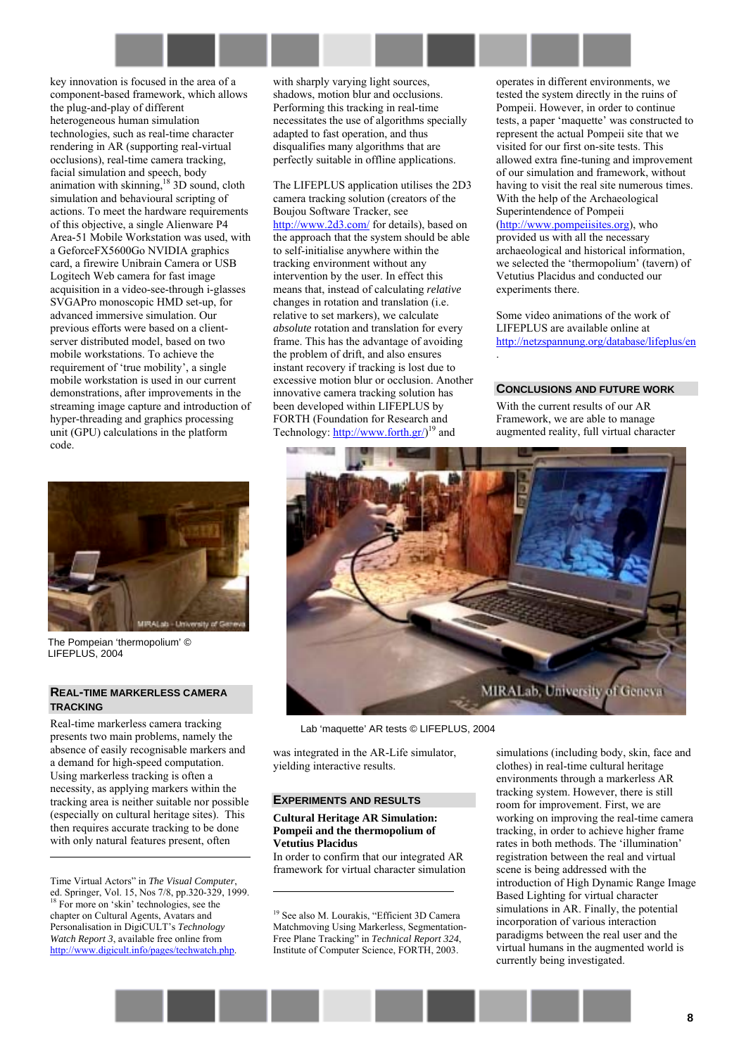key innovation is focused in the area of a component-based framework, which allows the plug-and-play of different heterogeneous human simulation technologies, such as real-time character rendering in AR (supporting real-virtual occlusions), real-time camera tracking, facial simulation and speech, body animation with skinning,[18] 3D sound, cloth simulation and behavioural scripting of actions. To meet the hardware requirements of this objective, a single Alienware P4 Area-51 Mobile Workstation was used, with a GeforceFX5600Go NVIDIA graphics card, a firewire Unibrain Camera or USB Logitech Web camera for fast image acquisition in a video-see-through i-glasses SVGAPro monoscopic HMD set-up, for advanced immersive simulation. Our previous efforts were based on a client-server distributed model, based on two mobile workstations. To achieve the requirement of 'true mobility', a single mobile workstation is used in our current demonstrations, after improvements in the streaming image capture and introduction of hyper-threading and graphics processing unit (GPU) calculations in the platform code.

The Pompeian 'thermopolium' © LIFEPLUS, 2004

## Real-time markerless camera tracking

Real-time markerless camera tracking presents two main problems, namely the absence of easily recognisable markers and a demand for high-speed computation. Using markerless tracking is often a necessity, as applying markers within the tracking area is neither suitable nor possible (especially on cultural heritage sites). This then requires accurate tracking to be done with only natural features present, often with sharply varying light sources, shadows, motion blur and occlusions. Performing this tracking in real-time necessitates the use of algorithms specially adapted to fast operation, and thus disqualifies many algorithms that are perfectly suitable in offline applications.

The LIFEPLUS application utilises the 2D3 camera tracking solution (creators of the Boujou Software Tracker, see http://www.2d3.com/ for details), based on the approach that the system should be able to self-initialise anywhere within the tracking environment without any intervention by the user. In effect this means that, instead of calculating *relative* changes in rotation and translation (i.e. relative to set markers), we calculate *absolute* rotation and translation for every frame. This has the advantage of avoiding the problem of drift, and also ensures instant recovery if tracking is lost due to excessive motion blur or occlusion. Another innovative camera tracking solution has been developed within LIFEPLUS by FORTH (Foundation for Research and Technology: http://www.forth.gr/)[19] and was integrated in the AR-Life simulator, yielding interactive results.

Lab 'maquette' AR tests © LIFEPLUS, 2004

## Experiments and results

**Cultural Heritage AR Simulation: Pompeii and the thermopolium of Vetutius Placidus**

In order to confirm that our integrated AR framework for virtual character simulation operates in different environments, we tested the system directly in the ruins of Pompeii. However, in order to continue tests, a paper 'maquette' was constructed to represent the actual Pompeii site that we visited for our first on-site tests. This allowed extra fine-tuning and improvement of our simulation and framework, without having to visit the real site numerous times. With the help of the Archaeological Superintendence of Pompeii (http://www.pompeiisites.org), who provided us with all the necessary archaeological and historical information, we selected the 'thermopolium' (tavern) of Vetutius Placidus and conducted our experiments there.

Some video animations of the work of LIFEPLUS are available online at http://netzspannung.org/database/lifeplus/en .

## Conclusions and future work

With the current results of our AR Framework, we are able to manage augmented reality, full virtual character simulations (including body, skin, face and clothes) in real-time cultural heritage environments through a markerless AR tracking system. However, there is still room for improvement. First, we are working on improving the real-time camera tracking, in order to achieve higher frame rates in both methods. The 'illumination' registration between the real and virtual scene is being addressed with the introduction of High Dynamic Range Image Based Lighting for virtual character simulations in AR. Finally, the potential incorporation of various interaction paradigms between the real user and the virtual humans in the augmented world is currently being investigated.

---

Time Virtual Actors" in *The Visual Computer*, ed. Springer, Vol. 15, Nos 7/8, pp.320-329, 1999.

[18] For more on 'skin' technologies, see the chapter on Cultural Agents, Avatars and Personalisation in DigiCULT's *Technology Watch Report 3*, available free online from http://www.digicult.info/pages/techwatch.php.

[19] See also M. Lourakis, "Efficient 3D Camera Matchmoving Using Markerless, Segmentation-Free Plane Tracking" in *Technical Report 324*, Institute of Computer Science, FORTH, 2003.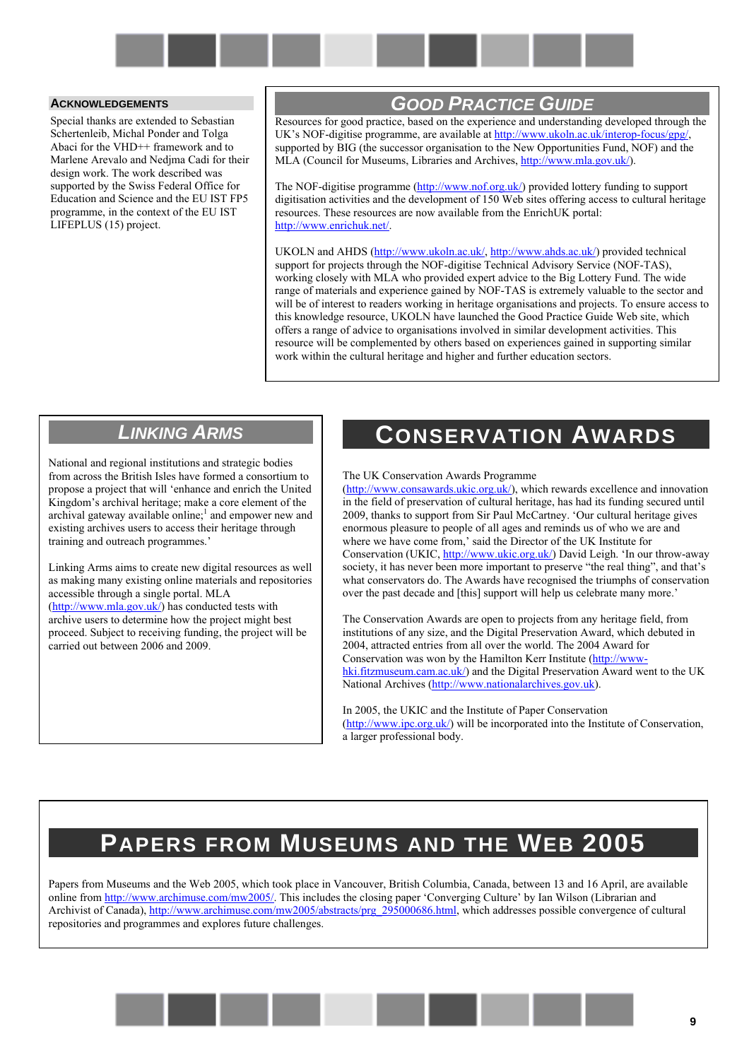## Acknowledgements

Special thanks are extended to Sebastian Schertenleib, Michal Ponder and Tolga Abaci for the VHD++ framework and to Marlene Arevalo and Nedjma Cadi for their design work. The work described was supported by the Swiss Federal Office for Education and Science and the EU IST FP5 programme, in the context of the EU IST LIFEPLUS (15) project.

## Good Practice Guide

Resources for good practice, based on the experience and understanding developed through the UK's NOF-digitise programme, are available at http://www.ukoln.ac.uk/interop-focus/gpg/, supported by BIG (the successor organisation to the New Opportunities Fund, NOF) and the MLA (Council for Museums, Libraries and Archives, http://www.mla.gov.uk/).

The NOF-digitise programme (http://www.nof.org.uk/) provided lottery funding to support digitisation activities and the development of 150 Web sites offering access to cultural heritage resources. These resources are now available from the EnrichUK portal: http://www.enrichuk.net/.

UKOLN and AHDS (http://www.ukoln.ac.uk/, http://www.ahds.ac.uk/) provided technical support for projects through the NOF-digitise Technical Advisory Service (NOF-TAS), working closely with MLA who provided expert advice to the Big Lottery Fund. The wide range of materials and experience gained by NOF-TAS is extremely valuable to the sector and will be of interest to readers working in heritage organisations and projects. To ensure access to this knowledge resource, UKOLN have launched the Good Practice Guide Web site, which offers a range of advice to organisations involved in similar development activities. This resource will be complemented by others based on experiences gained in supporting similar work within the cultural heritage and higher and further education sectors.

## Linking Arms

National and regional institutions and strategic bodies from across the British Isles have formed a consortium to propose a project that will 'enhance and enrich the United Kingdom's archival heritage; make a core element of the archival gateway available online;[1] and empower new and existing archives users to access their heritage through training and outreach programmes.'

Linking Arms aims to create new digital resources as well as making many existing online materials and repositories accessible through a single portal. MLA (http://www.mla.gov.uk/) has conducted tests with archive users to determine how the project might best proceed. Subject to receiving funding, the project will be carried out between 2006 and 2009.

## Conservation Awards

The UK Conservation Awards Programme (http://www.consawards.ukic.org.uk/), which rewards excellence and innovation in the field of preservation of cultural heritage, has had its funding secured until 2009, thanks to support from Sir Paul McCartney. 'Our cultural heritage gives enormous pleasure to people of all ages and reminds us of who we are and where we have come from,' said the Director of the UK Institute for Conservation (UKIC, http://www.ukic.org.uk/) David Leigh. 'In our throw-away society, it has never been more important to preserve "the real thing", and that's what conservators do. The Awards have recognised the triumphs of conservation over the past decade and [this] support will help us celebrate many more.'

The Conservation Awards are open to projects from any heritage field, from institutions of any size, and the Digital Preservation Award, which debuted in 2004, attracted entries from all over the world. The 2004 Award for Conservation was won by the Hamilton Kerr Institute (http://www-hki.fitzmuseum.cam.ac.uk/) and the Digital Preservation Award went to the UK National Archives (http://www.nationalarchives.gov.uk).

In 2005, the UKIC and the Institute of Paper Conservation (http://www.ipc.org.uk/) will be incorporated into the Institute of Conservation, a larger professional body.

## Papers from Museums and the Web 2005

Papers from Museums and the Web 2005, which took place in Vancouver, British Columbia, Canada, between 13 and 16 April, are available online from http://www.archimuse.com/mw2005/. This includes the closing paper 'Converging Culture' by Ian Wilson (Librarian and Archivist of Canada), http://www.archimuse.com/mw2005/abstracts/prg_295000686.html, which addresses possible convergence of cultural repositories and programmes and explores future challenges.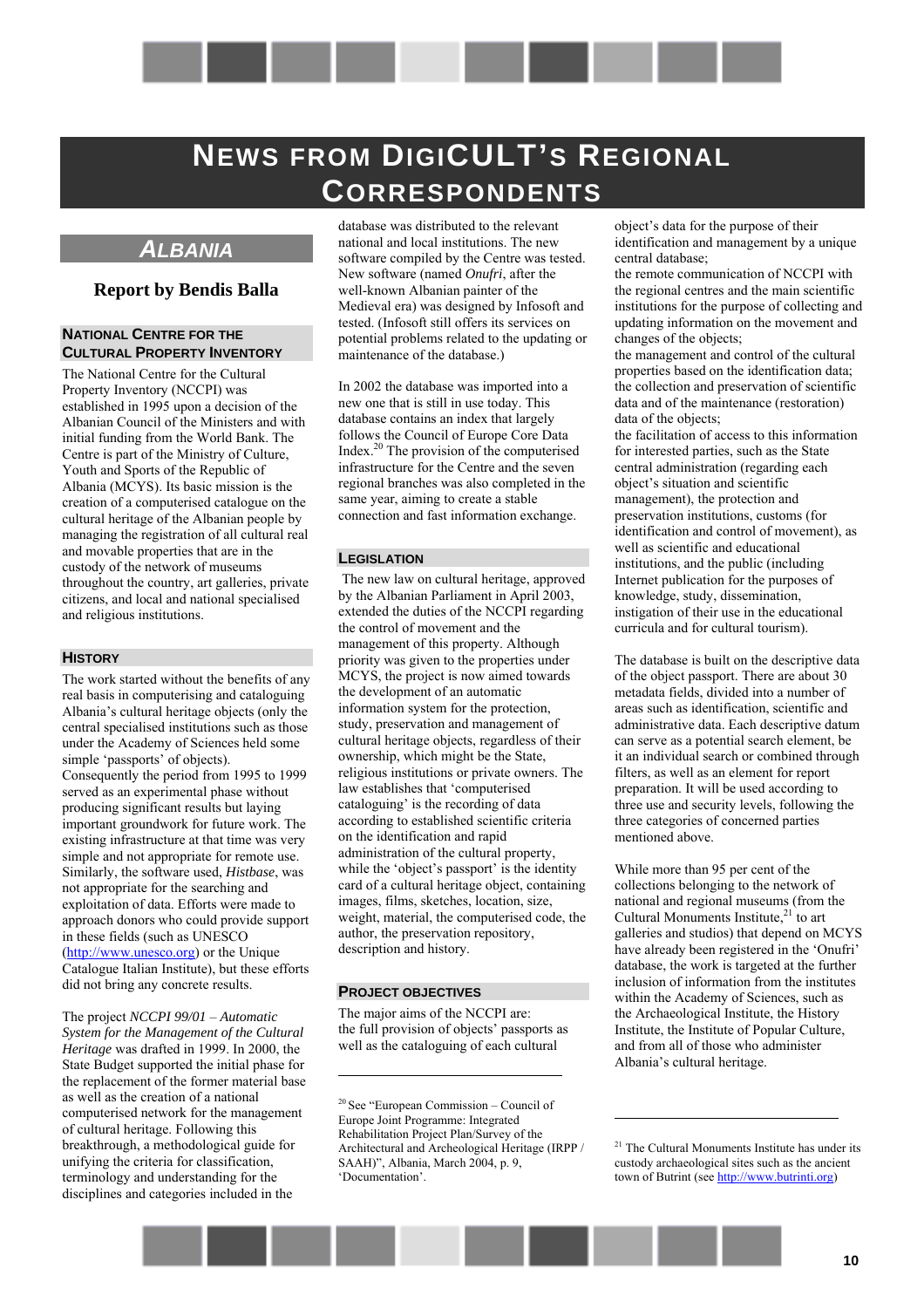# NEWS FROM DIGICULT'S REGIONAL CORRESPONDENTS

## ALBANIA

### Report by Bendis Balla

#### NATIONAL CENTRE FOR THE CULTURAL PROPERTY INVENTORY

The National Centre for the Cultural Property Inventory (NCCPI) was established in 1995 upon a decision of the Albanian Council of the Ministers and with initial funding from the World Bank. The Centre is part of the Ministry of Culture, Youth and Sports of the Republic of Albania (MCYS). Its basic mission is the creation of a computerised catalogue on the cultural heritage of the Albanian people by managing the registration of all cultural real and movable properties that are in the custody of the network of museums throughout the country, art galleries, private citizens, and local and national specialised and religious institutions.

#### HISTORY

The work started without the benefits of any real basis in computerising and cataloguing Albania's cultural heritage objects (only the central specialised institutions such as those under the Academy of Sciences held some simple 'passports' of objects). Consequently the period from 1995 to 1999 served as an experimental phase without producing significant results but laying important groundwork for future work. The existing infrastructure at that time was very simple and not appropriate for remote use. Similarly, the software used, *Histbase*, was not appropriate for the searching and exploitation of data. Efforts were made to approach donors who could provide support in these fields (such as UNESCO (http://www.unesco.org) or the Unique Catalogue Italian Institute), but these efforts did not bring any concrete results.

The project *NCCPI 99/01 – Automatic System for the Management of the Cultural Heritage* was drafted in 1999. In 2000, the State Budget supported the initial phase for the replacement of the former material base as well as the creation of a national computerised network for the management of cultural heritage. Following this breakthrough, a methodological guide for unifying the criteria for classification, terminology and understanding for the disciplines and categories included in the database was distributed to the relevant national and local institutions. The new software compiled by the Centre was tested. New software (named *Onufri*, after the well-known Albanian painter of the Medieval era) was designed by Infosoft and tested. (Infosoft still offers its services on potential problems related to the updating or maintenance of the database.)

In 2002 the database was imported into a new one that is still in use today. This database contains an index that largely follows the Council of Europe Core Data Index.[20] The provision of the computerised infrastructure for the Centre and the seven regional branches was also completed in the same year, aiming to create a stable connection and fast information exchange.

#### LEGISLATION

The new law on cultural heritage, approved by the Albanian Parliament in April 2003, extended the duties of the NCCPI regarding the control of movement and the management of this property. Although priority was given to the properties under MCYS, the project is now aimed towards the development of an automatic information system for the protection, study, preservation and management of cultural heritage objects, regardless of their ownership, which might be the State, religious institutions or private owners. The law establishes that 'computerised cataloguing' is the recording of data according to established scientific criteria on the identification and rapid administration of the cultural property, while the 'object's passport' is the identity card of a cultural heritage object, containing images, films, sketches, location, size, weight, material, the computerised code, the author, the preservation repository, description and history.

#### PROJECT OBJECTIVES

The major aims of the NCCPI are:

- the full provision of objects' passports as well as the cataloguing of each cultural object's data for the purpose of their identification and management by a unique central database;
- the remote communication of NCCPI with the regional centres and the main scientific institutions for the purpose of collecting and updating information on the movement and changes of the objects;
- the management and control of the cultural properties based on the identification data;
- the collection and preservation of scientific data and of the maintenance (restoration) data of the objects;
- the facilitation of access to this information for interested parties, such as the State central administration (regarding each object's situation and scientific management), the protection and preservation institutions, customs (for identification and control of movement), as well as scientific and educational institutions, and the public (including Internet publication for the purposes of knowledge, study, dissemination, instigation of their use in the educational curricula and for cultural tourism).

The database is built on the descriptive data of the object passport. There are about 30 metadata fields, divided into a number of areas such as identification, scientific and administrative data. Each descriptive datum can serve as a potential search element, be it an individual search or combined through filters, as well as an element for report preparation. It will be used according to three use and security levels, following the three categories of concerned parties mentioned above.

While more than 95 per cent of the collections belonging to the network of national and regional museums (from the Cultural Monuments Institute,[21] to art galleries and studios) that depend on MCYS have already been registered in the 'Onufri' database, the work is targeted at the further inclusion of information from the institutes within the Academy of Sciences, such as the Archaeological Institute, the History Institute, the Institute of Popular Culture, and from all of those who administer Albania's cultural heritage.

---

[20] See "European Commission – Council of Europe Joint Programme: Integrated Rehabilitation Project Plan/Survey of the Architectural and Archeological Heritage (IRPP / SAAH)", Albania, March 2004, p. 9, 'Documentation'.

[21] The Cultural Monuments Institute has under its custody archaeological sites such as the ancient town of Butrint (see http://www.butrinti.org)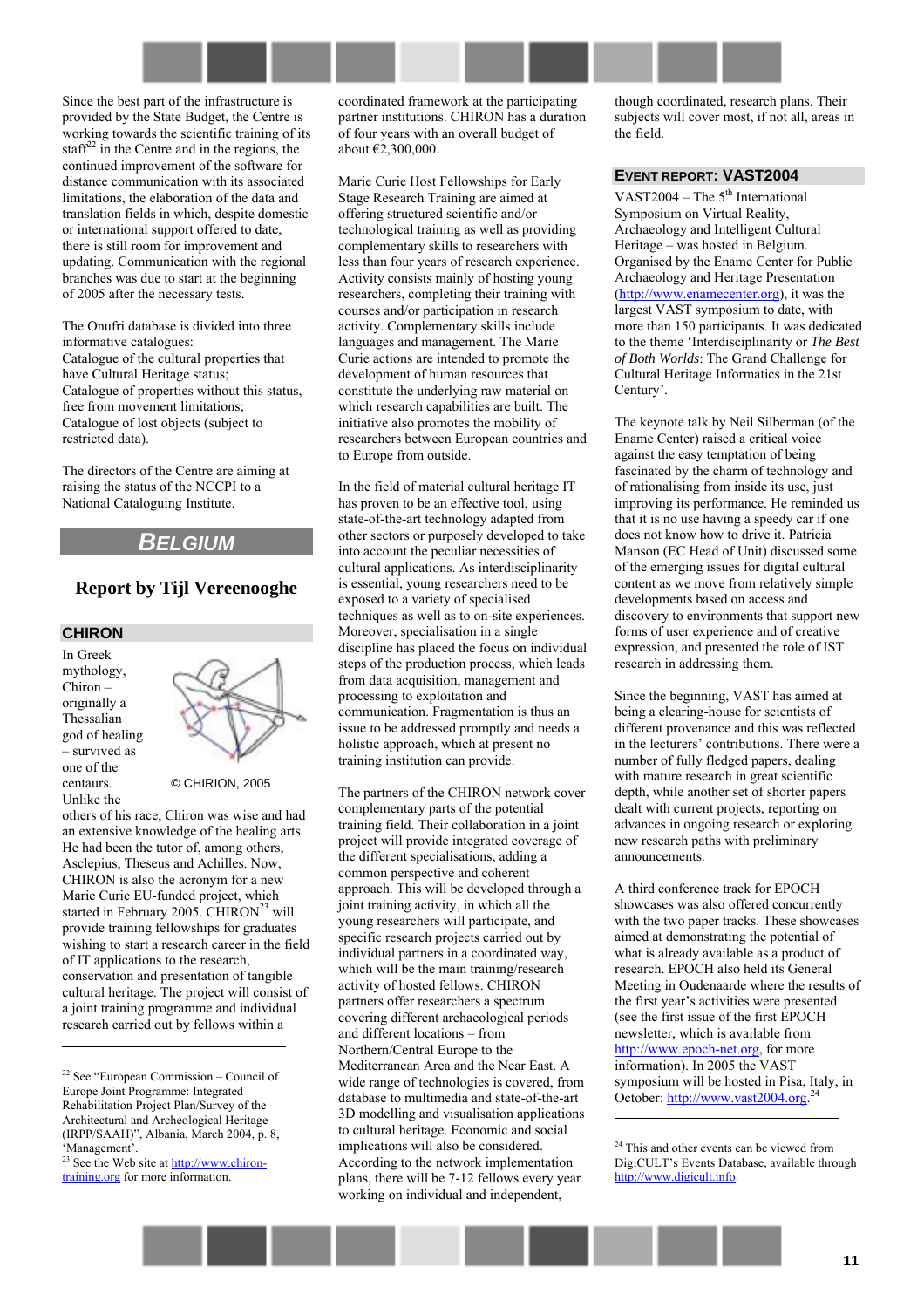Since the best part of the infrastructure is provided by the State Budget, the Centre is working towards the scientific training of its staff[22] in the Centre and in the regions, the continued improvement of the software for distance communication with its associated limitations, the elaboration of the data and translation fields in which, despite domestic or international support offered to date, there is still room for improvement and updating. Communication with the regional branches was due to start at the beginning of 2005 after the necessary tests.

The Onufri database is divided into three informative catalogues:
Catalogue of the cultural properties that have Cultural Heritage status;
Catalogue of properties without this status, free from movement limitations;
Catalogue of lost objects (subject to restricted data).

The directors of the Centre are aiming at raising the status of the NCCPI to a National Cataloguing Institute.

## BELGIUM

### Report by Tijl Vereenooghe

#### CHIRON

© CHIRION, 2005

In Greek mythology, Chiron – originally a Thessalian god of healing – survived as one of the centaurs. Unlike the others of his race, Chiron was wise and had an extensive knowledge of the healing arts. He had been the tutor of, among others, Asclepius, Theseus and Achilles. Now, CHIRON is also the acronym for a new Marie Curie EU-funded project, which started in February 2005. CHIRON[23] will provide training fellowships for graduates wishing to start a research career in the field of IT applications to the research, conservation and presentation of tangible cultural heritage. The project will consist of a joint training programme and individual research carried out by fellows within a coordinated framework at the participating partner institutions. CHIRON has a duration of four years with an overall budget of about €2,300,000.

Marie Curie Host Fellowships for Early Stage Research Training are aimed at offering structured scientific and/or technological training as well as providing complementary skills to researchers with less than four years of research experience. Activity consists mainly of hosting young researchers, completing their training with courses and/or participation in research activity. Complementary skills include languages and management. The Marie Curie actions are intended to promote the development of human resources that constitute the underlying raw material on which research capabilities are built. The initiative also promotes the mobility of researchers between European countries and to Europe from outside.

In the field of material cultural heritage IT has proven to be an effective tool, using state-of-the-art technology adapted from other sectors or purposely developed to take into account the peculiar necessities of cultural applications. As interdisciplinarity is essential, young researchers need to be exposed to a variety of specialised techniques as well as to on-site experiences. Moreover, specialisation in a single discipline has placed the focus on individual steps of the production process, which leads from data acquisition, management and processing to exploitation and communication. Fragmentation is thus an issue to be addressed promptly and needs a holistic approach, which at present no training institution can provide.

The partners of the CHIRON network cover complementary parts of the potential training field. Their collaboration in a joint project will provide integrated coverage of the different specialisations, adding a common perspective and coherent approach. This will be developed through a joint training activity, in which all the young researchers will participate, and specific research projects carried out by individual partners in a coordinated way, which will be the main training/research activity of hosted fellows. CHIRON partners offer researchers a spectrum covering different archaeological periods and different locations – from Northern/Central Europe to the Mediterranean Area and the Near East. A wide range of technologies is covered, from database to multimedia and state-of-the-art 3D modelling and visualisation applications to cultural heritage. Economic and social implications will also be considered. According to the network implementation plans, there will be 7-12 fellows every year working on individual and independent, though coordinated, research plans. Their subjects will cover most, if not all, areas in the field.

#### EVENT REPORT: VAST2004

VAST2004 – The 5th International Symposium on Virtual Reality, Archaeology and Intelligent Cultural Heritage – was hosted in Belgium. Organised by the Ename Center for Public Archaeology and Heritage Presentation (http://www.enamecenter.org), it was the largest VAST symposium to date, with more than 150 participants. It was dedicated to the theme 'Interdisciplinarity or *The Best of Both Worlds*: The Grand Challenge for Cultural Heritage Informatics in the 21st Century'.

The keynote talk by Neil Silberman (of the Ename Center) raised a critical voice against the easy temptation of being fascinated by the charm of technology and of rationalising from inside its use, just improving its performance. He reminded us that it is no use having a speedy car if one does not know how to drive it. Patricia Manson (EC Head of Unit) discussed some of the emerging issues for digital cultural content as we move from relatively simple developments based on access and discovery to environments that support new forms of user experience and of creative expression, and presented the role of IST research in addressing them.

Since the beginning, VAST has aimed at being a clearing-house for scientists of different provenance and this was reflected in the lecturers' contributions. There were a number of fully fledged papers, dealing with mature research in great scientific depth, while another set of shorter papers dealt with current projects, reporting on advances in ongoing research or exploring new research paths with preliminary announcements.

A third conference track for EPOCH showcases was also offered concurrently with the two paper tracks. These showcases aimed at demonstrating the potential of what is already available as a product of research. EPOCH also held its General Meeting in Oudenaarde where the results of the first year's activities were presented (see the first issue of the first EPOCH newsletter, which is available from http://www.epoch-net.org, for more information). In 2005 the VAST symposium will be hosted in Pisa, Italy, in October: http://www.vast2004.org.[24]

---

[22] See "European Commission – Council of Europe Joint Programme: Integrated Rehabilitation Project Plan/Survey of the Architectural and Archeological Heritage (IRPP/SAAH)", Albania, March 2004, p. 8, 'Management'.

[23] See the Web site at http://www.chiron-training.org for more information.

[24] This and other events can be viewed from DigiCULT's Events Database, available through http://www.digicult.info.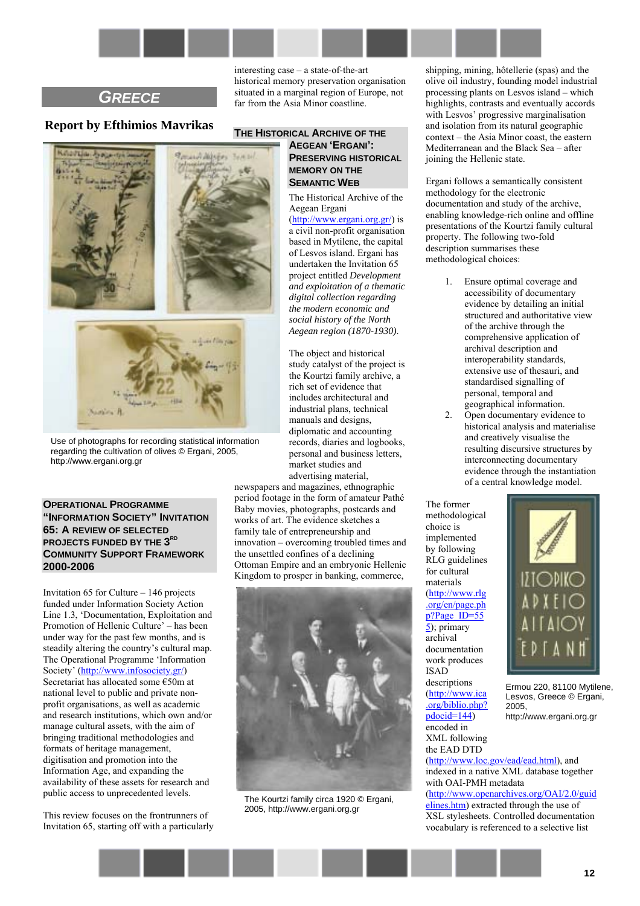## GREECE

**Report by Efthimios Mavrikas**

Use of photographs for recording statistical information regarding the cultivation of olives © Ergani, 2005, http://www.ergani.org.gr

### OPERATIONAL PROGRAMME "INFORMATION SOCIETY" INVITATION 65: A REVIEW OF SELECTED PROJECTS FUNDED BY THE 3RD COMMUNITY SUPPORT FRAMEWORK 2000-2006

Invitation 65 for Culture – 146 projects funded under Information Society Action Line 1.3, 'Documentation, Exploitation and Promotion of Hellenic Culture' – has been under way for the past few months, and is steadily altering the country's cultural map. The Operational Programme 'Information Society' (http://www.infosociety.gr/) Secretariat has allocated some €50m at national level to public and private non-profit organisations, as well as academic and research institutions, which own and/or manage cultural assets, with the aim of bringing traditional methodologies and formats of heritage management, digitisation and promotion into the Information Age, and expanding the availability of these assets for research and public access to unprecedented levels.

This review focuses on the frontrunners of Invitation 65, starting off with a particularly interesting case – a state-of-the-art historical memory preservation organisation situated in a marginal region of Europe, not far from the Asia Minor coastline.

### THE HISTORICAL ARCHIVE OF THE AEGEAN 'ERGANI': PRESERVING HISTORICAL MEMORY ON THE SEMANTIC WEB

The Historical Archive of the Aegean Ergani (http://www.ergani.org.gr/) is a civil non-profit organisation based in Mytilene, the capital of Lesvos island. Ergani has undertaken the Invitation 65 project entitled *Development and exploitation of a thematic digital collection regarding the modern economic and social history of the North Aegean region (1870-1930)*.

The object and historical study catalyst of the project is the Kourtzi family archive, a rich set of evidence that includes architectural and industrial plans, technical manuals and designs, diplomatic and accounting records, diaries and logbooks, personal and business letters, market studies and advertising material, newspapers and magazines, ethnographic period footage in the form of amateur Pathé Baby movies, photographs, postcards and works of art. The evidence sketches a family tale of entrepreneurship and innovation – overcoming troubled times and the unsettled confines of a declining Ottoman Empire and an embryonic Hellenic Kingdom to prosper in banking, commerce, shipping, mining, hôtellerie (spas) and the olive oil industry, founding model industrial processing plants on Lesvos island – which highlights, contrasts and eventually accords with Lesvos' progressive marginalisation and isolation from its natural geographic context – the Asia Minor coast, the eastern Mediterranean and the Black Sea – after joining the Hellenic state.

The Kourtzi family circa 1920 © Ergani, 2005, http://www.ergani.org.gr

Ergani follows a semantically consistent methodology for the electronic documentation and study of the archive, enabling knowledge-rich online and offline presentations of the Kourtzi family cultural property. The following two-fold description summarises these methodological choices:

1. Ensure optimal coverage and accessibility of documentary evidence by detailing an initial structured and authoritative view of the archive through the comprehensive application of archival description and interoperability standards, extensive use of thesauri, and standardised signalling of personal, temporal and geographical information.
2. Open documentary evidence to historical analysis and materialise and creatively visualise the resulting discursive structures by interconnecting documentary evidence through the instantiation of a central knowledge model.

The former methodological choice is implemented by following RLG guidelines for cultural materials (http://www.rlg.org/en/page.php?Page_ID=555); primary archival documentation work produces ISAD descriptions (http://www.ica.org/biblio.php?pdocid=144) encoded in XML following the EAD DTD (http://www.loc.gov/ead/ead.html), and indexed in a native XML database together with OAI-PMH metadata (http://www.openarchives.org/OAI/2.0/guidelines.htm) extracted through the use of XSL stylesheets. Controlled documentation vocabulary is referenced to a selective list

Ermou 220, 81100 Mytilene, Lesvos, Greece © Ergani, 2005, http://www.ergani.org.gr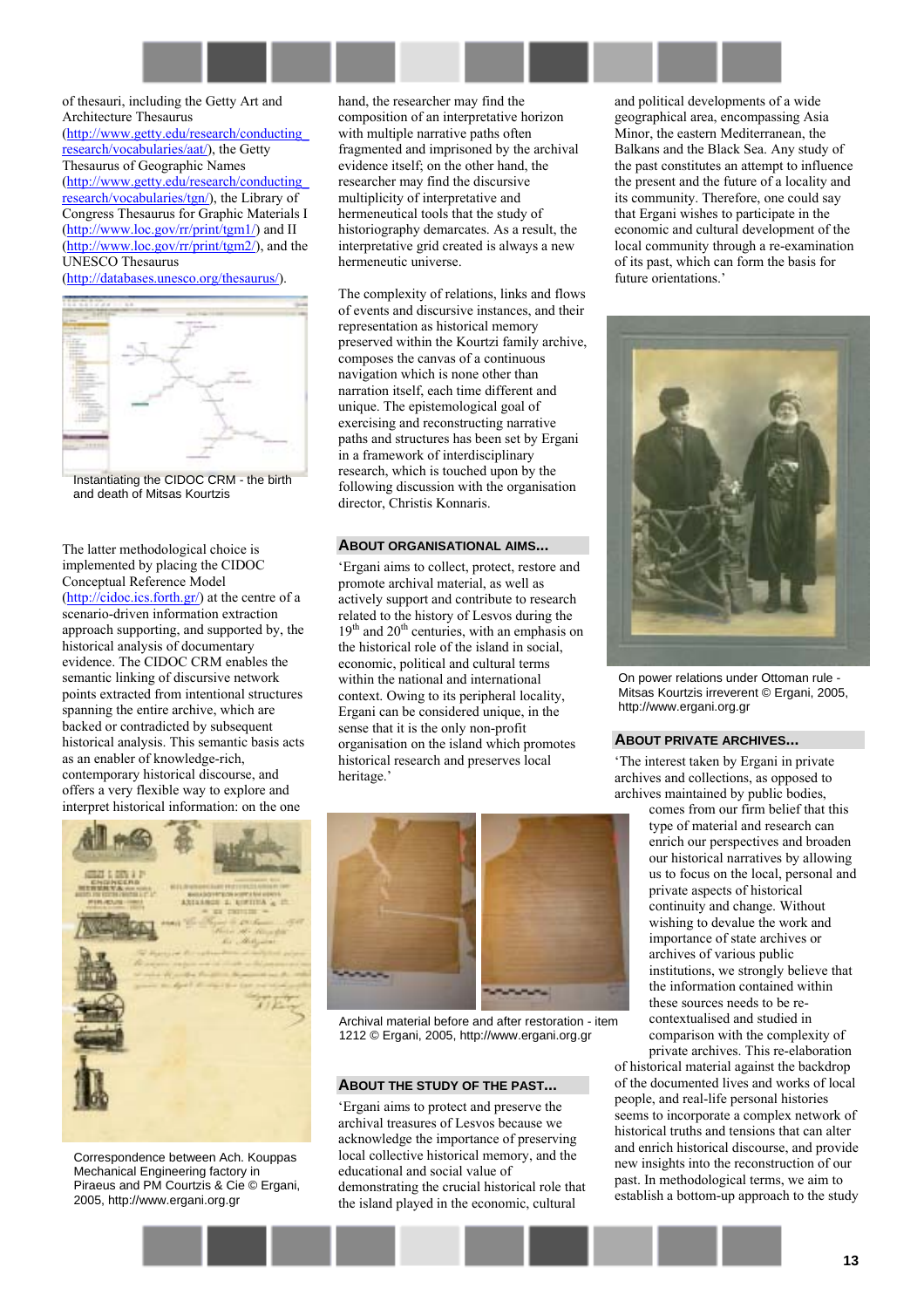of thesauri, including the Getty Art and Architecture Thesaurus (http://www.getty.edu/research/conducting_research/vocabularies/aat/), the Getty Thesaurus of Geographic Names (http://www.getty.edu/research/conducting_research/vocabularies/tgn/), the Library of Congress Thesaurus for Graphic Materials I (http://www.loc.gov/rr/print/tgm1/) and II (http://www.loc.gov/rr/print/tgm2/), and the UNESCO Thesaurus (http://databases.unesco.org/thesaurus/).

Instantiating the CIDOC CRM - the birth and death of Mitsas Kourtzis

The latter methodological choice is implemented by placing the CIDOC Conceptual Reference Model (http://cidoc.ics.forth.gr/) at the centre of a scenario-driven information extraction approach supporting, and supported by, the historical analysis of documentary evidence. The CIDOC CRM enables the semantic linking of discursive network points extracted from intentional structures spanning the entire archive, which are backed or contradicted by subsequent historical analysis. This semantic basis acts as an enabler of knowledge-rich, contemporary historical discourse, and offers a very flexible way to explore and interpret historical information: on the one hand, the researcher may find the composition of an interpretative horizon with multiple narrative paths often fragmented and imprisoned by the archival evidence itself; on the other hand, the researcher may find the discursive multiplicity of interpretative and hermeneutical tools that the study of historiography demarcates. As a result, the interpretative grid created is always a new hermeneutic universe.

Correspondence between Ach. Kouppas Mechanical Engineering factory in Piraeus and PM Courtzis & Cie © Ergani, 2005, http://www.ergani.org.gr

The complexity of relations, links and flows of events and discursive instances, and their representation as historical memory preserved within the Kourtzi family archive, composes the canvas of a continuous navigation which is none other than narration itself, each time different and unique. The epistemological goal of exercising and reconstructing narrative paths and structures has been set by Ergani in a framework of interdisciplinary research, which is touched upon by the following discussion with the organisation director, Christis Konnaris.

## About organisational aims...

'Ergani aims to collect, protect, restore and promote archival material, as well as actively support and contribute to research related to the history of Lesvos during the 19th and 20th centuries, with an emphasis on the historical role of the island in social, economic, political and cultural terms within the national and international context. Owing to its peripheral locality, Ergani can be considered unique, in the sense that it is the only non-profit organisation on the island which promotes historical research and preserves local heritage.'

Archival material before and after restoration - item 1212 © Ergani, 2005, http://www.ergani.org.gr

## About the study of the past...

'Ergani aims to protect and preserve the archival treasures of Lesvos because we acknowledge the importance of preserving local collective historical memory, and the educational and social value of demonstrating the crucial historical role that the island played in the economic, cultural and political developments of a wide geographical area, encompassing Asia Minor, the eastern Mediterranean, the Balkans and the Black Sea. Any study of the past constitutes an attempt to influence the present and the future of a locality and its community. Therefore, one could say that Ergani wishes to participate in the economic and cultural development of the local community through a re-examination of its past, which can form the basis for future orientations.'

On power relations under Ottoman rule - Mitsas Kourtzis irreverent © Ergani, 2005, http://www.ergani.org.gr

## About private archives...

'The interest taken by Ergani in private archives and collections, as opposed to archives maintained by public bodies, comes from our firm belief that this type of material and research can enrich our perspectives and broaden our historical narratives by allowing us to focus on the local, personal and private aspects of historical continuity and change. Without wishing to devalue the work and importance of state archives or archives of various public institutions, we strongly believe that the information contained within these sources needs to be re-contextualised and studied in comparison with the complexity of private archives. This re-elaboration of historical material against the backdrop of the documented lives and works of local people, and real-life personal histories seems to incorporate a complex network of historical truths and tensions that can alter and enrich historical discourse, and provide new insights into the reconstruction of our past. In methodological terms, we aim to establish a bottom-up approach to the study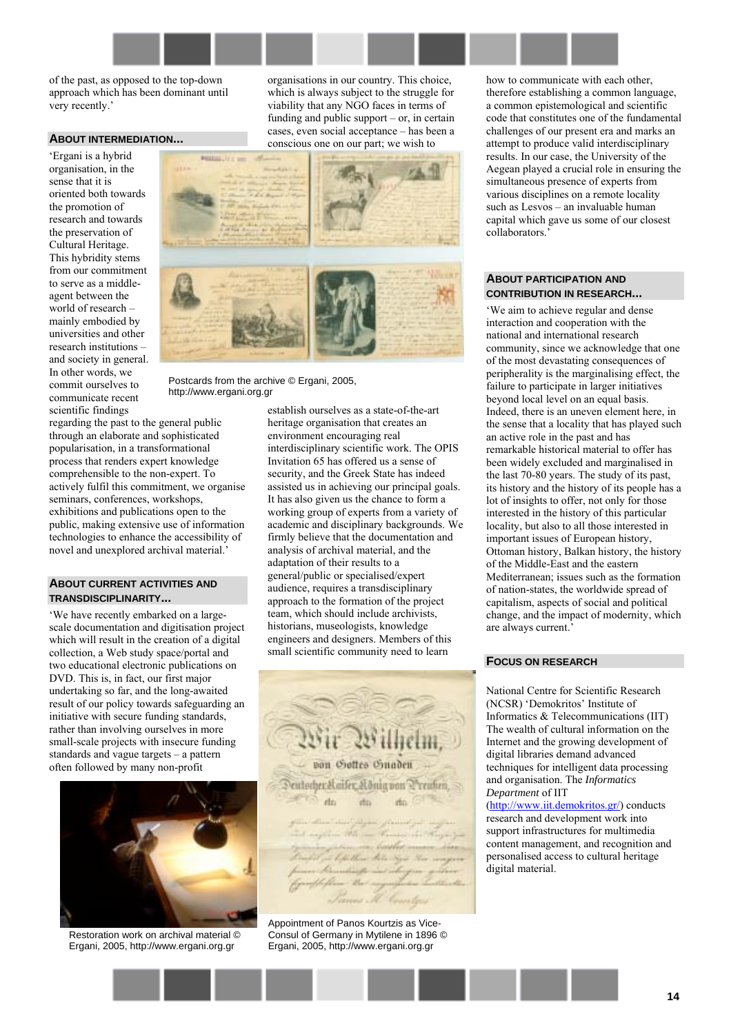of the past, as opposed to the top-down approach which has been dominant until very recently.'

## About intermediation…

'Ergani is a hybrid organisation, in the sense that it is oriented both towards the promotion of research and towards the preservation of Cultural Heritage. This hybridity stems from our commitment to serve as a middle-agent between the world of research – mainly embodied by universities and other research institutions – and society in general. In other words, we commit ourselves to communicate recent scientific findings regarding the past to the general public through an elaborate and sophisticated popularisation, in a transformational process that renders expert knowledge comprehensible to the non-expert. To actively fulfil this commitment, we organise seminars, conferences, workshops, exhibitions and publications open to the public, making extensive use of information technologies to enhance the accessibility of novel and unexplored archival material.'

## About current activities and transdisciplinarity…

'We have recently embarked on a large-scale documentation and digitisation project which will result in the creation of a digital collection, a Web study space/portal and two educational electronic publications on DVD. This is, in fact, our first major undertaking so far, and the long-awaited result of our policy towards safeguarding an initiative with secure funding standards, rather than involving ourselves in more small-scale projects with insecure funding standards and vague targets – a pattern often followed by many non-profit organisations in our country. This choice, which is always subject to the struggle for viability that any NGO faces in terms of funding and public support – or, in certain cases, even social acceptance – has been a conscious one on our part; we wish to establish ourselves as a state-of-the-art heritage organisation that creates an environment encouraging real interdisciplinary scientific work. The OPIS Invitation 65 has offered us a sense of security, and the Greek State has indeed assisted us in achieving our principal goals. It has also given us the chance to form a working group of experts from a variety of academic and disciplinary backgrounds. We firmly believe that the documentation and analysis of archival material, and the adaptation of their results to a general/public or specialised/expert audience, requires a transdisciplinary approach to the formation of the project team, which should include archivists, historians, museologists, knowledge engineers and designers. Members of this small scientific community need to learn how to communicate with each other, therefore establishing a common language, a common epistemological and scientific code that constitutes one of the fundamental challenges of our present era and marks an attempt to produce valid interdisciplinary results. In our case, the University of the Aegean played a crucial role in ensuring the simultaneous presence of experts from various disciplines on such a remote locality such as Lesvos – an invaluable human capital which gave us some of our closest collaborators.'

Postcards from the archive © Ergani, 2005, http://www.ergani.org.gr

Restoration work on archival material © Ergani, 2005, http://www.ergani.org.gr

Appointment of Panos Kourtzis as Vice-Consul of Germany in Mytilene in 1896 © Ergani, 2005, http://www.ergani.org.gr

## About participation and contribution in research…

'We aim to achieve regular and dense interaction and cooperation with the national and international research community, since we acknowledge that one of the most devastating consequences of peripherality is the marginalising effect, the failure to participate in larger initiatives beyond local level on an equal basis. Indeed, there is an uneven element here, in the sense that a locality that has played such an active role in the past and has remarkable historical material to offer has been widely excluded and marginalised in the last 70-80 years. The study of its past, its history and the history of its people has a lot of insights to offer, not only for those interested in the history of this particular locality, but also to all those interested in important issues of European history, Ottoman history, Balkan history, the history of the Middle-East and the eastern Mediterranean; issues such as the formation of nation-states, the worldwide spread of capitalism, aspects of social and political change, and the impact of modernity, which are always current.'

## Focus on research

National Centre for Scientific Research (NCSR) 'Demokritos' Institute of Informatics & Telecommunications (IIT) The wealth of cultural information on the Internet and the growing development of digital libraries demand advanced techniques for intelligent data processing and organisation. The *Informatics Department* of IIT (http://www.iit.demokritos.gr/) conducts research and development work into support infrastructures for multimedia content management, and recognition and personalised access to cultural heritage digital material.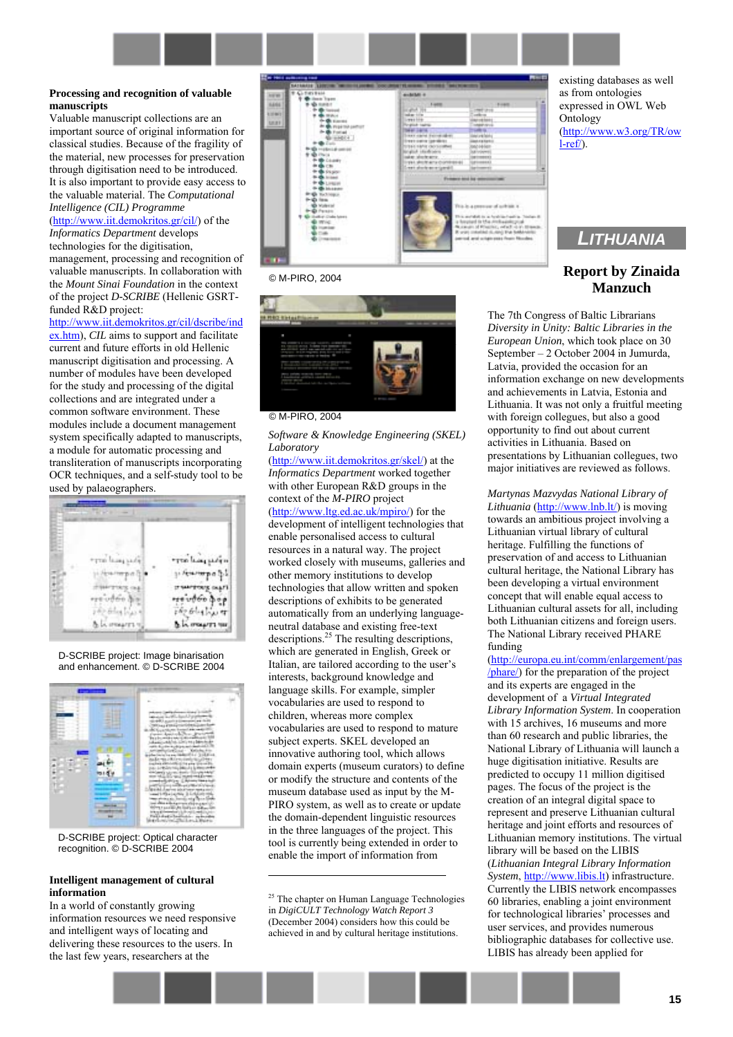**Processing and recognition of valuable manuscripts**

Valuable manuscript collections are an important source of original information for classical studies. Because of the fragility of the material, new processes for preservation through digitisation need to be introduced. It is also important to provide easy access to the valuable material. The *Computational Intelligence (CIL) Programme* (http://www.iit.demokritos.gr/cil/) of the *Informatics Department* develops technologies for the digitisation, management, processing and recognition of valuable manuscripts. In collaboration with the *Mount Sinai Foundation* in the context of the project *D-SCRIBE* (Hellenic GSRT-funded R&D project: http://www.iit.demokritos.gr/cil/dscribe/index.htm), *CIL* aims to support and facilitate current and future efforts in old Hellenic manuscript digitisation and processing. A number of modules have been developed for the study and processing of the digital collections and are integrated under a common software environment. These modules include a document management system specifically adapted to manuscripts, a module for automatic processing and transliteration of manuscripts incorporating OCR techniques, and a self-study tool to be used by palaeographers.

D-SCRIBE project: Image binarisation and enhancement. © D-SCRIBE 2004

D-SCRIBE project: Optical character recognition. © D-SCRIBE 2004

**Intelligent management of cultural information**

In a world of constantly growing information resources we need responsive and intelligent ways of locating and delivering these resources to the users. In the last few years, researchers at the

© M-PIRO, 2004

© M-PIRO, 2004

*Software & Knowledge Engineering (SKEL) Laboratory* (http://www.iit.demokritos.gr/skel/) at the *Informatics Department* worked together with other European R&D groups in the context of the *M-PIRO* project (http://www.ltg.ed.ac.uk/mpiro/) for the development of intelligent technologies that enable personalised access to cultural resources in a natural way. The project worked closely with museums, galleries and other memory institutions to develop technologies that allow written and spoken descriptions of exhibits to be generated automatically from an underlying language-neutral database and existing free-text descriptions.[25] The resulting descriptions, which are generated in English, Greek or Italian, are tailored according to the user's interests, background knowledge and language skills. For example, simpler vocabularies are used to respond to children, whereas more complex vocabularies are used to respond to mature subject experts. SKEL developed an innovative authoring tool, which allows domain experts (museum curators) to define or modify the structure and contents of the museum database used as input by the M-PIRO system, as well as to create or update the domain-dependent linguistic resources in the three languages of the project. This tool is currently being extended in order to enable the import of information from existing databases as well as from ontologies expressed in OWL Web Ontology (http://www.w3.org/TR/owl-ref/).

[25] The chapter on Human Language Technologies in *DigiCULT Technology Watch Report 3* (December 2004) considers how this could be achieved in and by cultural heritage institutions.

## LITHUANIA

### Report by Zinaida Manzuch

The 7th Congress of Baltic Librarians *Diversity in Unity: Baltic Libraries in the European Union*, which took place on 30 September – 2 October 2004 in Jumurda, Latvia, provided the occasion for an information exchange on new developments and achievements in Latvia, Estonia and Lithuania. It was not only a fruitful meeting with foreign collegues, but also a good opportunity to find out about current activities in Lithuania. Based on presentations by Lithuanian collegues, two major initiatives are reviewed as follows.

*Martynas Mazvydas National Library of Lithuania* (http://www.lnb.lt/) is moving towards an ambitious project involving a Lithuanian virtual library of cultural heritage. Fulfilling the functions of preservation of and access to Lithuanian cultural heritage, the National Library has been developing a virtual environment concept that will enable equal access to Lithuanian cultural assets for all, including both Lithuanian citizens and foreign users. The National Library received PHARE funding (http://europa.eu.int/comm/enlargement/pas/phare/) for the preparation of the project and its experts are engaged in the development of a *Virtual Integrated Library Information System*. In cooperation with 15 archives, 16 museums and more than 60 research and public libraries, the National Library of Lithuania will launch a huge digitisation initiative. Results are predicted to occupy 11 million digitised pages. The focus of the project is the creation of an integral digital space to represent and preserve Lithuanian cultural heritage and joint efforts and resources of Lithuanian memory institutions. The virtual library will be based on the LIBIS (*Lithuanian Integral Library Information System*, http://www.libis.lt) infrastructure. Currently the LIBIS network encompasses 60 libraries, enabling a joint environment for technological libraries' processes and user services, and provides numerous bibliographic databases for collective use. LIBIS has already been applied for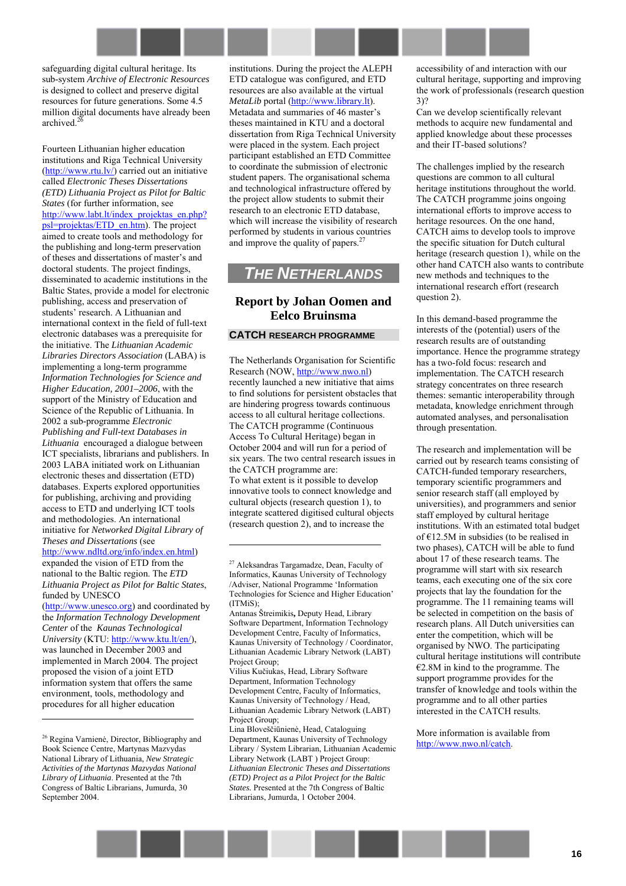safeguarding digital cultural heritage. Its sub-system *Archive of Electronic Resources* is designed to collect and preserve digital resources for future generations. Some 4.5 million digital documents have already been archived.[26]

Fourteen Lithuanian higher education institutions and Riga Technical University (http://www.rtu.lv/) carried out an initiative called *Electronic Theses Dissertations (ETD) Lithuania Project as Pilot for Baltic States* (for further information, see http://www.labt.lt/index_projektas_en.php?psl=projektas/ETD_en.htm). The project aimed to create tools and methodology for the publishing and long-term preservation of theses and dissertations of master's and doctoral students. The project findings, disseminated to academic institutions in the Baltic States, provide a model for electronic publishing, access and preservation of students' research. A Lithuanian and international context in the field of full-text electronic databases was a prerequisite for the initiative. The *Lithuanian Academic Libraries Directors Association* (LABA) is implementing a long-term programme *Information Technologies for Science and Higher Education, 2001–2006*, with the support of the Ministry of Education and Science of the Republic of Lithuania. In 2002 a sub-programme *Electronic Publishing and Full-text Databases in Lithuania* encouraged a dialogue between ICT specialists, librarians and publishers. In 2003 LABA initiated work on Lithuanian electronic theses and dissertation (ETD) databases. Experts explored opportunities for publishing, archiving and providing access to ETD and underlying ICT tools and methodologies. An international initiative for *Networked Digital Library of Theses and Dissertations* (see http://www.ndltd.org/info/index.en.html) expanded the vision of ETD from the national to the Baltic region. The *ETD Lithuania Project as Pilot for Baltic States*, funded by UNESCO (http://www.unesco.org) and coordinated by the *Information Technology Development Center* of the *Kaunas Technological University* (KTU: http://www.ktu.lt/en/), was launched in December 2003 and implemented in March 2004. The project proposed the vision of a joint ETD information system that offers the same environment, tools, methodology and procedures for all higher education institutions. During the project the ALEPH ETD catalogue was configured, and ETD resources are also available at the virtual *MetaLib* portal (http://www.library.lt). Metadata and summaries of 46 master's theses maintained in KTU and a doctoral dissertation from Riga Technical University were placed in the system. Each project participant established an ETD Committee to coordinate the submission of electronic student papers. The organisational schema and technological infrastructure offered by the project allow students to submit their research to an electronic ETD database, which will increase the visibility of research performed by students in various countries and improve the quality of papers.[27]

## THE NETHERLANDS

### Report by Johan Oomen and Eelco Bruinsma

#### CATCH RESEARCH PROGRAMME

The Netherlands Organisation for Scientific Research (NOW, http://www.nwo.nl) recently launched a new initiative that aims to find solutions for persistent obstacles that are hindering progress towards continuous access to all cultural heritage collections. The CATCH programme (Continuous Access To Cultural Heritage) began in October 2004 and will run for a period of six years. The two central research issues in the CATCH programme are:
To what extent is it possible to develop innovative tools to connect knowledge and cultural objects (research question 1), to integrate scattered digitised cultural objects (research question 2), and to increase the accessibility of and interaction with our cultural heritage, supporting and improving the work of professionals (research question 3)?
Can we develop scientifically relevant methods to acquire new fundamental and applied knowledge about these processes and their IT-based solutions?

The challenges implied by the research questions are common to all cultural heritage institutions throughout the world. The CATCH programme joins ongoing international efforts to improve access to heritage resources. On the one hand, CATCH aims to develop tools to improve the specific situation for Dutch cultural heritage (research question 1), while on the other hand CATCH also wants to contribute new methods and techniques to the international research effort (research question 2).

In this demand-based programme the interests of the (potential) users of the research results are of outstanding importance. Hence the programme strategy has a two-fold focus: research and implementation. The CATCH research strategy concentrates on three research themes: semantic interoperability through metadata, knowledge enrichment through automated analyses, and personalisation through presentation.

The research and implementation will be carried out by research teams consisting of CATCH-funded temporary researchers, temporary scientific programmers and senior research staff (all employed by universities), and programmers and senior staff employed by cultural heritage institutions. With an estimated total budget of €12.5M in subsidies (to be realised in two phases), CATCH will be able to fund about 17 of these research teams. The programme will start with six research teams, each executing one of the six core projects that lay the foundation for the programme. The 11 remaining teams will be selected in competition on the basis of research plans. All Dutch universities can enter the competition, which will be organised by NWO. The participating cultural heritage institutions will contribute €2.8M in kind to the programme. The support programme provides for the transfer of knowledge and tools within the programme and to all other parties interested in the CATCH results.

More information is available from http://www.nwo.nl/catch.

---

[26] Regina Varnienė, Director, Bibliography and Book Science Centre, Martynas Mazvydas National Library of Lithuania, *New Strategic Activities of the Martynas Mazvydas National Library of Lithuania*. Presented at the 7th Congress of Baltic Librarians, Jumurda, 30 September 2004.

[27] Aleksandras Targamadze, Dean, Faculty of Informatics, Kaunas University of Technology /Adviser, National Programme 'Information Technologies for Science and Higher Education' (ITMiS);
Antanas Štreimikis**,** Deputy Head, Library Software Department, Information Technology Development Centre, Faculty of Informatics, Kaunas University of Technology / Coordinator, Lithuanian Academic Library Network (LABT) Project Group;
Vilius Kučiukas, Head, Library Software Department, Information Technology Development Centre, Faculty of Informatics, Kaunas University of Technology / Head, Lithuanian Academic Library Network (LABT) Project Group;
Lina Bloveščiūnienė, Head, Cataloguing Department, Kaunas University of Technology Library / System Librarian, Lithuanian Academic Library Network (LABT ) Project Group:
*Lithuanian Electronic Theses and Dissertations (ETD) Project as a Pilot Project for the Baltic States.* Presented at the 7th Congress of Baltic Librarians, Jumurda, 1 October 2004.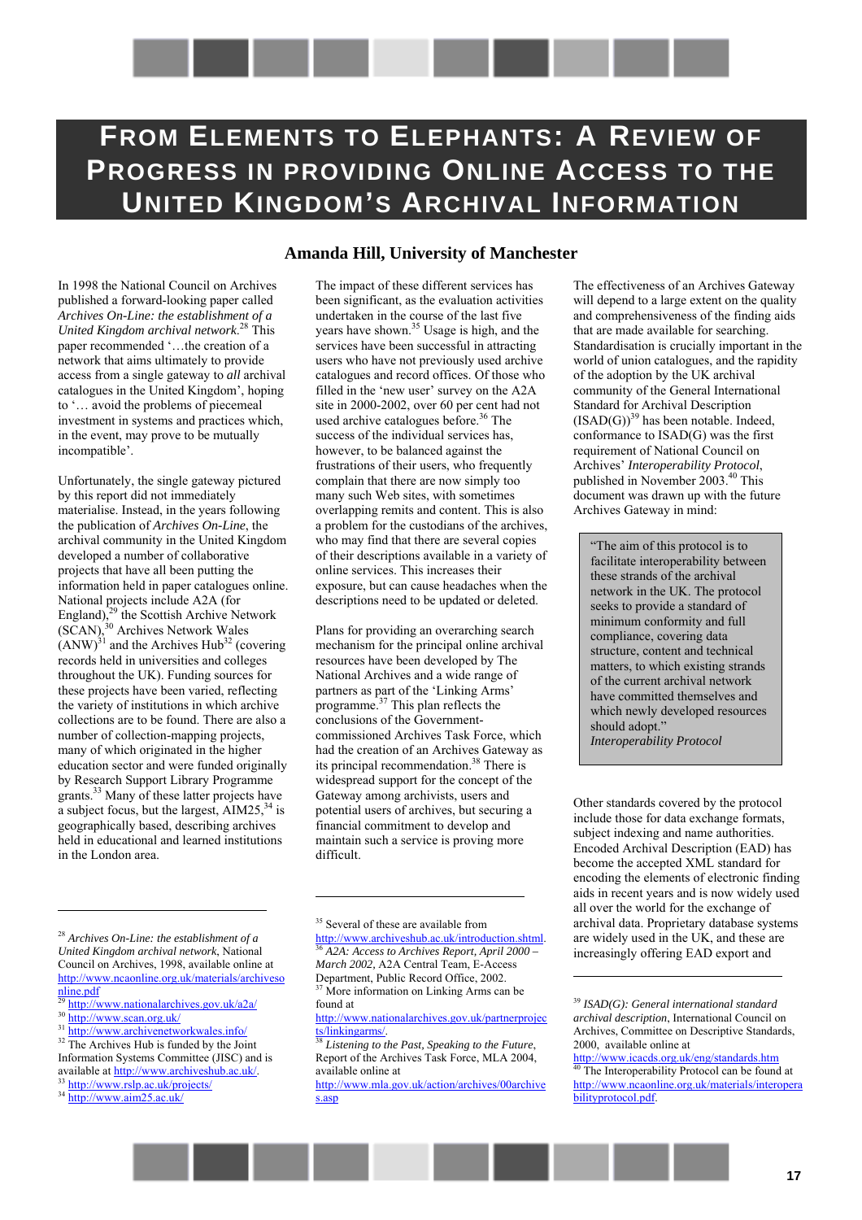# From Elements to Elephants: A Review of Progress in Providing Online Access to the United Kingdom's Archival Information

**Amanda Hill, University of Manchester**

In 1998 the National Council on Archives published a forward-looking paper called *Archives On-Line: the establishment of a United Kingdom archival network*.[28] This paper recommended '…the creation of a network that aims ultimately to provide access from a single gateway to *all* archival catalogues in the United Kingdom', hoping to '… avoid the problems of piecemeal investment in systems and practices which, in the event, may prove to be mutually incompatible'.

Unfortunately, the single gateway pictured by this report did not immediately materialise. Instead, in the years following the publication of *Archives On-Line*, the archival community in the United Kingdom developed a number of collaborative projects that have all been putting the information held in paper catalogues online. National projects include A2A (for England),[29] the Scottish Archive Network (SCAN),[30] Archives Network Wales (ANW)[31] and the Archives Hub[32] (covering records held in universities and colleges throughout the UK). Funding sources for these projects have been varied, reflecting the variety of institutions in which archive collections are to be found. There are also a number of collection-mapping projects, many of which originated in the higher education sector and were funded originally by Research Support Library Programme grants.[33] Many of these latter projects have a subject focus, but the largest, AIM25,[34] is geographically based, describing archives held in educational and learned institutions in the London area.

The impact of these different services has been significant, as the evaluation activities undertaken in the course of the last five years have shown.[35] Usage is high, and the services have been successful in attracting users who have not previously used archive catalogues and record offices. Of those who filled in the 'new user' survey on the A2A site in 2000-2002, over 60 per cent had not used archive catalogues before.[36] The success of the individual services has, however, to be balanced against the frustrations of their users, who frequently complain that there are now simply too many such Web sites, with sometimes overlapping remits and content. This is also a problem for the custodians of the archives, who may find that there are several copies of their descriptions available in a variety of online services. This increases their exposure, but can cause headaches when the descriptions need to be updated or deleted.

Plans for providing an overarching search mechanism for the principal online archival resources have been developed by The National Archives and a wide range of partners as part of the 'Linking Arms' programme.[37] This plan reflects the conclusions of the Government-commissioned Archives Task Force, which had the creation of an Archives Gateway as its principal recommendation.[38] There is widespread support for the concept of the Gateway among archivists, users and potential users of archives, but securing a financial commitment to develop and maintain such a service is proving more difficult.

The effectiveness of an Archives Gateway will depend to a large extent on the quality and comprehensiveness of the finding aids that are made available for searching. Standardisation is crucially important in the world of union catalogues, and the rapidity of the adoption by the UK archival community of the General International Standard for Archival Description (ISAD(G))[39] has been notable. Indeed, conformance to ISAD(G) was the first requirement of National Council on Archives' *Interoperability Protocol*, published in November 2003.[40] This document was drawn up with the future Archives Gateway in mind:

> "The aim of this protocol is to facilitate interoperability between these strands of the archival network in the UK. The protocol seeks to provide a standard of minimum conformity and full compliance, covering data structure, content and technical matters, to which existing strands of the current archival network have committed themselves and which newly developed resources should adopt."
> *Interoperability Protocol*

Other standards covered by the protocol include those for data exchange formats, subject indexing and name authorities. Encoded Archival Description (EAD) has become the accepted XML standard for encoding the elements of electronic finding aids in recent years and is now widely used all over the world for the exchange of archival data. Proprietary database systems are widely used in the UK, and these are increasingly offering EAD export and

---

[28] *Archives On-Line: the establishment of a United Kingdom archival network*, National Council on Archives, 1998, available online at http://www.ncaonline.org.uk/materials/archivesonline.pdf

[29] http://www.nationalarchives.gov.uk/a2a/

[30] http://www.scan.org.uk/

[31] http://www.archivenetworkwales.info/

[32] The Archives Hub is funded by the Joint Information Systems Committee (JISC) and is available at http://www.archiveshub.ac.uk/.

[33] http://www.rslp.ac.uk/projects/

[34] http://www.aim25.ac.uk/

[35] Several of these are available from http://www.archiveshub.ac.uk/introduction.shtml.

[36] *A2A: Access to Archives Report, April 2000 – March 2002*, A2A Central Team, E-Access Department, Public Record Office, 2002.

[37] More information on Linking Arms can be found at http://www.nationalarchives.gov.uk/partnerprojects/linkingarms/.

[38] *Listening to the Past, Speaking to the Future*, Report of the Archives Task Force, MLA 2004, available online at http://www.mla.gov.uk/action/archives/00archives.asp

[39] *ISAD(G): General international standard archival description*, International Council on Archives, Committee on Descriptive Standards, 2000, available online at http://www.icacds.org.uk/eng/standards.htm

[40] The Interoperability Protocol can be found at http://www.ncaonline.org.uk/materials/interoperabilityprotocol.pdf.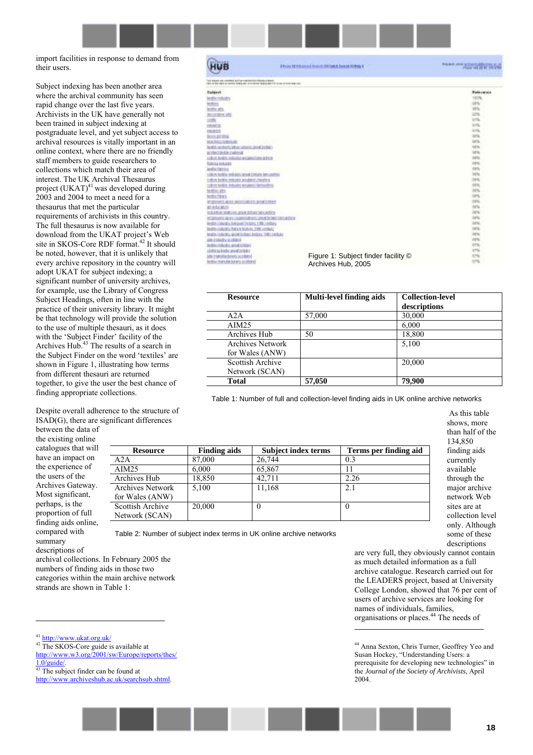import facilities in response to demand from their users.

Subject indexing has been another area where the archival community has seen rapid change over the last five years. Archivists in the UK have generally not been trained in subject indexing at postgraduate level, and yet subject access to archival resources is vitally important in an online context, where there are no friendly staff members to guide researchers to collections which match their area of interest. The UK Archival Thesaurus project (UKAT)[41] was developed during 2003 and 2004 to meet a need for a thesaurus that met the particular requirements of archivists in this country. The full thesaurus is now available for download from the UKAT project's Web site in SKOS-Core RDF format.[42] It should be noted, however, that it is unlikely that every archive repository in the country will adopt UKAT for subject indexing; a significant number of university archives, for example, use the Library of Congress Subject Headings, often in line with the practice of their university library. It might be that technology will provide the solution to the use of multiple thesauri, as it does with the 'Subject Finder' facility of the Archives Hub.[43] The results of a search in the Subject Finder on the word 'textiles' are shown in Figure 1, illustrating how terms from different thesauri are returned together, to give the user the best chance of finding appropriate collections.

Figure 1: Subject finder facility © Archives Hub, 2005

Despite overall adherence to the structure of ISAD(G), there are significant differences between the data of the existing online catalogues that will have an impact on the experience of the users of the Archives Gateway. Most significant, perhaps, is the proportion of full finding aids online, compared with summary descriptions of archival collections. In February 2005 the numbers of finding aids in those two categories within the main archive network strands are shown in Table 1:

| Resource | Multi-level finding aids | Collection-level descriptions |
|---|---|---|
| A2A | 57,000 | 30,000 |
| AIM25 | | 6,000 |
| Archives Hub | 50 | 18,800 |
| Archives Network for Wales (ANW) | | 5,100 |
| Scottish Archive Network (SCAN) | | 20,000 |
| **Total** | **57,050** | **79,900** |

Table 1: Number of full and collection-level finding aids in UK online archive networks

As this table shows, more than half of the 134,850 finding aids currently available through the major archive network Web sites are at collection level only. Although some of these descriptions are very full, they obviously cannot contain as much detailed information as a full archive catalogue. Research carried out for the LEADERS project, based at University College London, showed that 76 per cent of users of archive services are looking for names of individuals, families, organisations or places.[44] The needs of

| Resource | Finding aids | Subject index terms | Terms per finding aid |
|---|---|---|---|
| A2A | 87,000 | 26,744 | 0.3 |
| AIM25 | 6,000 | 65,867 | 11 |
| Archives Hub | 18,850 | 42,711 | 2.26 |
| Archives Network for Wales (ANW) | 5,100 | 11,168 | 2.1 |
| Scottish Archive Network (SCAN) | 20,000 | 0 | 0 |

Table 2: Number of subject index terms in UK online archive networks

---

[41] http://www.ukat.org.uk/

[42] The SKOS-Core guide is available at http://www.w3.org/2001/sw/Europe/reports/thes/1.0/guide/.

[43] The subject finder can be found at http://www.archiveshub.ac.uk/searchsub.shtml.

[44] Anna Sexton, Chris Turner, Geoffrey Yeo and Susan Hockey, "Understanding Users: a prerequisite for developing new technologies" in the *Journal of the Society of Archivists*, April 2004.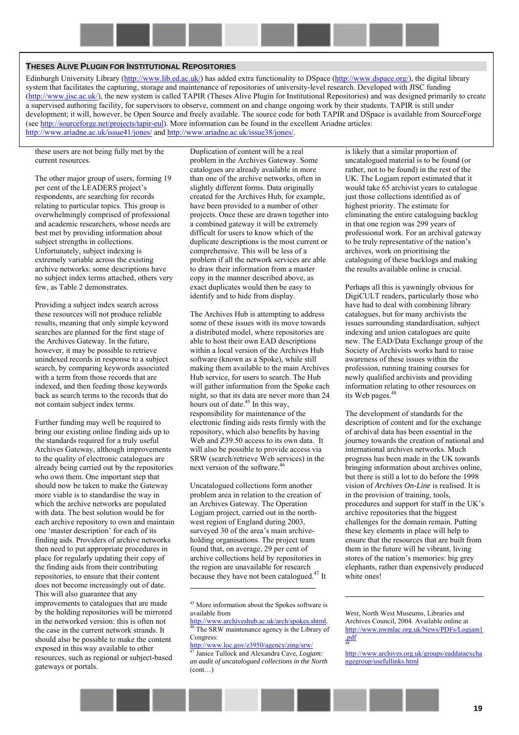## Theses Alive Plugin for Institutional Repositories

Edinburgh University Library (http://www.lib.ed.ac.uk/) has added extra functionality to DSpace (http://www.dspace.org/), the digital library system that facilitates the capturing, storage and maintenance of repositories of university-level research. Developed with JISC funding (http://www.jisc.ac.uk/), the new system is called TAPIR (Theses Alive Plugin for Institutional Repositories) and was designed primarily to create a supervised authoring facility, for supervisors to observe, comment on and change ongoing work by their students. TAPIR is still under development; it will, however, be Open Source and freely available. The source code for both TAPIR and DSpace is available from SourceForge (see http://sourceforge.net/projects/tapir-eul). More information can be found in the excellent Ariadne articles: http://www.ariadne.ac.uk/issue41/jones/ and http://www.ariadne.ac.uk/issue38/jones/.

these users are not being fully met by the current resources.

The other major group of users, forming 19 per cent of the LEADERS project's respondents, are searching for records relating to particular topics. This group is overwhelmingly comprised of professional and academic researchers, whose needs are best met by providing information about subject strengths in collections. Unfortunately, subject indexing is extremely variable across the existing archive networks: some descriptions have no subject index terms attached, others very few, as Table 2 demonstrates.

Providing a subject index search across these resources will not produce reliable results, meaning that only simple keyword searches are planned for the first stage of the Archives Gateway. In the future, however, it may be possible to retrieve unindexed records in response to a subject search, by comparing keywords associated with a term from those records that are indexed, and then feeding those keywords back as search terms to the records that do not contain subject index terms.

Further funding may well be required to bring our existing online finding aids up to the standards required for a truly useful Archives Gateway, although improvements to the quality of electronic catalogues are already being carried out by the repositories who own them. One important step that should now be taken to make the Gateway more viable is to standardise the way in which the archive networks are populated with data. The best solution would be for each archive repository to own and maintain one 'master description' for each of its finding aids. Providers of archive networks then need to put appropriate procedures in place for regularly updating their copy of the finding aids from their contributing repositories, to ensure that their content does not become increasingly out of date. This will also guarantee that any improvements to catalogues that are made by the holding repositories will be mirrored in the networked version: this is often not the case in the current network strands. It should also be possible to make the content exposed in this way available to other resources, such as regional or subject-based gateways or portals.

Duplication of content will be a real problem in the Archives Gateway. Some catalogues are already available in more than one of the archive networks, often in slightly different forms. Data originally created for the Archives Hub, for example, have been provided to a number of other projects. Once these are drawn together into a combined gateway it will be extremely difficult for users to know which of the duplicate descriptions is the most current or comprehensive. This will be less of a problem if all the network services are able to draw their information from a master copy in the manner described above, as exact duplicates would then be easy to identify and to hide from display.

The Archives Hub is attempting to address some of these issues with its move towards a distributed model, where repositories are able to host their own EAD descriptions within a local version of the Archives Hub software (known as a Spoke), while still making them available to the main Archives Hub service, for users to search. The Hub will gather information from the Spoke each night, so that its data are never more than 24 hours out of date.[45] In this way, responsibility for maintenance of the electronic finding aids rests firmly with the repository, which also benefits by having Web and Z39.50 access to its own data. It will also be possible to provide access via SRW (search/retrieve Web services) in the next version of the software.[46]

Uncatalogued collections form another problem area in relation to the creation of an Archives Gateway. The Operation Logjam project, carried out in the north-west region of England during 2003, surveyed 30 of the area's main archive-holding organisations. The project team found that, on average, 29 per cent of archive collections held by repositories in the region are unavailable for research because they have not been catalogued.[47] It is likely that a similar proportion of uncatalogued material is to be found (or rather, not to be found) in the rest of the UK. The Logjam report estimated that it would take 65 archivist years to catalogue just those collections identified as of highest priority. The estimate for eliminating the entire cataloguing backlog in that one region was 299 years of professional work. For an archival gateway to be truly representative of the nation's archives, work on prioritising the cataloguing of these backlogs and making the results available online is crucial.

Perhaps all this is yawningly obvious for DigiCULT readers, particularly those who have had to deal with combining library catalogues, but for many archivists the issues surrounding standardisation, subject indexing and union catalogues are quite new. The EAD/Data Exchange group of the Society of Archivists works hard to raise awareness of these issues within the profession, running training courses for newly qualified archivists and providing information relating to other resources on its Web pages.[48]

The development of standards for the description of content and for the exchange of archival data has been essential in the journey towards the creation of national and international archives networks. Much progress has been made in the UK towards bringing information about archives online, but there is still a lot to do before the 1998 vision of *Archives On-Line* is realised. It is in the provision of training, tools, procedures and support for staff in the UK's archive repositories that the biggest challenges for the domain remain. Putting these key elements in place will help to ensure that the resources that are built from them in the future will be vibrant, living stores of the nation's memories: big grey elephants, rather than expensively produced white ones!

---

[45] More information about the Spokes software is available from http://www.archiveshub.ac.uk/arch/spokes.shtml.

[46] The SRW maintenance agency is the Library of Congress: http://www.loc.gov/z3950/agency/zing/srw/

[47] Janice Tullock and Alexandra Cave, *Logjam: an audit of uncatalogued collections in the North* (cont…) *West*, North West Museums, Libraries and Archives Council, 2004. Available online at http://www.nwmlac.org.uk/News/PDFs/Logjam1.pdf

[48] http://www.archives.org.uk/groups/eaddataexchangegroup/usefullinks.html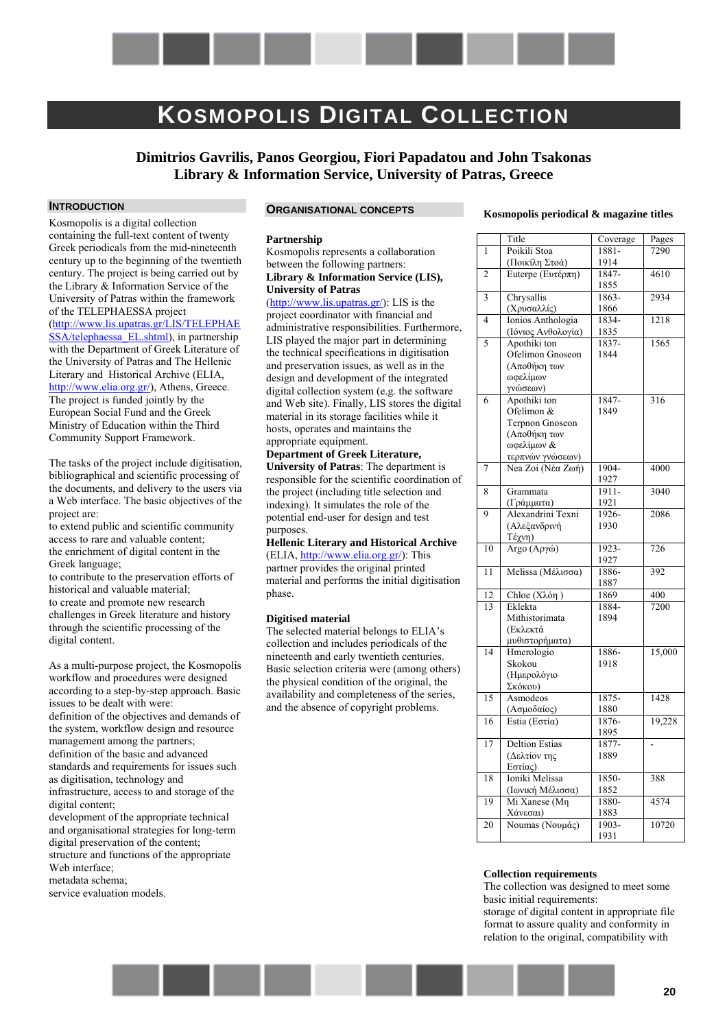# Kosmopolis Digital Collection

**Dimitrios Gavrilis, Panos Georgiou, Fiori Papadatou and John Tsakonas**
**Library & Information Service, University of Patras, Greece**

## Introduction

Kosmopolis is a digital collection containing the full-text content of twenty Greek periodicals from the mid-nineteenth century up to the beginning of the twentieth century. The project is being carried out by the Library & Information Service of the University of Patras within the framework of the TELEPHAESSA project (http://www.lis.upatras.gr/LIS/TELEPHAESSA/telephaessa_EL.shtml), in partnership with the Department of Greek Literature of the University of Patras and The Hellenic Literary and Historical Archive (ELIA, http://www.elia.org.gr/), Athens, Greece. The project is funded jointly by the European Social Fund and the Greek Ministry of Education within the Third Community Support Framework.

The tasks of the project include digitisation, bibliographical and scientific processing of the documents, and delivery to the users via a Web interface. The basic objectives of the project are:

to extend public and scientific community access to rare and valuable content;
the enrichment of digital content in the Greek language;
to contribute to the preservation efforts of historical and valuable material;
to create and promote new research challenges in Greek literature and history through the scientific processing of the digital content.

As a multi-purpose project, the Kosmopolis workflow and procedures were designed according to a step-by-step approach. Basic issues to be dealt with were:

definition of the objectives and demands of the system, workflow design and resource management among the partners;
definition of the basic and advanced standards and requirements for issues such as digitisation, technology and infrastructure, access to and storage of the digital content;
development of the appropriate technical and organisational strategies for long-term digital preservation of the content;
structure and functions of the appropriate Web interface;
metadata schema;
service evaluation models.

## Organisational Concepts

**Partnership**
Kosmopolis represents a collaboration between the following partners:
**Library & Information Service (LIS), University of Patras** (http://www.lis.upatras.gr/): LIS is the project coordinator with financial and administrative responsibilities. Furthermore, LIS played the major part in determining the technical specifications in digitisation and preservation issues, as well as in the design and development of the integrated digital collection system (e.g. the software and Web site). Finally, LIS stores the digital material in its storage facilities while it hosts, operates and maintains the appropriate equipment.
**Department of Greek Literature, University of Patras**: The department is responsible for the scientific coordination of the project (including title selection and indexing). It simulates the role of the potential end-user for design and test purposes.
**Hellenic Literary and Historical Archive** (ELIA, http://www.elia.org.gr/): This partner provides the original printed material and performs the initial digitisation phase.

**Digitised material**
The selected material belongs to ELIA's collection and includes periodicals of the nineteenth and early twentieth centuries. Basic selection criteria were (among others) the physical condition of the original, the availability and completeness of the series, and the absence of copyright problems.

**Kosmopolis periodical & magazine titles**

| | Title | Coverage | Pages |
|---|---|---|---|
| 1 | Poikili Stoa (Ποικίλη Στοά) | 1881-1914 | 7290 |
| 2 | Euterpe (Ευτέρπη) | 1847-1855 | 4610 |
| 3 | Chrysallis (Χρυσαλλίς) | 1863-1866 | 2934 |
| 4 | Ionios Anthologia (Ιόνιος Ανθολογία) | 1834-1835 | 1218 |
| 5 | Apothiki ton Ofelimon Gnoseon (Αποθήκη των ωφελίμων γνώσεων) | 1837-1844 | 1565 |
| 6 | Apothiki ton Ofelimon & Terpnon Gnoseon (Αποθήκη των ωφελίμων & τερπνών γνώσεων) | 1847-1849 | 316 |
| 7 | Nea Zoi (Νέα Ζωή) | 1904-1927 | 4000 |
| 8 | Grammata (Γράμματα) | 1911-1921 | 3040 |
| 9 | Alexandrini Texni (Αλεξανδρινή Τέχνη) | 1926-1930 | 2086 |
| 10 | Argo (Αργώ) | 1923-1927 | 726 |
| 11 | Melissa (Μέλισσα) | 1886-1887 | 392 |
| 12 | Chloe (Χλόη ) | 1869 | 400 |
| 13 | Eklekta Mithistorimata (Εκλεκτά μυθιστορήματα) | 1884-1894 | 7200 |
| 14 | Hmerologio Skokou (Ημερολόγιο Σκόκου) | 1886-1918 | 15,000 |
| 15 | Asmodeos (Ασμοδαίος) | 1875-1880 | 1428 |
| 16 | Estia (Εστία) | 1876-1895 | 19,228 |
| 17 | Deltion Estias (Δελτίον της Εστίας) | 1877-1889 | - |
| 18 | Ioniki Melissa (Ιωνική Μέλισσα) | 1850-1852 | 388 |
| 19 | Mi Xanese (Μη Χάνεσαι) | 1880-1883 | 4574 |
| 20 | Noumas (Νουμάς) | 1903-1931 | 10720 |

**Collection requirements**
The collection was designed to meet some basic initial requirements:
storage of digital content in appropriate file format to assure quality and conformity in relation to the original, compatibility with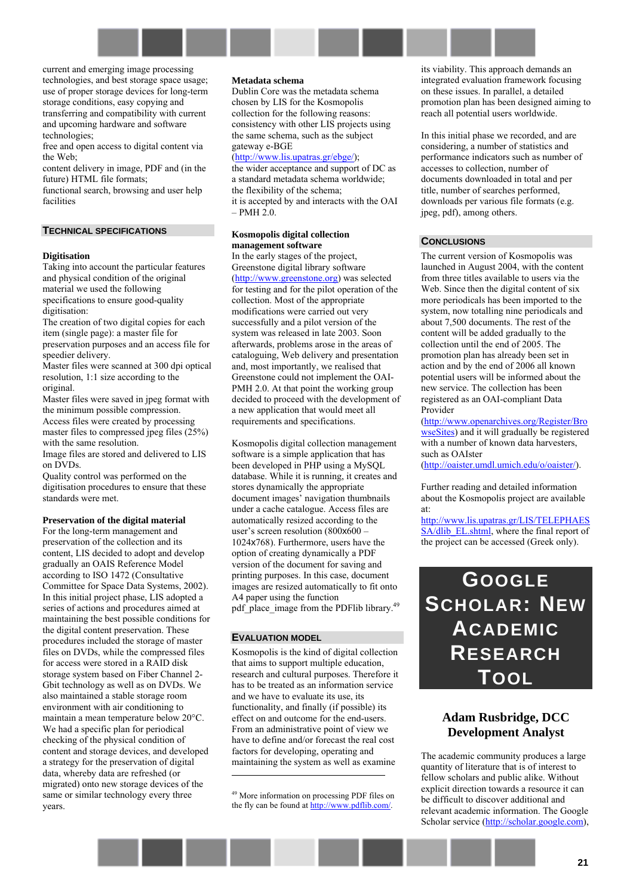current and emerging image processing technologies, and best storage space usage; use of proper storage devices for long-term storage conditions, easy copying and transferring and compatibility with current and upcoming hardware and software technologies;
free and open access to digital content via the Web;
content delivery in image, PDF and (in the future) HTML file formats;
functional search, browsing and user help facilities

## TECHNICAL SPECIFICATIONS

**Digitisation**

Taking into account the particular features and physical condition of the original material we used the following specifications to ensure good-quality digitisation:
The creation of two digital copies for each item (single page): a master file for preservation purposes and an access file for speedier delivery.
Master files were scanned at 300 dpi optical resolution, 1:1 size according to the original.
Master files were saved in jpeg format with the minimum possible compression.
Access files were created by processing master files to compressed jpeg files (25%) with the same resolution.
Image files are stored and delivered to LIS on DVDs.
Quality control was performed on the digitisation procedures to ensure that these standards were met.

**Preservation of the digital material**

For the long-term management and preservation of the collection and its content, LIS decided to adopt and develop gradually an OAIS Reference Model according to ISO 1472 (Consultative Committee for Space Data Systems, 2002). In this initial project phase, LIS adopted a series of actions and procedures aimed at maintaining the best possible conditions for the digital content preservation. These procedures included the storage of master files on DVDs, while the compressed files for access were stored in a RAID disk storage system based on Fiber Channel 2-Gbit technology as well as on DVDs. We also maintained a stable storage room environment with air conditioning to maintain a mean temperature below 20°C. We had a specific plan for periodical checking of the physical condition of content and storage devices, and developed a strategy for the preservation of digital data, whereby data are refreshed (or migrated) onto new storage devices of the same or similar technology every three years.

**Metadata schema**

Dublin Core was the metadata schema chosen by LIS for the Kosmopolis collection for the following reasons:
consistency with other LIS projects using the same schema, such as the subject gateway e-BGE (http://www.lis.upatras.gr/ebge/);
the wider acceptance and support of DC as a standard metadata schema worldwide;
the flexibility of the schema;
it is accepted by and interacts with the OAI – PMH 2.0.

**Kosmopolis digital collection management software**

In the early stages of the project, Greenstone digital library software (http://www.greenstone.org) was selected for testing and for the pilot operation of the collection. Most of the appropriate modifications were carried out very successfully and a pilot version of the system was released in late 2003. Soon afterwards, problems arose in the areas of cataloguing, Web delivery and presentation and, most importantly, we realised that Greenstone could not implement the OAI-PMH 2.0. At that point the working group decided to proceed with the development of a new application that would meet all requirements and specifications.

Kosmopolis digital collection management software is a simple application that has been developed in PHP using a MySQL database. While it is running, it creates and stores dynamically the appropriate document images' navigation thumbnails under a cache catalogue. Access files are automatically resized according to the user's screen resolution (800x600 – 1024x768). Furthermore, users have the option of creating dynamically a PDF version of the document for saving and printing purposes. In this case, document images are resized automatically to fit onto A4 paper using the function pdf_place_image from the PDFlib library.[49]

## EVALUATION MODEL

Kosmopolis is the kind of digital collection that aims to support multiple education, research and cultural purposes. Therefore it has to be treated as an information service and we have to evaluate its use, its functionality, and finally (if possible) its effect on and outcome for the end-users. From an administrative point of view we have to define and/or forecast the real cost factors for developing, operating and maintaining the system as well as examine its viability. This approach demands an integrated evaluation framework focusing on these issues. In parallel, a detailed promotion plan has been designed aiming to reach all potential users worldwide.

In this initial phase we recorded, and are considering, a number of statistics and performance indicators such as number of accesses to collection, number of documents downloaded in total and per title, number of searches performed, downloads per various file formats (e.g. jpeg, pdf), among others.

## CONCLUSIONS

The current version of Kosmopolis was launched in August 2004, with the content from three titles available to users via the Web. Since then the digital content of six more periodicals has been imported to the system, now totalling nine periodicals and about 7,500 documents. The rest of the content will be added gradually to the collection until the end of 2005. The promotion plan has already been set in action and by the end of 2006 all known potential users will be informed about the new service. The collection has been registered as an OAI-compliant Data Provider (http://www.openarchives.org/Register/BrowseSites) and it will gradually be registered with a number of known data harvesters, such as OAIster (http://oaister.umdl.umich.edu/o/oaister/).

Further reading and detailed information about the Kosmopolis project are available at: http://www.lis.upatras.gr/LIS/TELEPHAESSA/dlib_EL.shtml, where the final report of the project can be accessed (Greek only).

[49] More information on processing PDF files on the fly can be found at http://www.pdflib.com/.

# GOOGLE SCHOLAR: NEW ACADEMIC RESEARCH TOOL

### Adam Rusbridge, DCC Development Analyst

The academic community produces a large quantity of literature that is of interest to fellow scholars and public alike. Without explicit direction towards a resource it can be difficult to discover additional and relevant academic information. The Google Scholar service (http://scholar.google.com),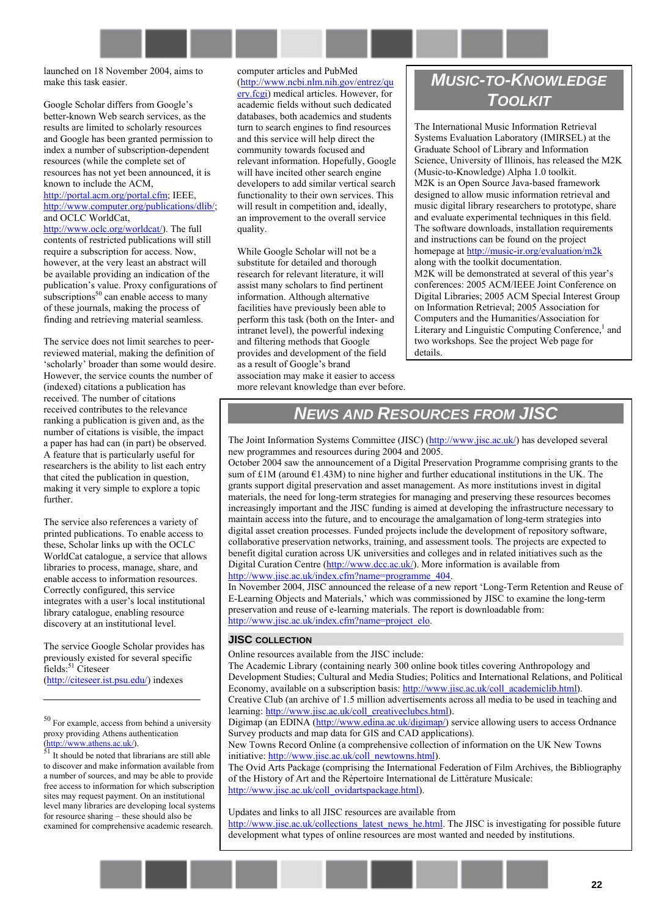launched on 18 November 2004, aims to make this task easier.

Google Scholar differs from Google's better-known Web search services, as the results are limited to scholarly resources and Google has been granted permission to index a number of subscription-dependent resources (while the complete set of resources has not yet been announced, it is known to include the ACM, http://portal.acm.org/portal.cfm; IEEE, http://www.computer.org/publications/dlib/; and OCLC WorldCat, http://www.oclc.org/worldcat/). The full contents of restricted publications will still require a subscription for access. Now, however, at the very least an abstract will be available providing an indication of the publication's value. Proxy configurations of subscriptions[50] can enable access to many of these journals, making the process of finding and retrieving material seamless.

The service does not limit searches to peer-reviewed material, making the definition of 'scholarly' broader than some would desire. However, the service counts the number of (indexed) citations a publication has received. The number of citations received contributes to the relevance ranking a publication is given and, as the number of citations is visible, the impact a paper has had can (in part) be observed. A feature that is particularly useful for researchers is the ability to list each entry that cited the publication in question, making it very simple to explore a topic further.

The service also references a variety of printed publications. To enable access to these, Scholar links up with the OCLC WorldCat catalogue, a service that allows libraries to process, manage, share, and enable access to information resources. Correctly configured, this service integrates with a user's local institutional library catalogue, enabling resource discovery at an institutional level.

The service Google Scholar provides has previously existed for several specific fields:[51] Citeseer (http://citeseer.ist.psu.edu/) indexes computer articles and PubMed (http://www.ncbi.nlm.nih.gov/entrez/query.fcgi) medical articles. However, for academic fields without such dedicated databases, both academics and students turn to search engines to find resources and this service will help direct the community towards focused and relevant information. Hopefully, Google will have incited other search engine developers to add similar vertical search functionality to their own services. This will result in competition and, ideally, an improvement to the overall service quality.

While Google Scholar will not be a substitute for detailed and thorough research for relevant literature, it will assist many scholars to find pertinent information. Although alternative facilities have previously been able to perform this task (both on the Inter- and intranet level), the powerful indexing and filtering methods that Google provides and development of the field as a result of Google's brand association may make it easier to access more relevant knowledge than ever before.

[50] For example, access from behind a university proxy providing Athens authentication (http://www.athens.ac.uk/).

[51] It should be noted that librarians are still able to discover and make information available from a number of sources, and may be able to provide free access to information for which subscription sites may request payment. On an institutional level many libraries are developing local systems for resource sharing – these should also be examined for comprehensive academic research.

## Music-to-Knowledge Toolkit

The International Music Information Retrieval Systems Evaluation Laboratory (IMIRSEL) at the Graduate School of Library and Information Science, University of Illinois, has released the M2K (Music-to-Knowledge) Alpha 1.0 toolkit.
M2K is an Open Source Java-based framework designed to allow music information retrieval and music digital library researchers to prototype, share and evaluate experimental techniques in this field. The software downloads, installation requirements and instructions can be found on the project homepage at http://music-ir.org/evaluation/m2k along with the toolkit documentation.
M2K will be demonstrated at several of this year's conferences: 2005 ACM/IEEE Joint Conference on Digital Libraries; 2005 ACM Special Interest Group on Information Retrieval; 2005 Association for Computers and the Humanities/Association for Literary and Linguistic Computing Conference,[1] and two workshops. See the project Web page for details.

## News and Resources from JISC

The Joint Information Systems Committee (JISC) (http://www.jisc.ac.uk/) has developed several new programmes and resources during 2004 and 2005.
October 2004 saw the announcement of a Digital Preservation Programme comprising grants to the sum of £1M (around €1.43M) to nine higher and further educational institutions in the UK. The grants support digital preservation and asset management. As more institutions invest in digital materials, the need for long-term strategies for managing and preserving these resources becomes increasingly important and the JISC funding is aimed at developing the infrastructure necessary to maintain access into the future, and to encourage the amalgamation of long-term strategies into digital asset creation processes. Funded projects include the development of repository software, collaborative preservation networks, training, and assessment tools. The projects are expected to benefit digital curation across UK universities and colleges and in related initiatives such as the Digital Curation Centre (http://www.dcc.ac.uk/). More information is available from http://www.jisc.ac.uk/index.cfm?name=programme_404.
In November 2004, JISC announced the release of a new report 'Long-Term Retention and Reuse of E-Learning Objects and Materials,' which was commissioned by JISC to examine the long-term preservation and reuse of e-learning materials. The report is downloadable from: http://www.jisc.ac.uk/index.cfm?name=project_elo.

### JISC Collection

Online resources available from the JISC include:
The Academic Library (containing nearly 300 online book titles covering Anthropology and Development Studies; Cultural and Media Studies; Politics and International Relations, and Political Economy, available on a subscription basis: http://www.jisc.ac.uk/coll_academiclib.html).
Creative Club (an archive of 1.5 million advertisements across all media to be used in teaching and learning: http://www.jisc.ac.uk/coll_creativeclubs.html).
Digimap (an EDINA (http://www.edina.ac.uk/digimap/) service allowing users to access Ordnance Survey products and map data for GIS and CAD applications).
New Towns Record Online (a comprehensive collection of information on the UK New Towns initiative: http://www.jisc.ac.uk/coll_newtowns.html).
The Ovid Arts Package (comprising the International Federation of Film Archives, the Bibliography of the History of Art and the Répertoire International de Littérature Musicale: http://www.jisc.ac.uk/coll_ovidartspackage.html).

Updates and links to all JISC resources are available from http://www.jisc.ac.uk/collections_latest_news_he.html. The JISC is investigating for possible future development what types of online resources are most wanted and needed by institutions.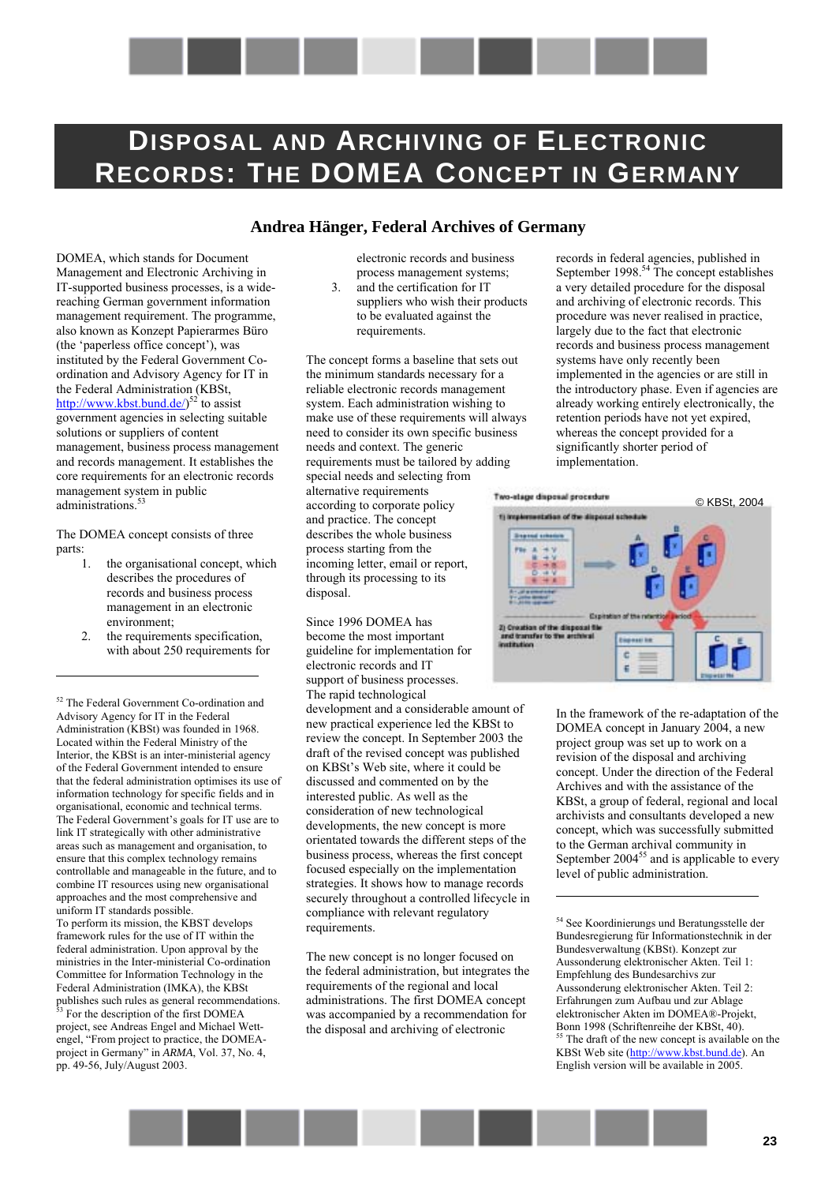# Disposal and Archiving of Electronic Records: The DOMEA Concept in Germany

**Andrea Hänger, Federal Archives of Germany**

DOMEA, which stands for Document Management and Electronic Archiving in IT-supported business processes, is a wide-reaching German government information management requirement. The programme, also known as Konzept Papierarmes Büro (the 'paperless office concept'), was instituted by the Federal Government Co-ordination and Advisory Agency for IT in the Federal Administration (KBSt, http://www.kbst.bund.de/)[52] to assist government agencies in selecting suitable solutions or suppliers of content management, business process management and records management. It establishes the core requirements for an electronic records management system in public administrations.[53]

The DOMEA concept consists of three parts:

1. the organisational concept, which describes the procedures of records and business process management in an electronic environment;
2. the requirements specification, with about 250 requirements for electronic records and business process management systems;
3. and the certification for IT suppliers who wish their products to be evaluated against the requirements.

The concept forms a baseline that sets out the minimum standards necessary for a reliable electronic records management system. Each administration wishing to make use of these requirements will always need to consider its own specific business needs and context. The generic requirements must be tailored by adding special needs and selecting from alternative requirements according to corporate policy and practice. The concept describes the whole business process starting from the incoming letter, email or report, through its processing to its disposal.

Since 1996 DOMEA has become the most important guideline for implementation for electronic records and IT support of business processes. The rapid technological development and a considerable amount of new practical experience led the KBSt to review the concept. In September 2003 the draft of the revised concept was published on KBSt's Web site, where it could be discussed and commented on by the interested public. As well as the consideration of new technological developments, the new concept is more orientated towards the different steps of the business process, whereas the first concept focused especially on the implementation strategies. It shows how to manage records securely throughout a controlled lifecycle in compliance with relevant regulatory requirements.

The new concept is no longer focused on the federal administration, but integrates the requirements of the regional and local administrations. The first DOMEA concept was accompanied by a recommendation for the disposal and archiving of electronic records in federal agencies, published in September 1998.[54] The concept establishes a very detailed procedure for the disposal and archiving of electronic records. This procedure was never realised in practice, largely due to the fact that electronic records and business process management systems have only recently been implemented in the agencies or are still in the introductory phase. Even if agencies are already working entirely electronically, the retention periods have not yet expired, whereas the concept provided for a significantly shorter period of implementation.

Two-stage disposal procedure © KBSt, 2004

In the framework of the re-adaptation of the DOMEA concept in January 2004, a new project group was set up to work on a revision of the disposal and archiving concept. Under the direction of the Federal Archives and with the assistance of the KBSt, a group of federal, regional and local archivists and consultants developed a new concept, which was successfully submitted to the German archival community in September 2004[55] and is applicable to every level of public administration.

---

[52] The Federal Government Co-ordination and Advisory Agency for IT in the Federal Administration (KBSt) was founded in 1968. Located within the Federal Ministry of the Interior, the KBSt is an inter-ministerial agency of the Federal Government intended to ensure that the federal administration optimises its use of information technology for specific fields and in organisational, economic and technical terms. The Federal Government's goals for IT use are to link IT strategically with other administrative areas such as management and organisation, to ensure that this complex technology remains controllable and manageable in the future, and to combine IT resources using new organisational approaches and the most comprehensive and uniform IT standards possible.
To perform its mission, the KBST develops framework rules for the use of IT within the federal administration. Upon approval by the ministries in the Inter-ministerial Co-ordination Committee for Information Technology in the Federal Administration (IMKA), the KBSt publishes such rules as general recommendations.

[53] For the description of the first DOMEA project, see Andreas Engel and Michael Wett-engel, "From project to practice, the DOMEA-project in Germany" in *ARMA*, Vol. 37, No. 4, pp. 49-56, July/August 2003.

[54] See Koordinierungs und Beratungsstelle der Bundesregierung für Informationstechnik in der Bundesverwaltung (KBSt). Konzept zur Aussonderung elektronischer Akten. Teil 1: Empfehlung des Bundesarchivs zur Aussonderung elektronischer Akten. Teil 2: Erfahrungen zum Aufbau und zur Ablage elektronischer Akten im DOMEA®-Projekt, Bonn 1998 (Schriftenreihe der KBSt, 40).

[55] The draft of the new concept is available on the KBSt Web site (http://www.kbst.bund.de). An English version will be available in 2005.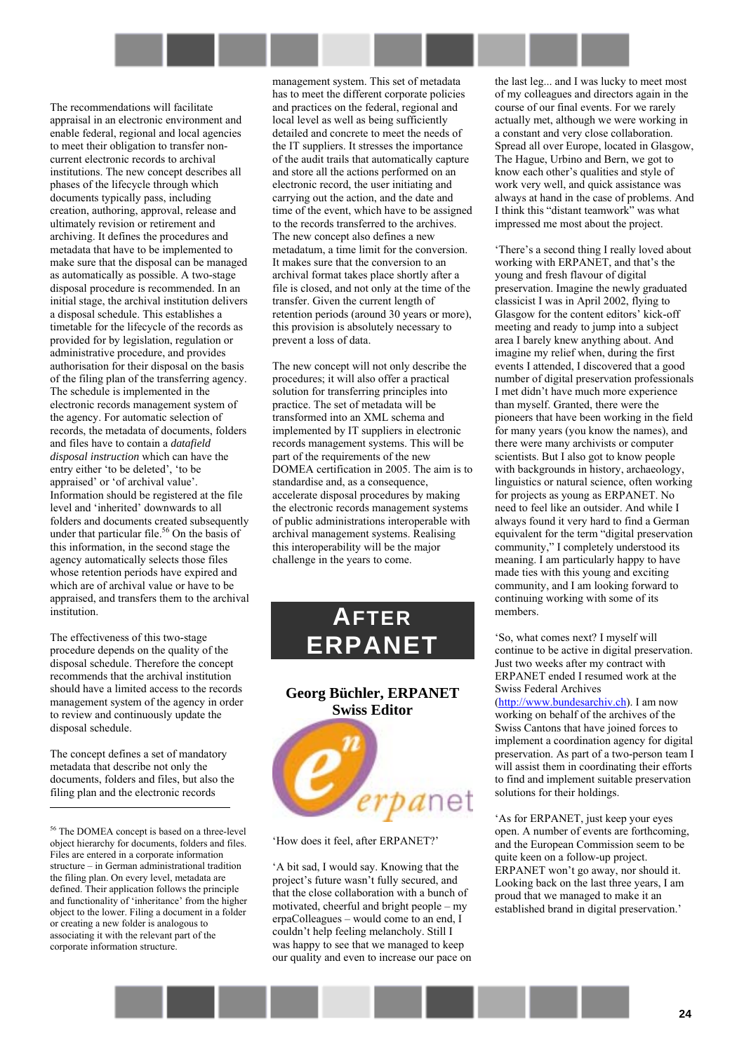The recommendations will facilitate appraisal in an electronic environment and enable federal, regional and local agencies to meet their obligation to transfer non-current electronic records to archival institutions. The new concept describes all phases of the lifecycle through which documents typically pass, including creation, authoring, approval, release and ultimately revision or retirement and archiving. It defines the procedures and metadata that have to be implemented to make sure that the disposal can be managed as automatically as possible. A two-stage disposal procedure is recommended. In an initial stage, the archival institution delivers a disposal schedule. This establishes a timetable for the lifecycle of the records as provided for by legislation, regulation or administrative procedure, and provides authorisation for their disposal on the basis of the filing plan of the transferring agency. The schedule is implemented in the electronic records management system of the agency. For automatic selection of records, the metadata of documents, folders and files have to contain a *datafield disposal instruction* which can have the entry either 'to be deleted', 'to be appraised' or 'of archival value'. Information should be registered at the file level and 'inherited' downwards to all folders and documents created subsequently under that particular file.[56] On the basis of this information, in the second stage the agency automatically selects those files whose retention periods have expired and which are of archival value or have to be appraised, and transfers them to the archival institution.

The effectiveness of this two-stage procedure depends on the quality of the disposal schedule. Therefore the concept recommends that the archival institution should have a limited access to the records management system of the agency in order to review and continuously update the disposal schedule.

The concept defines a set of mandatory metadata that describe not only the documents, folders and files, but also the filing plan and the electronic records management system. This set of metadata has to meet the different corporate policies and practices on the federal, regional and local level as well as being sufficiently detailed and concrete to meet the needs of the IT suppliers. It stresses the importance of the audit trails that automatically capture and store all the actions performed on an electronic record, the user initiating and carrying out the action, and the date and time of the event, which have to be assigned to the records transferred to the archives. The new concept also defines a new metadatum, a time limit for the conversion. It makes sure that the conversion to an archival format takes place shortly after a file is closed, and not only at the time of the transfer. Given the current length of retention periods (around 30 years or more), this provision is absolutely necessary to prevent a loss of data.

The new concept will not only describe the procedures; it will also offer a practical solution for transferring principles into practice. The set of metadata will be transformed into an XML schema and implemented by IT suppliers in electronic records management systems. This will be part of the requirements of the new DOMEA certification in 2005. The aim is to standardise and, as a consequence, accelerate disposal procedures by making the electronic records management systems of public administrations interoperable with archival management systems. Realising this interoperability will be the major challenge in the years to come.

[56] The DOMEA concept is based on a three-level object hierarchy for documents, folders and files. Files are entered in a corporate information structure – in German administrational tradition the filing plan. On every level, metadata are defined. Their application follows the principle and functionality of 'inheritance' from the higher object to the lower. Filing a document in a folder or creating a new folder is analogous to associating it with the relevant part of the corporate information structure.

# AFTER ERPANET

### Georg Büchler, ERPANET Swiss Editor

'How does it feel, after ERPANET?'

'A bit sad, I would say. Knowing that the project's future wasn't fully secured, and that the close collaboration with a bunch of motivated, cheerful and bright people – my erpaColleagues – would come to an end, I couldn't help feeling melancholy. Still I was happy to see that we managed to keep our quality and even to increase our pace on the last leg... and I was lucky to meet most of my colleagues and directors again in the course of our final events. For we rarely actually met, although we were working in a constant and very close collaboration. Spread all over Europe, located in Glasgow, The Hague, Urbino and Bern, we got to know each other's qualities and style of work very well, and quick assistance was always at hand in the case of problems. And I think this "distant teamwork" was what impressed me most about the project.

'There's a second thing I really loved about working with ERPANET, and that's the young and fresh flavour of digital preservation. Imagine the newly graduated classicist I was in April 2002, flying to Glasgow for the content editors' kick-off meeting and ready to jump into a subject area I barely knew anything about. And imagine my relief when, during the first events I attended, I discovered that a good number of digital preservation professionals I met didn't have much more experience than myself. Granted, there were the pioneers that have been working in the field for many years (you know the names), and there were many archivists or computer scientists. But I also got to know people with backgrounds in history, archaeology, linguistics or natural science, often working for projects as young as ERPANET. No need to feel like an outsider. And while I always found it very hard to find a German equivalent for the term "digital preservation community," I completely understood its meaning. I am particularly happy to have made ties with this young and exciting community, and I am looking forward to continuing working with some of its members.

'So, what comes next? I myself will continue to be active in digital preservation. Just two weeks after my contract with ERPANET ended I resumed work at the Swiss Federal Archives (http://www.bundesarchiv.ch). I am now working on behalf of the archives of the Swiss Cantons that have joined forces to implement a coordination agency for digital preservation. As part of a two-person team I will assist them in coordinating their efforts to find and implement suitable preservation solutions for their holdings.

'As for ERPANET, just keep your eyes open. A number of events are forthcoming, and the European Commission seem to be quite keen on a follow-up project. ERPANET won't go away, nor should it. Looking back on the last three years, I am proud that we managed to make it an established brand in digital preservation.'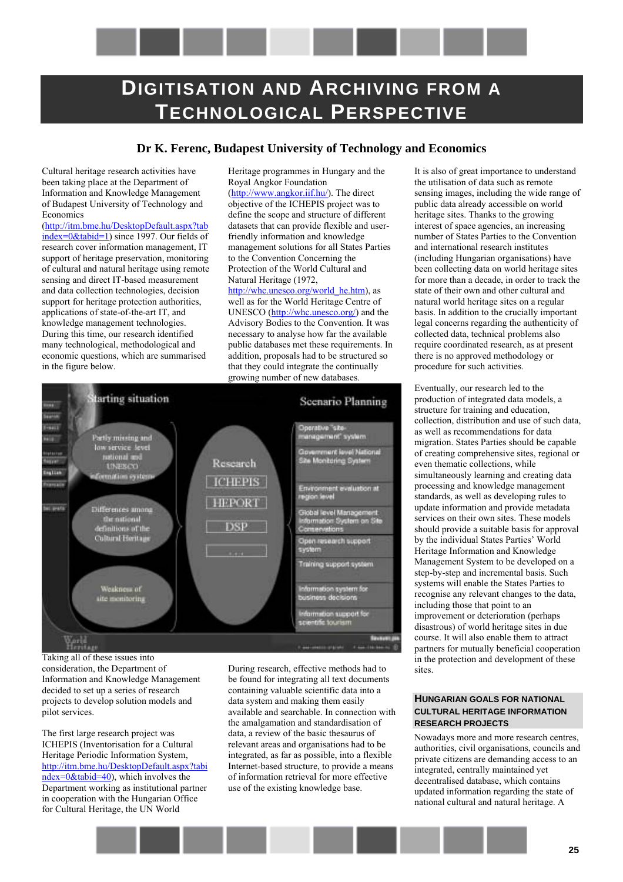# Digitisation and Archiving from a Technological Perspective

### Dr K. Ferenc, Budapest University of Technology and Economics

Cultural heritage research activities have been taking place at the Department of Information and Knowledge Management of Budapest University of Technology and Economics (http://itm.bme.hu/DesktopDefault.aspx?tabindex=0&tabid=1) since 1997. Our fields of research cover information management, IT support of heritage preservation, monitoring of cultural and natural heritage using remote sensing and direct IT-based measurement and data collection technologies, decision support for heritage protection authorities, applications of state-of-the-art IT, and knowledge management technologies. During this time, our research identified many technological, methodological and economic questions, which are summarised in the figure below.

Taking all of these issues into consideration, the Department of Information and Knowledge Management decided to set up a series of research projects to develop solution models and pilot services.

The first large research project was ICHEPIS (Inventorisation for a Cultural Heritage Periodic Information System, http://itm.bme.hu/DesktopDefault.aspx?tabindex=0&tabid=40), which involves the Department working as institutional partner in cooperation with the Hungarian Office for Cultural Heritage, the UN World Heritage programmes in Hungary and the Royal Angkor Foundation (http://www.angkor.iif.hu/). The direct objective of the ICHEPIS project was to define the scope and structure of different datasets that can provide flexible and user-friendly information and knowledge management solutions for all States Parties to the Convention Concerning the Protection of the World Cultural and Natural Heritage (1972, http://whc.unesco.org/world_he.htm), as well as for the World Heritage Centre of UNESCO (http://whc.unesco.org/) and the Advisory Bodies to the Convention. It was necessary to analyse how far the available public databases met these requirements. In addition, proposals had to be structured so that they could integrate the continually growing number of new databases.

During research, effective methods had to be found for integrating all text documents containing valuable scientific data into a data system and making them easily available and searchable. In connection with the amalgamation and standardisation of data, a review of the basic thesaurus of relevant areas and organisations had to be integrated, as far as possible, into a flexible Internet-based structure, to provide a means of information retrieval for more effective use of the existing knowledge base.

It is also of great importance to understand the utilisation of data such as remote sensing images, including the wide range of public data already accessible on world heritage sites. Thanks to the growing interest of space agencies, an increasing number of States Parties to the Convention and international research institutes (including Hungarian organisations) have been collecting data on world heritage sites for more than a decade, in order to track the state of their own and other cultural and natural world heritage sites on a regular basis. In addition to the crucially important legal concerns regarding the authenticity of collected data, technical problems also require coordinated research, as at present there is no approved methodology or procedure for such activities.

Eventually, our research led to the production of integrated data models, a structure for training and education, collection, distribution and use of such data, as well as recommendations for data migration. States Parties should be capable of creating comprehensive sites, regional or even thematic collections, while simultaneously learning and creating data processing and knowledge management standards, as well as developing rules to update information and provide metadata services on their own sites. These models should provide a suitable basis for approval by the individual States Parties' World Heritage Information and Knowledge Management System to be developed on a step-by-step and incremental basis. Such systems will enable the States Parties to recognise any relevant changes to the data, including those that point to an improvement or deterioration (perhaps disastrous) of world heritage sites in due course. It will also enable them to attract partners for mutually beneficial cooperation in the protection and development of these sites.

#### Hungarian Goals for National Cultural Heritage Information Research Projects

Nowadays more and more research centres, authorities, civil organisations, councils and private citizens are demanding access to an integrated, centrally maintained yet decentralised database, which contains updated information regarding the state of national cultural and natural heritage. A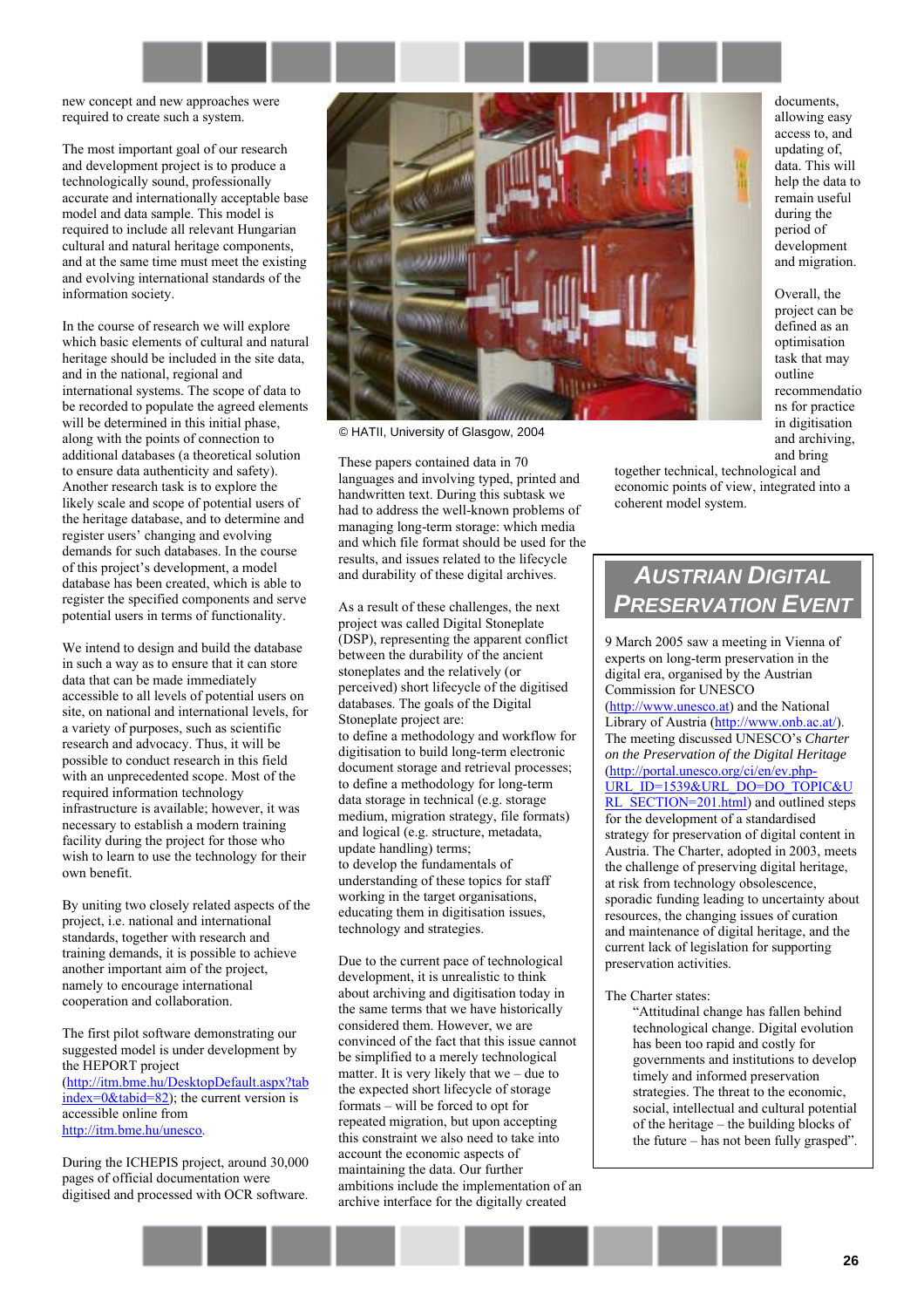new concept and new approaches were required to create such a system.

The most important goal of our research and development project is to produce a technologically sound, professionally accurate and internationally acceptable base model and data sample. This model is required to include all relevant Hungarian cultural and natural heritage components, and at the same time must meet the existing and evolving international standards of the information society.

In the course of research we will explore which basic elements of cultural and natural heritage should be included in the site data, and in the national, regional and international systems. The scope of data to be recorded to populate the agreed elements will be determined in this initial phase, along with the points of connection to additional databases (a theoretical solution to ensure data authenticity and safety). Another research task is to explore the likely scale and scope of potential users of the heritage database, and to determine and register users' changing and evolving demands for such databases. In the course of this project's development, a model database has been created, which is able to register the specified components and serve potential users in terms of functionality.

We intend to design and build the database in such a way as to ensure that it can store data that can be made immediately accessible to all levels of potential users on site, on national and international levels, for a variety of purposes, such as scientific research and advocacy. Thus, it will be possible to conduct research in this field with an unprecedented scope. Most of the required information technology infrastructure is available; however, it was necessary to establish a modern training facility during the project for those who wish to learn to use the technology for their own benefit.

By uniting two closely related aspects of the project, i.e. national and international standards, together with research and training demands, it is possible to achieve another important aim of the project, namely to encourage international cooperation and collaboration.

The first pilot software demonstrating our suggested model is under development by the HEPORT project (http://itm.bme.hu/DesktopDefault.aspx?tabindex=0&tabid=82); the current version is accessible online from http://itm.bme.hu/unesco.

During the ICHEPIS project, around 30,000 pages of official documentation were digitised and processed with OCR software.

© HATII, University of Glasgow, 2004

These papers contained data in 70 languages and involving typed, printed and handwritten text. During this subtask we had to address the well-known problems of managing long-term storage: which media and which file format should be used for the results, and issues related to the lifecycle and durability of these digital archives.

As a result of these challenges, the next project was called Digital Stoneplate (DSP), representing the apparent conflict between the durability of the ancient stoneplates and the relatively (or perceived) short lifecycle of the digitised databases. The goals of the Digital Stoneplate project are:
to define a methodology and workflow for digitisation to build long-term electronic document storage and retrieval processes;
to define a methodology for long-term data storage in technical (e.g. storage medium, migration strategy, file formats) and logical (e.g. structure, metadata, update handling) terms;
to develop the fundamentals of these topics for staff understanding of these topics for staff working in the target organisations, educating them in digitisation issues, technology and strategies.

Due to the current pace of technological development, it is unrealistic to think about archiving and digitisation today in the same terms that we have historically considered them. However, we are convinced of the fact that this issue cannot be simplified to a merely technological matter. It is very likely that we – due to the expected short lifecycle of storage formats – will be forced to opt for repeated migration, but upon accepting this constraint we also need to take into account the economic aspects of maintaining the data. Our further ambitions include the implementation of an archive interface for the digitally created documents, allowing easy access to, and updating of, data. This will help the data to remain useful during the period of development and migration.

Overall, the project can be defined as an optimisation task that may outline recommendations for practice in digitisation and archiving, and bring together technical, technological and economic points of view, integrated into a coherent model system.

## Austrian Digital Preservation Event

9 March 2005 saw a meeting in Vienna of experts on long-term preservation in the digital era, organised by the Austrian Commission for UNESCO (http://www.unesco.at) and the National Library of Austria (http://www.onb.ac.at/). The meeting discussed UNESCO's *Charter on the Preservation of the Digital Heritage* (http://portal.unesco.org/ci/en/ev.php-URL_ID=1539&URL_DO=DO_TOPIC&URL_SECTION=201.html) and outlined steps for the development of a standardised strategy for preservation of digital content in Austria. The Charter, adopted in 2003, meets the challenge of preserving digital heritage, at risk from technology obsolescence, sporadic funding leading to uncertainty about resources, the changing issues of curation and maintenance of digital heritage, and the current lack of legislation for supporting preservation activities.

The Charter states:

> "Attitudinal change has fallen behind technological change. Digital evolution has been too rapid and costly for governments and institutions to develop timely and informed preservation strategies. The threat to the economic, social, intellectual and cultural potential of the heritage – the building blocks of the future – has not been fully grasped".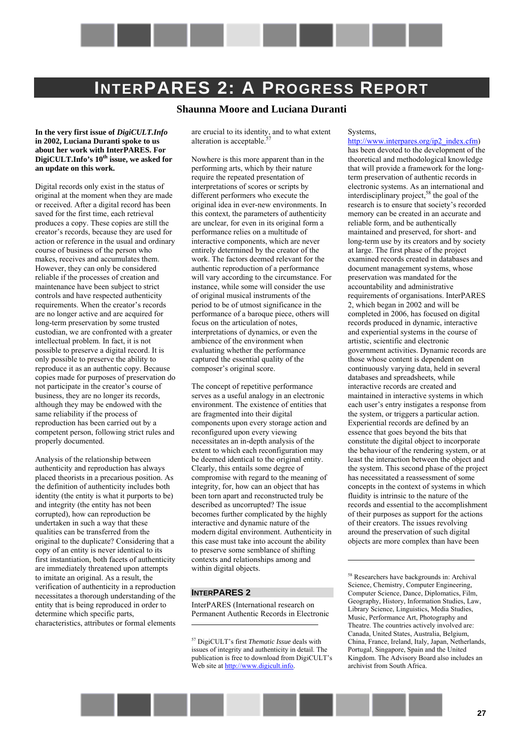# INTERPARES 2: A PROGRESS REPORT

**Shaunna Moore and Luciana Duranti**

**In the very first issue of *DigiCULT.Info* in 2002, Luciana Duranti spoke to us about her work with InterPARES. For DigiCULT.Info's 10th issue, we asked for an update on this work.**

Digital records only exist in the status of original at the moment when they are made or received. After a digital record has been saved for the first time, each retrieval produces a copy. These copies are still the creator's records, because they are used for action or reference in the usual and ordinary course of business of the person who makes, receives and accumulates them. However, they can only be considered reliable if the processes of creation and maintenance have been subject to strict controls and have respected authenticity requirements. When the creator's records are no longer active and are acquired for long-term preservation by some trusted custodian, we are confronted with a greater intellectual problem. In fact, it is not possible to preserve a digital record. It is only possible to preserve the ability to reproduce it as an authentic copy. Because copies made for purposes of preservation do not participate in the creator's course of business, they are no longer its records, although they may be endowed with the same reliability if the process of reproduction has been carried out by a competent person, following strict rules and properly documented.

Analysis of the relationship between authenticity and reproduction has always placed theorists in a precarious position. As the definition of authenticity includes both identity (the entity is what it purports to be) and integrity (the entity has not been corrupted), how can reproduction be undertaken in such a way that these qualities can be transferred from the original to the duplicate? Considering that a copy of an entity is never identical to its first instantiation, both facets of authenticity are immediately threatened upon attempts to imitate an original. As a result, the verification of authenticity in a reproduction necessitates a thorough understanding of the entity that is being reproduced in order to determine which specific parts, characteristics, attributes or formal elements are crucial to its identity, and to what extent alteration is acceptable.[57]

Nowhere is this more apparent than in the performing arts, which by their nature require the repeated presentation of interpretations of scores or scripts by different performers who execute the original idea in ever-new environments. In this context, the parameters of authenticity are unclear, for even in its original form a performance relies on a multitude of interactive components, which are never entirely determined by the creator of the work. The factors deemed relevant for the authentic reproduction of a performance will vary according to the circumstance. For instance, while some will consider the use of original musical instruments of the period to be of utmost significance in the performance of a baroque piece, others will focus on the articulation of notes, interpretations of dynamics, or even the ambience of the environment when evaluating whether the performance captured the essential quality of the composer's original score.

The concept of repetitive performance serves as a useful analogy in an electronic environment. The existence of entities that are fragmented into their digital components upon every storage action and reconfigured upon every viewing necessitates an in-depth analysis of the extent to which each reconfiguration may be deemed identical to the original entity. Clearly, this entails some degree of compromise with regard to the meaning of integrity, for, how can an object that has been torn apart and reconstructed truly be described as uncorrupted? The issue becomes further complicated by the highly interactive and dynamic nature of the modern digital environment. Authenticity in this case must take into account the ability to preserve some semblance of shifting contexts and relationships among and within digital objects.

## INTERPARES 2

InterPARES (International research on Permanent Authentic Records in Electronic Systems, http://www.interpares.org/ip2_index.cfm) has been devoted to the development of the theoretical and methodological knowledge that will provide a framework for the long-term preservation of authentic records in electronic systems. As an international and interdisciplinary project,[58] the goal of the research is to ensure that society's recorded memory can be created in an accurate and reliable form, and be authentically maintained and preserved, for short- and long-term use by its creators and by society at large. The first phase of the project examined records created in databases and document management systems, whose preservation was mandated for the accountability and administrative requirements of organisations. InterPARES 2, which began in 2002 and will be completed in 2006, has focused on digital records produced in dynamic, interactive and experiential systems in the course of artistic, scientific and electronic government activities. Dynamic records are those whose content is dependent on continuously varying data, held in several databases and spreadsheets, while interactive records are created and maintained in interactive systems in which each user's entry instigates a response from the system, or triggers a particular action. Experiential records are defined by an essence that goes beyond the bits that constitute the digital object to incorporate the behaviour of the rendering system, or at least the interaction between the object and the system. This second phase of the project has necessitated a reassessment of some concepts in the context of systems in which fluidity is intrinsic to the nature of the records and essential to the accomplishment of their purposes as support for the actions of their creators. The issues revolving around the preservation of such digital objects are more complex than have been

---

[57] DigiCULT's first *Thematic Issue* deals with issues of integrity and authenticity in detail. The publication is free to download from DigiCULT's Web site at http://www.digicult.info.

[58] Researchers have backgrounds in: Archival Science, Chemistry, Computer Engineering, Computer Science, Dance, Diplomatics, Film, Geography, History, Information Studies, Law, Library Science, Linguistics, Media Studies, Music, Performance Art, Photography and Theatre. The countries actively involved are: Canada, United States, Australia, Belgium, China, France, Ireland, Italy, Japan, Netherlands, Portugal, Singapore, Spain and the United Kingdom. The Advisory Board also includes an archivist from South Africa.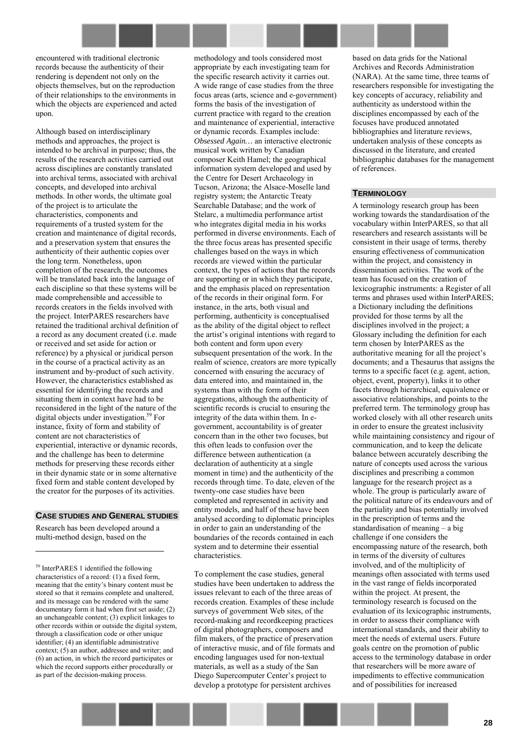encountered with traditional electronic records because the authenticity of their rendering is dependent not only on the objects themselves, but on the reproduction of their relationships to the environments in which the objects are experienced and acted upon.

Although based on interdisciplinary methods and approaches, the project is intended to be archival in purpose; thus, the results of the research activities carried out across disciplines are constantly translated into archival terms, associated with archival concepts, and developed into archival methods. In other words, the ultimate goal of the project is to articulate the characteristics, components and requirements of a trusted system for the creation and maintenance of digital records, and a preservation system that ensures the authenticity of their authentic copies over the long term. Nonetheless, upon completion of the research, the outcomes will be translated back into the language of each discipline so that these systems will be made comprehensible and accessible to records creators in the fields involved with the project. InterPARES researchers have retained the traditional archival definition of a record as any document created (i.e. made or received and set aside for action or reference) by a physical or juridical person in the course of a practical activity as an instrument and by-product of such activity. However, the characteristics established as essential for identifying the records and situating them in context have had to be reconsidered in the light of the nature of the digital objects under investigation.[59] For instance, fixity of form and stability of content are not characteristics of experiential, interactive or dynamic records, and the challenge has been to determine methods for preserving these records either in their dynamic state or in some alternative fixed form and stable content developed by the creator for the purposes of its activities.

## Case Studies and General Studies

Research has been developed around a multi-method design, based on the methodology and tools considered most appropriate by each investigating team for the specific research activity it carries out. A wide range of case studies from the three focus areas (arts, science and e-government) forms the basis of the investigation of current practice with regard to the creation and maintenance of experiential, interactive or dynamic records. Examples include: *Obsessed Again…* an interactive electronic musical work written by Canadian composer Keith Hamel; the geographical information system developed and used by the Centre for Desert Archaeology in Tucson, Arizona; the Alsace-Moselle land registry system; the Antarctic Treaty Searchable Database; and the work of Stelarc, a multimedia performance artist who integrates digital media in his works performed in diverse environments. Each of the three focus areas has presented specific challenges based on the ways in which records are viewed within the particular context, the types of actions that the records are supporting or in which they participate, and the emphasis placed on representation of the records in their original form. For instance, in the arts, both visual and performing, authenticity is conceptualised as the ability of the digital object to reflect the artist's original intentions with regard to both content and form upon every subsequent presentation of the work. In the realm of science, creators are more typically concerned with ensuring the accuracy of data entered into, and maintained in, the systems than with the form of their aggregations, although the authenticity of scientific records is crucial to ensuring the integrity of the data within them. In e-government, accountability is of greater concern than in the other two focuses, but this often leads to confusion over the difference between authentication (a declaration of authenticity at a single moment in time) and the authenticity of the records through time. To date, eleven of the twenty-one case studies have been completed and represented in activity and entity models, and half of these have been analysed according to diplomatic principles in order to gain an understanding of the boundaries of the records contained in each system and to determine their essential characteristics.

To complement the case studies, general studies have been undertaken to address the issues relevant to each of the three areas of records creation. Examples of these include surveys of government Web sites, of the record-making and recordkeeping practices of digital photographers, composers and film makers, of the practice of preservation of interactive music, and of file formats and encoding languages used for non-textual materials, as well as a study of the San Diego Supercomputer Center's project to develop a prototype for persistent archives based on data grids for the National Archives and Records Administration (NARA). At the same time, three teams of researchers responsible for investigating the key concepts of accuracy, reliability and authenticity as understood within the disciplines encompassed by each of the focuses have produced annotated bibliographies and literature reviews, undertaken analysis of these concepts as discussed in the literature, and created bibliographic databases for the management of references.

## Terminology

A terminology research group has been working towards the standardisation of the vocabulary within InterPARES, so that all researchers and research assistants will be consistent in their usage of terms, thereby ensuring effectiveness of communication within the project, and consistency in dissemination activities. The work of the team has focused on the creation of lexicographic instruments: a Register of all terms and phrases used within InterPARES; a Dictionary including the definitions provided for those terms by all the disciplines involved in the project; a Glossary including the definition for each term chosen by InterPARES as the authoritative meaning for all the project's documents; and a Thesaurus that assigns the terms to a specific facet (e.g. agent, action, object, event, property), links it to other facets through hierarchical, equivalence or associative relationships, and points to the preferred term. The terminology group has worked closely with all other research units in order to ensure the greatest inclusivity while maintaining consistency and rigour of communication, and to keep the delicate balance between accurately describing the nature of concepts used across the various disciplines and prescribing a common language for the research project as a whole. The group is particularly aware of the political nature of its endeavours and of the partiality and bias potentially involved in the prescription of terms and the standardisation of meaning – a big challenge if one considers the encompassing nature of the research, both in terms of the diversity of cultures involved, and of the multiplicity of meanings often associated with terms used in the vast range of fields incorporated within the project. At present, the terminology research is focused on the evaluation of its lexicographic instruments, in order to assess their compliance with international standards, and their ability to meet the needs of external users. Future goals centre on the promotion of public access to the terminology database in order that researchers will be more aware of impediments to effective communication and of possibilities for increased

---

[59] InterPARES 1 identified the following characteristics of a record: (1) a fixed form, meaning that the entity's binary content must be stored so that it remains complete and unaltered, and its message can be rendered with the same documentary form it had when first set aside; (2) an unchangeable content; (3) explicit linkages to other records within or outside the digital system, through a classification code or other unique identifier; (4) an identifiable administrative context; (5) an author, addressee and writer; and (6) an action, in which the record participates or which the record supports either procedurally or as part of the decision-making process.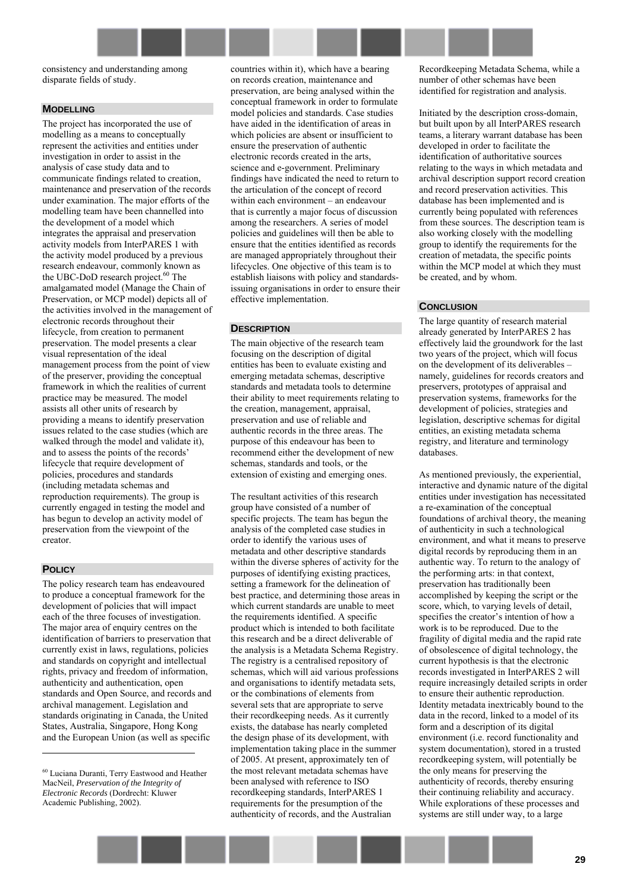consistency and understanding among disparate fields of study.

## MODELLING

The project has incorporated the use of modelling as a means to conceptually represent the activities and entities under investigation in order to assist in the analysis of case study data and to communicate findings related to creation, maintenance and preservation of the records under examination. The major efforts of the modelling team have been channelled into the development of a model which integrates the appraisal and preservation activity models from InterPARES 1 with the activity model produced by a previous research endeavour, commonly known as the UBC-DoD research project.[60] The amalgamated model (Manage the Chain of Preservation, or MCP model) depicts all of the activities involved in the management of electronic records throughout their lifecycle, from creation to permanent preservation. The model presents a clear visual representation of the ideal management process from the point of view of the preserver, providing the conceptual framework in which the realities of current practice may be measured. The model assists all other units of research by providing a means to identify preservation issues related to the case studies (which are walked through the model and validate it), and to assess the points of the records' lifecycle that require development of policies, procedures and standards (including metadata schemas and reproduction requirements). The group is currently engaged in testing the model and has begun to develop an activity model of preservation from the viewpoint of the creator.

## POLICY

The policy research team has endeavoured to produce a conceptual framework for the development of policies that will impact each of the three focuses of investigation. The major area of enquiry centres on the identification of barriers to preservation that currently exist in laws, regulations, policies and standards on copyright and intellectual rights, privacy and freedom of information, authenticity and authentication, open standards and Open Source, and records and archival management. Legislation and standards originating in Canada, the United States, Australia, Singapore, Hong Kong and the European Union (as well as specific countries within it), which have a bearing on records creation, maintenance and preservation, are being analysed within the conceptual framework in order to formulate model policies and standards. Case studies have aided in the identification of areas in which policies are absent or insufficient to ensure the preservation of authentic electronic records created in the arts, science and e-government. Preliminary findings have indicated the need to return to the articulation of the concept of record within each environment – an endeavour that is currently a major focus of discussion among the researchers. A series of model policies and guidelines will then be able to ensure that the entities identified as records are managed appropriately throughout their lifecycles. One objective of this team is to establish liaisons with policy and standards-issuing organisations in order to ensure their effective implementation.

## DESCRIPTION

The main objective of the research team focusing on the description of digital entities has been to evaluate existing and emerging metadata schemas, descriptive standards and metadata tools to determine their ability to meet requirements relating to the creation, management, appraisal, preservation and use of reliable and authentic records in the three areas. The purpose of this endeavour has been to recommend either the development of new schemas, standards and tools, or the extension of existing and emerging ones.

The resultant activities of this research group have consisted of a number of specific projects. The team has begun the analysis of the completed case studies in order to identify the various uses of metadata and other descriptive standards within the diverse spheres of activity for the purposes of identifying existing practices, setting a framework for the delineation of best practice, and determining those areas in which current standards are unable to meet the requirements identified. A specific product which is intended to both facilitate this research and be a direct deliverable of the analysis is a Metadata Schema Registry. The registry is a centralised repository of schemas, which will aid various professions and organisations to identify metadata sets, or the combinations of elements from several sets that are appropriate to serve their recordkeeping needs. As it currently exists, the database has nearly completed the design phase of its development, with implementation taking place in the summer of 2005. At present, approximately ten of the most relevant metadata schemas have been analysed with reference to ISO recordkeeping standards, InterPARES 1 requirements for the presumption of the authenticity of records, and the Australian Recordkeeping Metadata Schema, while a number of other schemas have been identified for registration and analysis.

Initiated by the description cross-domain, but built upon by all InterPARES research teams, a literary warrant database has been developed in order to facilitate the identification of authoritative sources relating to the ways in which metadata and archival description support record creation and record preservation activities. This database has been implemented and is currently being populated with references from these sources. The description team is also working closely with the modelling group to identify the requirements for the creation of metadata, the specific points within the MCP model at which they must be created, and by whom.

## CONCLUSION

The large quantity of research material already generated by InterPARES 2 has effectively laid the groundwork for the last two years of the project, which will focus on the development of its deliverables – namely, guidelines for records creators and preservers, prototypes of appraisal and preservation systems, frameworks for the development of policies, strategies and legislation, descriptive schemas for digital entities, an existing metadata schema registry, and literature and terminology databases.

As mentioned previously, the experiential, interactive and dynamic nature of the digital entities under investigation has necessitated a re-examination of the conceptual foundations of archival theory, the meaning of authenticity in such a technological environment, and what it means to preserve digital records by reproducing them in an authentic way. To return to the analogy of the performing arts: in that context, preservation has traditionally been accomplished by keeping the script or the score, which, to varying levels of detail, specifies the creator's intention of how a work is to be reproduced. Due to the fragility of digital media and the rapid rate of obsolescence of digital technology, the current hypothesis is that the electronic records investigated in InterPARES 2 will require increasingly detailed scripts in order to ensure their authentic reproduction. Identity metadata inextricably bound to the data in the record, linked to a model of its form and a description of its digital environment (i.e. record functionality and system documentation), stored in a trusted recordkeeping system, will potentially be the only means for preserving the authenticity of records, thereby ensuring their continuing reliability and accuracy. While explorations of these processes and systems are still under way, to a large

---

[60] Luciana Duranti, Terry Eastwood and Heather MacNeil, *Preservation of the Integrity of Electronic Records* (Dordrecht: Kluwer Academic Publishing, 2002).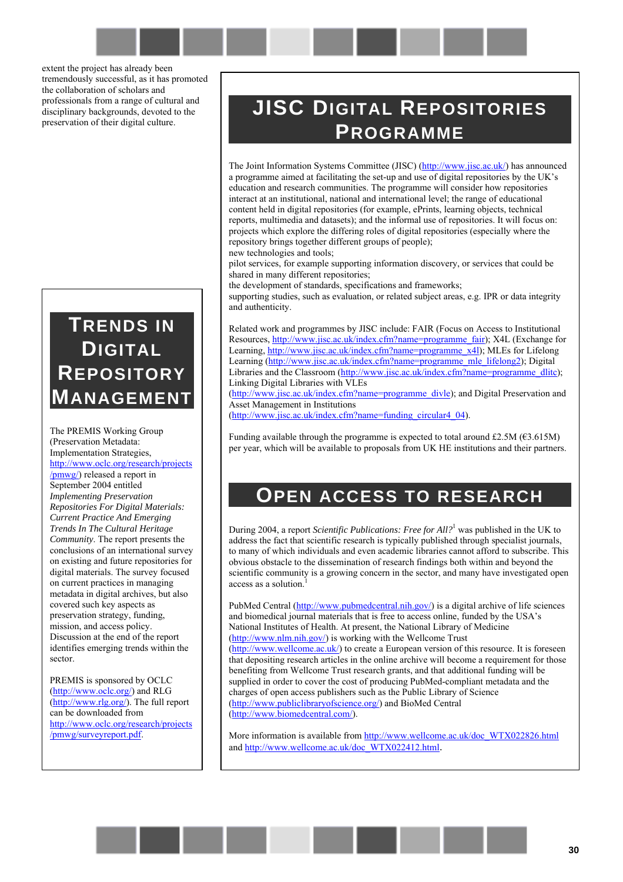extent the project has already been tremendously successful, as it has promoted the collaboration of scholars and professionals from a range of cultural and disciplinary backgrounds, devoted to the preservation of their digital culture.

## Trends in Digital Repository Management

The PREMIS Working Group (Preservation Metadata: Implementation Strategies, http://www.oclc.org/research/projects/pmwg/) released a report in September 2004 entitled *Implementing Preservation Repositories For Digital Materials: Current Practice And Emerging Trends In The Cultural Heritage Community*. The report presents the conclusions of an international survey on existing and future repositories for digital materials. The survey focused on current practices in managing metadata in digital archives, but also covered such key aspects as preservation strategy, funding, mission, and access policy. Discussion at the end of the report identifies emerging trends within the sector.

PREMIS is sponsored by OCLC (http://www.oclc.org/) and RLG (http://www.rlg.org/). The full report can be downloaded from http://www.oclc.org/research/projects/pmwg/surveyreport.pdf.

## JISC Digital Repositories Programme

The Joint Information Systems Committee (JISC) (http://www.jisc.ac.uk/) has announced a programme aimed at facilitating the set-up and use of digital repositories by the UK's education and research communities. The programme will consider how repositories interact at an institutional, national and international level; the range of educational content held in digital repositories (for example, ePrints, learning objects, technical reports, multimedia and datasets); and the informal use of repositories. It will focus on:
projects which explore the differing roles of digital repositories (especially where the repository brings together different groups of people);
new technologies and tools;
pilot services, for example supporting information discovery, or services that could be shared in many different repositories;
the development of standards, specifications and frameworks;
supporting studies, such as evaluation, or related subject areas, e.g. IPR or data integrity and authenticity.

Related work and programmes by JISC include: FAIR (Focus on Access to Institutional Resources, http://www.jisc.ac.uk/index.cfm?name=programme_fair); X4L (Exchange for Learning, http://www.jisc.ac.uk/index.cfm?name=programme_x4l); MLEs for Lifelong Learning (http://www.jisc.ac.uk/index.cfm?name=programme_mle_lifelong2); Digital Libraries and the Classroom (http://www.jisc.ac.uk/index.cfm?name=programme_dlitc); Linking Digital Libraries with VLEs (http://www.jisc.ac.uk/index.cfm?name=programme_divle); and Digital Preservation and Asset Management in Institutions (http://www.jisc.ac.uk/index.cfm?name=funding_circular4_04).

Funding available through the programme is expected to total around £2.5M (€3.615M) per year, which will be available to proposals from UK HE institutions and their partners.

## Open Access to Research

During 2004, a report *Scientific Publications: Free for All?*[1] was published in the UK to address the fact that scientific research is typically published through specialist journals, to many of which individuals and even academic libraries cannot afford to subscribe. This obvious obstacle to the dissemination of research findings both within and beyond the scientific community is a growing concern in the sector, and many have investigated open access as a solution.[1]

PubMed Central (http://www.pubmedcentral.nih.gov/) is a digital archive of life sciences and biomedical journal materials that is free to access online, funded by the USA's National Institutes of Health. At present, the National Library of Medicine (http://www.nlm.nih.gov/) is working with the Wellcome Trust (http://www.wellcome.ac.uk/) to create a European version of this resource. It is foreseen that depositing research articles in the online archive will become a requirement for those benefiting from Wellcome Trust research grants, and that additional funding will be supplied in order to cover the cost of producing PubMed-compliant metadata and the charges of open access publishers such as the Public Library of Science (http://www.publiclibraryofscience.org/) and BioMed Central (http://www.biomedcentral.com/).

More information is available from http://www.wellcome.ac.uk/doc_WTX022826.html and http://www.wellcome.ac.uk/doc_WTX022412.html.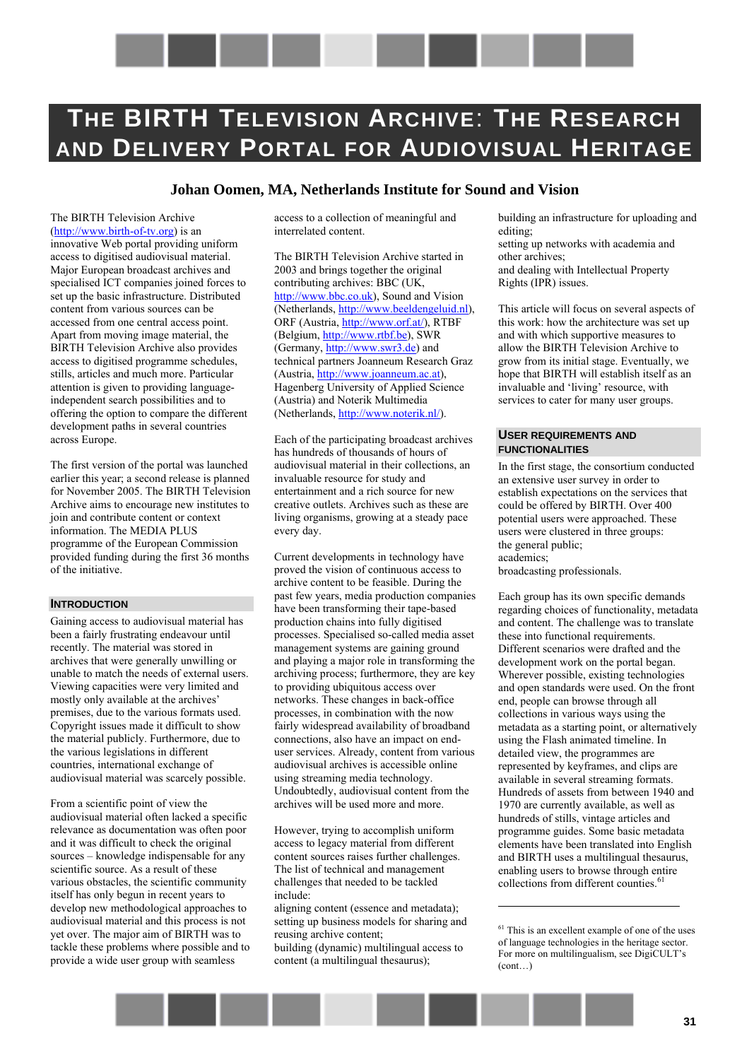# The BIRTH Television Archive: The Research and Delivery Portal for Audiovisual Heritage

### Johan Oomen, MA, Netherlands Institute for Sound and Vision

The BIRTH Television Archive (http://www.birth-of-tv.org) is an innovative Web portal providing uniform access to digitised audiovisual material. Major European broadcast archives and specialised ICT companies joined forces to set up the basic infrastructure. Distributed content from various sources can be accessed from one central access point. Apart from moving image material, the BIRTH Television Archive also provides access to digitised programme schedules, stills, articles and much more. Particular attention is given to providing language-independent search possibilities and to offering the option to compare the different development paths in several countries across Europe.

The first version of the portal was launched earlier this year; a second release is planned for November 2005. The BIRTH Television Archive aims to encourage new institutes to join and contribute content or context information. The MEDIA PLUS programme of the European Commission provided funding during the first 36 months of the initiative.

## Introduction

Gaining access to audiovisual material has been a fairly frustrating endeavour until recently. The material was stored in archives that were generally unwilling or unable to match the needs of external users. Viewing capacities were very limited and mostly only available at the archives' premises, due to the various formats used. Copyright issues made it difficult to show the material publicly. Furthermore, due to the various legislations in different countries, international exchange of audiovisual material was scarcely possible.

From a scientific point of view the audiovisual material often lacked a specific relevance as documentation was often poor and it was difficult to check the original sources – knowledge indispensable for any scientific source. As a result of these various obstacles, the scientific community itself has only begun in recent years to develop new methodological approaches to audiovisual material and this process is not yet over. The major aim of BIRTH was to tackle these problems where possible and to provide a wide user group with seamless access to a collection of meaningful and interrelated content.

The BIRTH Television Archive started in 2003 and brings together the original contributing archives: BBC (UK, http://www.bbc.co.uk), Sound and Vision (Netherlands, http://www.beeldengeluid.nl), ORF (Austria, http://www.orf.at/), RTBF (Belgium, http://www.rtbf.be), SWR (Germany, http://www.swr3.de) and technical partners Joanneum Research Graz (Austria, http://www.joanneum.ac.at), Hagenberg University of Applied Science (Austria) and Noterik Multimedia (Netherlands, http://www.noterik.nl/).

Each of the participating broadcast archives has hundreds of thousands of hours of audiovisual material in their collections, an invaluable resource for study and entertainment and a rich source for new creative outlets. Archives such as these are living organisms, growing at a steady pace every day.

Current developments in technology have proved the vision of continuous access to archive content to be feasible. During the past few years, media production companies have been transforming their tape-based production chains into fully digitised processes. Specialised so-called media asset management systems are gaining ground and playing a major role in transforming the archiving process; furthermore, they are key to providing ubiquitous access over networks. These changes in back-office processes, in combination with the now fairly widespread availability of broadband connections, also have an impact on end-user services. Already, content from various audiovisual archives is accessible online using streaming media technology. Undoubtedly, audiovisual content from the archives will be used more and more.

However, trying to accomplish uniform access to legacy material from different content sources raises further challenges. The list of technical and management challenges that needed to be tackled include:

aligning content (essence and metadata);
setting up business models for sharing and reusing archive content;
building (dynamic) multilingual access to content (a multilingual thesaurus);
building an infrastructure for uploading and editing;
setting up networks with academia and other archives;
and dealing with Intellectual Property Rights (IPR) issues.

This article will focus on several aspects of this work: how the architecture was set up and with which supportive measures to allow the BIRTH Television Archive to grow from its initial stage. Eventually, we hope that BIRTH will establish itself as an invaluable and 'living' resource, with services to cater for many user groups.

## User Requirements and Functionalities

In the first stage, the consortium conducted an extensive user survey in order to establish expectations on the services that could be offered by BIRTH. Over 400 potential users were approached. These users were clustered in three groups:

the general public;
academics;
broadcasting professionals.

Each group has its own specific demands regarding choices of functionality, metadata and content. The challenge was to translate these into functional requirements. Different scenarios were drafted and the development work on the portal began. Wherever possible, existing technologies and open standards were used. On the front end, people can browse through all collections in various ways using the metadata as a starting point, or alternatively using the Flash animated timeline. In detailed view, the programmes are represented by keyframes, and clips are available in several streaming formats. Hundreds of assets from between 1940 and 1970 are currently available, as well as hundreds of stills, vintage articles and programme guides. Some basic metadata elements have been translated into English and BIRTH uses a multilingual thesaurus, enabling users to browse through entire collections from different counties.[61]

---

[61] This is an excellent example of one of the uses of language technologies in the heritage sector. For more on multilingualism, see DigiCULT's (cont…)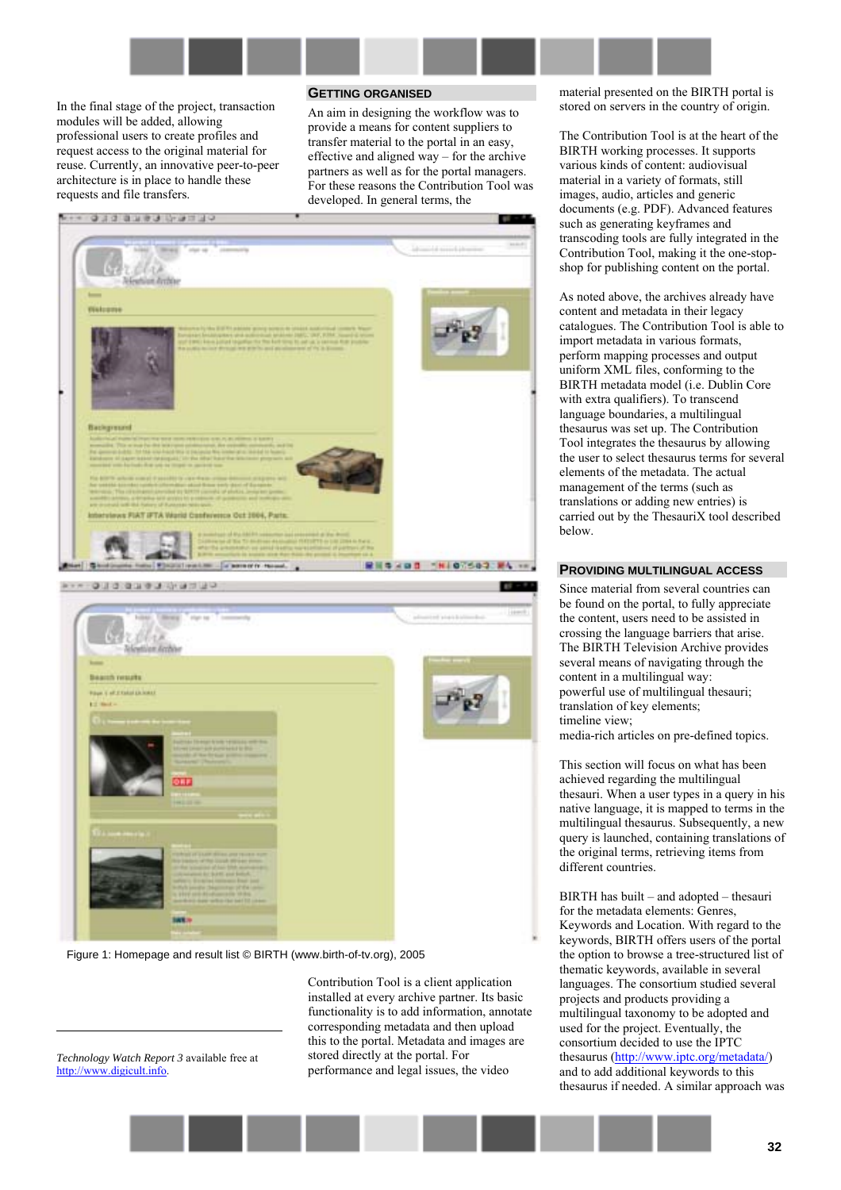In the final stage of the project, transaction modules will be added, allowing professional users to create profiles and request access to the original material for reuse. Currently, an innovative peer-to-peer architecture is in place to handle these requests and file transfers.

Figure 1: Homepage and result list © BIRTH (www.birth-of-tv.org), 2005

## Getting Organised

An aim in designing the workflow was to provide a means for content suppliers to transfer material to the portal in an easy, effective and aligned way – for the archive partners as well as for the portal managers. For these reasons the Contribution Tool was developed. In general terms, the Contribution Tool is a client application installed at every archive partner. Its basic functionality is to add information, annotate corresponding metadata and then upload this to the portal. Metadata and images are stored directly at the portal. For performance and legal issues, the video material presented on the BIRTH portal is stored on servers in the country of origin.

The Contribution Tool is at the heart of the BIRTH working processes. It supports various kinds of content: audiovisual material in a variety of formats, still images, audio, articles and generic documents (e.g. PDF). Advanced features such as generating keyframes and transcoding tools are fully integrated in the Contribution Tool, making it the one-stop-shop for publishing content on the portal.

As noted above, the archives already have content and metadata in their legacy catalogues. The Contribution Tool is able to import metadata in various formats, perform mapping processes and output uniform XML files, conforming to the BIRTH metadata model (i.e. Dublin Core with extra qualifiers). To transcend language boundaries, a multilingual thesaurus was set up. The Contribution Tool integrates the thesaurus by allowing the user to select thesaurus terms for several elements of the metadata. The actual management of the terms (such as translations or adding new entries) is carried out by the ThesauriX tool described below.

## Providing Multilingual Access

Since material from several countries can be found on the portal, to fully appreciate the content, users need to be assisted in crossing the language barriers that arise. The BIRTH Television Archive provides several means of navigating through the content in a multilingual way:
powerful use of multilingual thesauri;
translation of key elements;
timeline view;
media-rich articles on pre-defined topics.

This section will focus on what has been achieved regarding the multilingual thesauri. When a user types in a query in his native language, it is mapped to terms in the multilingual thesaurus. Subsequently, a new query is launched, containing translations of the original terms, retrieving items from different countries.

BIRTH has built – and adopted – thesauri for the metadata elements: Genres, Keywords and Location. With regard to the keywords, BIRTH offers users of the portal the option to browse a tree-structured list of thematic keywords, available in several languages. The consortium studied several projects and products providing a multilingual taxonomy to be adopted and used for the project. Eventually, the consortium decided to use the IPTC thesaurus (http://www.iptc.org/metadata/) and to add additional keywords to this thesaurus if needed. A similar approach was

---

*Technology Watch Report 3* available free at http://www.digicult.info.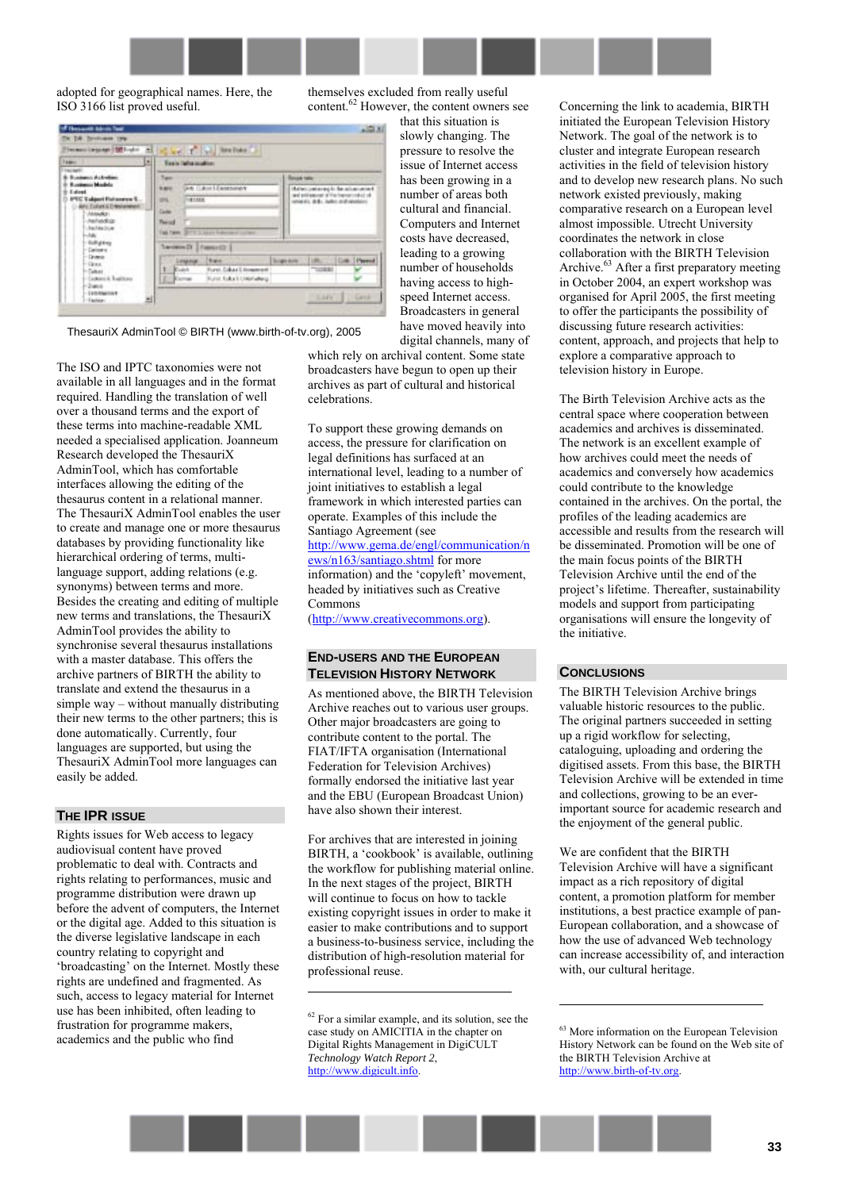adopted for geographical names. Here, the ISO 3166 list proved useful.

ThesauriX AdminTool © BIRTH (www.birth-of-tv.org), 2005

The ISO and IPTC taxonomies were not available in all languages and in the format required. Handling the translation of well over a thousand terms and the export of these terms into machine-readable XML needed a specialised application. Joanneum Research developed the ThesauriX AdminTool, which has comfortable interfaces allowing the editing of the thesaurus content in a relational manner. The ThesauriX AdminTool enables the user to create and manage one or more thesaurus databases by providing functionality like hierarchical ordering of terms, multi-language support, adding relations (e.g. synonyms) between terms and more. Besides the creating and editing of multiple new terms and translations, the ThesauriX AdminTool provides the ability to synchronise several thesaurus installations with a master database. This offers the archive partners of BIRTH the ability to translate and extend the thesaurus in a simple way – without manually distributing their new terms to the other partners; this is done automatically. Currently, four languages are supported, but using the ThesauriX AdminTool more languages can easily be added.

## The IPR Issue

Rights issues for Web access to legacy audiovisual content have proved problematic to deal with. Contracts and rights relating to performances, music and programme distribution were drawn up before the advent of computers, the Internet or the digital age. Added to this situation is the diverse legislative landscape in each country relating to copyright and 'broadcasting' on the Internet. Mostly these rights are undefined and fragmented. As such, access to legacy material for Internet use has been inhibited, often leading to frustration for programme makers, academics and the public who find themselves excluded from really useful content.[62] However, the content owners see that this situation is slowly changing. The pressure to resolve the issue of Internet access has been growing in a number of areas both cultural and financial. Computers and Internet costs have decreased, leading to a growing number of households having access to high-speed Internet access. Broadcasters in general have moved heavily into digital channels, many of which rely on archival content. Some state broadcasters have begun to open up their archives as part of cultural and historical celebrations.

To support these growing demands on access, the pressure for clarification on legal definitions has surfaced at an international level, leading to a number of joint initiatives to establish a legal framework in which interested parties can operate. Examples of this include the Santiago Agreement (see http://www.gema.de/engl/communication/news/n163/santiago.shtml for more information) and the 'copyleft' movement, headed by initiatives such as Creative Commons (http://www.creativecommons.org).

## End-users and the European Television History Network

As mentioned above, the BIRTH Television Archive reaches out to various user groups. Other major broadcasters are going to contribute content to the portal. The FIAT/IFTA organisation (International Federation for Television Archives) formally endorsed the initiative last year and the EBU (European Broadcast Union) have also shown their interest.

For archives that are interested in joining BIRTH, a 'cookbook' is available, outlining the workflow for publishing material online. In the next stages of the project, BIRTH will continue to focus on how to tackle existing copyright issues in order to make it easier to make contributions and to support a business-to-business service, including the distribution of high-resolution material for professional reuse.

Concerning the link to academia, BIRTH initiated the European Television History Network. The goal of the network is to cluster and integrate European research activities in the field of television history and to develop new research plans. No such network existed previously, making comparative research on a European level almost impossible. Utrecht University coordinates the network in close collaboration with the BIRTH Television Archive.[63] After a first preparatory meeting in October 2004, an expert workshop was organised for April 2005, the first meeting to offer the participants the possibility of discussing future research activities: content, approach, and projects that help to explore a comparative approach to television history in Europe.

The Birth Television Archive acts as the central space where cooperation between academics and archives is disseminated. The network is an excellent example of how archives could meet the needs of academics and conversely how academics could contribute to the knowledge contained in the archives. On the portal, the profiles of the leading academics are accessible and results from the research will be disseminated. Promotion will be one of the main focus points of the BIRTH Television Archive until the end of the project's lifetime. Thereafter, sustainability models and support from participating organisations will ensure the longevity of the initiative.

## Conclusions

The BIRTH Television Archive brings valuable historic resources to the public. The original partners succeeded in setting up a rigid workflow for selecting, cataloguing, uploading and ordering the digitised assets. From this base, the BIRTH Television Archive will be extended in time and collections, growing to be an ever-important source for academic research and the enjoyment of the general public.

We are confident that the BIRTH Television Archive will have a significant impact as a rich repository of digital content, a promotion platform for member institutions, a best practice example of pan-European collaboration, and a showcase of how the use of advanced Web technology can increase accessibility of, and interaction with, our cultural heritage.

---

[62] For a similar example, and its solution, see the case study on AMICITIA in the chapter on Digital Rights Management in DigiCULT *Technology Watch Report 2*, http://www.digicult.info.

[63] More information on the European Television History Network can be found on the Web site of the BIRTH Television Archive at http://www.birth-of-tv.org.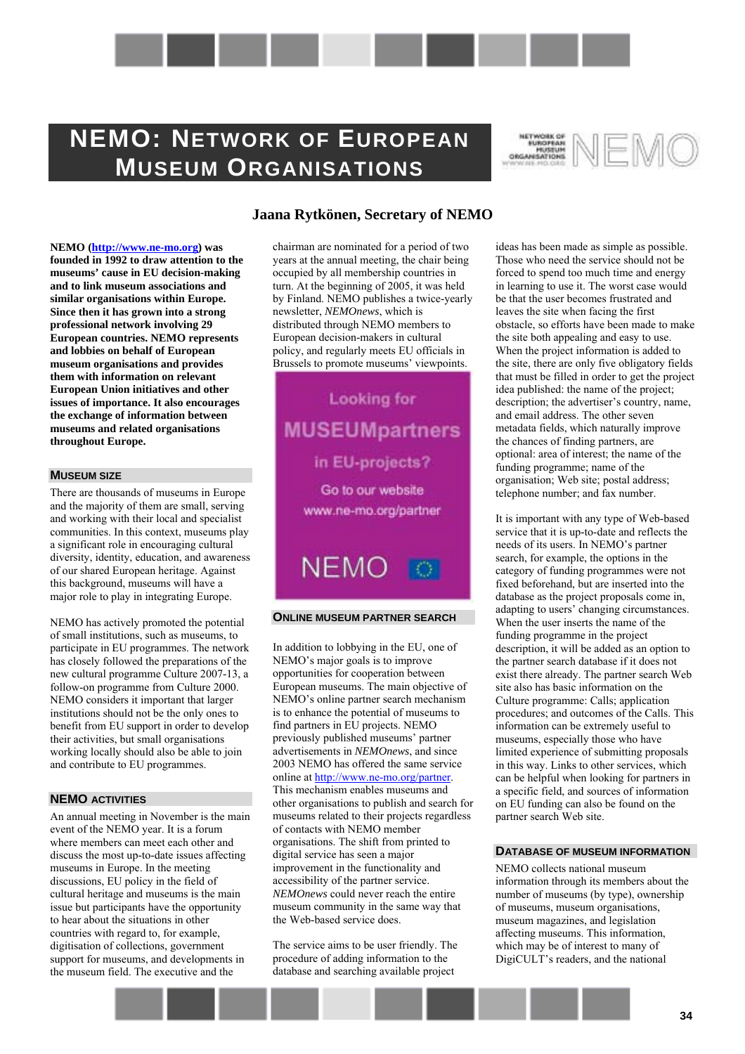# NEMO: Network of European Museum Organisations

**Jaana Rytkönen, Secretary of NEMO**

**NEMO (http://www.ne-mo.org) was founded in 1992 to draw attention to the museums' cause in EU decision-making and to link museum associations and similar organisations within Europe. Since then it has grown into a strong professional network involving 29 European countries. NEMO represents and lobbies on behalf of European museum organisations and provides them with information on relevant European Union initiatives and other issues of importance. It also encourages the exchange of information between museums and related organisations throughout Europe.**

## Museum Size

There are thousands of museums in Europe and the majority of them are small, serving and working with their local and specialist communities. In this context, museums play a significant role in encouraging cultural diversity, identity, education, and awareness of our shared European heritage. Against this background, museums will have a major role to play in integrating Europe.

NEMO has actively promoted the potential of small institutions, such as museums, to participate in EU programmes. The network has closely followed the preparations of the new cultural programme Culture 2007-13, a follow-on programme from Culture 2000. NEMO considers it important that larger institutions should not be the only ones to benefit from EU support in order to develop their activities, but small organisations working locally should also be able to join and contribute to EU programmes.

## NEMO Activities

An annual meeting in November is the main event of the NEMO year. It is a forum where members can meet each other and discuss the most up-to-date issues affecting museums in Europe. In the meeting discussions, EU policy in the field of cultural heritage and museums is the main issue but participants have the opportunity to hear about the situations in other countries with regard to, for example, digitisation of collections, government support for museums, and developments in the museum field. The executive and the chairman are nominated for a period of two years at the annual meeting, the chair being occupied by all membership countries in turn. At the beginning of 2005, it was held by Finland. NEMO publishes a twice-yearly newsletter, *NEMOnews*, which is distributed through NEMO members to European decision-makers in cultural policy, and regularly meets EU officials in Brussels to promote museums' viewpoints.

Looking for MUSEUMpartners in EU-projects? Go to our website www.ne-mo.org/partner NEMO

## Online Museum Partner Search

In addition to lobbying in the EU, one of NEMO's major goals is to improve opportunities for cooperation between European museums. The main objective of NEMO's online partner search mechanism is to enhance the potential of museums to find partners in EU projects. NEMO previously published museums' partner advertisements in *NEMOnews*, and since 2003 NEMO has offered the same service online at http://www.ne-mo.org/partner. This mechanism enables museums and other organisations to publish and search for museums related to their projects regardless of contacts with NEMO member organisations. The shift from printed to digital service has seen a major improvement in the functionality and accessibility of the partner service. *NEMOnews* could never reach the entire museum community in the same way that the Web-based service does.

The service aims to be user friendly. The procedure of adding information to the database and searching available project ideas has been made as simple as possible. Those who need the service should not be forced to spend too much time and energy in learning to use it. The worst case would be that the user becomes frustrated and leaves the site when facing the first obstacle, so efforts have been made to make the site both appealing and easy to use. When the project information is added to the site, there are only five obligatory fields that must be filled in order to get the project idea published: the name of the project; description; the advertiser's country, name, and email address. The other seven metadata fields, which naturally improve the chances of finding partners, are optional: area of interest; the name of the funding programme; name of the organisation; Web site; postal address; telephone number; and fax number.

It is important with any type of Web-based service that it is up-to-date and reflects the needs of its users. In NEMO's partner search, for example, the options in the category of funding programmes were not fixed beforehand, but are inserted into the database as the project proposals come in, adapting to users' changing circumstances. When the user inserts the name of the funding programme in the project description, it will be added as an option to the partner search database if it does not exist there already. The partner search Web site also has basic information on the Culture programme: Calls; application procedures; and outcomes of the Calls. This information can be extremely useful to museums, especially those who have limited experience of submitting proposals in this way. Links to other services, which can be helpful when looking for partners in a specific field, and sources of information on EU funding can also be found on the partner search Web site.

## Database of Museum Information

NEMO collects national museum information through its members about the number of museums (by type), ownership of museums, museum organisations, museum magazines, and legislation affecting museums. This information, which may be of interest to many of DigiCULT's readers, and the national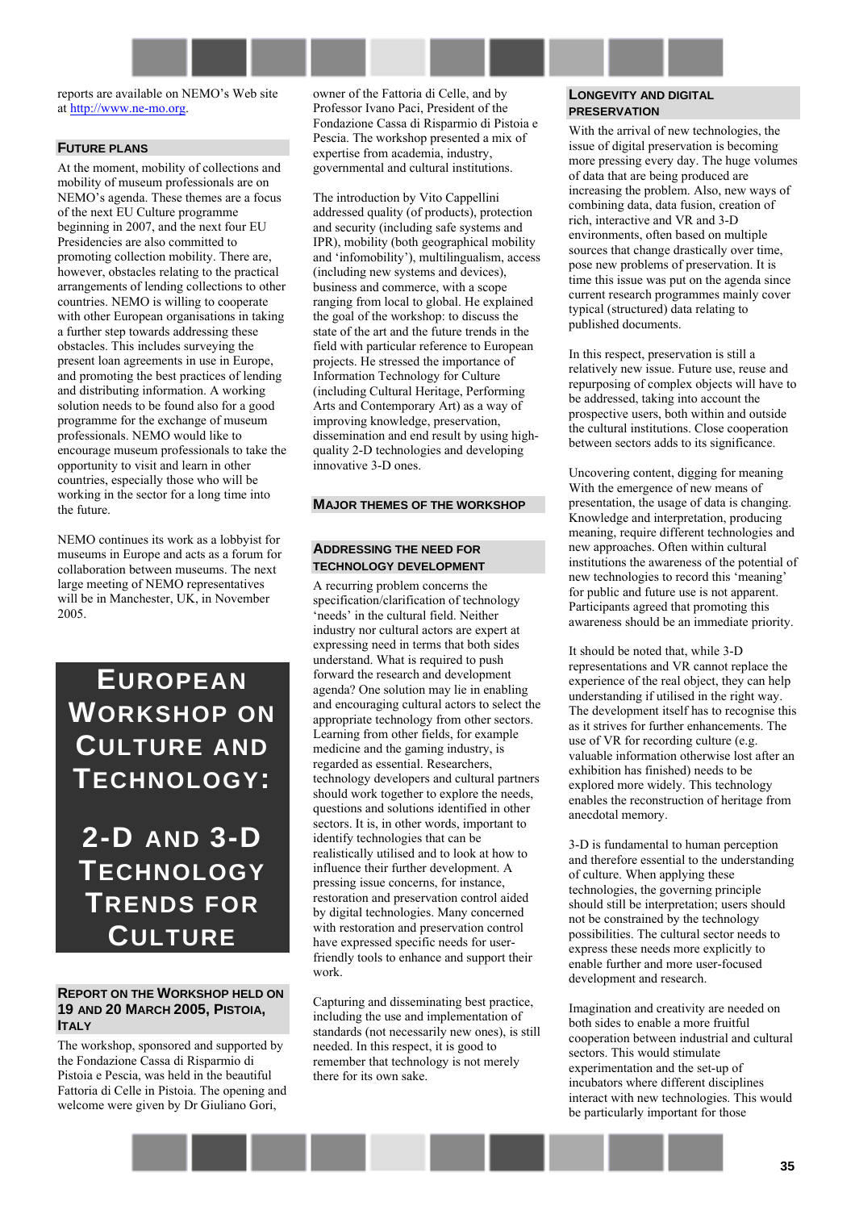reports are available on NEMO's Web site at http://www.ne-mo.org.

### Future Plans

At the moment, mobility of collections and mobility of museum professionals are on NEMO's agenda. These themes are a focus of the next EU Culture programme beginning in 2007, and the next four EU Presidencies are also committed to promoting collection mobility. There are, however, obstacles relating to the practical arrangements of lending collections to other countries. NEMO is willing to cooperate with other European organisations in taking a further step towards addressing these obstacles. This includes surveying the present loan agreements in use in Europe, and promoting the best practices of lending and distributing information. A working solution needs to be found also for a good programme for the exchange of museum professionals. NEMO would like to encourage museum professionals to take the opportunity to visit and learn in other countries, especially those who will be working in the sector for a long time into the future.

NEMO continues its work as a lobbyist for museums in Europe and acts as a forum for collaboration between museums. The next large meeting of NEMO representatives will be in Manchester, UK, in November 2005.

# European Workshop on Culture and Technology: 2-D and 3-D Technology Trends for Culture

### Report on the Workshop held on 19 and 20 March 2005, Pistoia, Italy

The workshop, sponsored and supported by the Fondazione Cassa di Risparmio di Pistoia e Pescia, was held in the beautiful Fattoria di Celle in Pistoia. The opening and welcome were given by Dr Giuliano Gori, owner of the Fattoria di Celle, and by Professor Ivano Paci, President of the Fondazione Cassa di Risparmio di Pistoia e Pescia. The workshop presented a mix of expertise from academia, industry, governmental and cultural institutions.

The introduction by Vito Cappellini addressed quality (of products), protection and security (including safe systems and IPR), mobility (both geographical mobility and 'infomobility'), multilingualism, access (including new systems and devices), business and commerce, with a scope ranging from local to global. He explained the goal of the workshop: to discuss the state of the art and the future trends in the field with particular reference to European projects. He stressed the importance of Information Technology for Culture (including Cultural Heritage, Performing Arts and Contemporary Art) as a way of improving knowledge, preservation, dissemination and end result by using high-quality 2-D technologies and developing innovative 3-D ones.

### Major Themes of the Workshop

### Addressing the Need for Technology Development

A recurring problem concerns the specification/clarification of technology 'needs' in the cultural field. Neither industry nor cultural actors are expert at expressing need in terms that both sides understand. What is required to push forward the research and development agenda? One solution may lie in enabling and encouraging cultural actors to select the appropriate technology from other sectors. Learning from other fields, for example medicine and the gaming industry, is regarded as essential. Researchers, technology developers and cultural partners should work together to explore the needs, questions and solutions identified in other sectors. It is, in other words, important to identify technologies that can be realistically utilised and to look at how to influence their further development. A pressing issue concerns, for instance, restoration and preservation control aided by digital technologies. Many concerned with restoration and preservation control have expressed specific needs for user-friendly tools to enhance and support their work.

Capturing and disseminating best practice, including the use and implementation of standards (not necessarily new ones), is still needed. In this respect, it is good to remember that technology is not merely there for its own sake.

### Longevity and Digital Preservation

With the arrival of new technologies, the issue of digital preservation is becoming more pressing every day. The huge volumes of data that are being produced are increasing the problem. Also, new ways of combining data, data fusion, creation of rich, interactive and VR and 3-D environments, often based on multiple sources that change drastically over time, pose new problems of preservation. It is time this issue was put on the agenda since current research programmes mainly cover typical (structured) data relating to published documents.

In this respect, preservation is still a relatively new issue. Future use, reuse and repurposing of complex objects will have to be addressed, taking into account the prospective users, both within and outside the cultural institutions. Close cooperation between sectors adds to its significance.

Uncovering content, digging for meaning
With the emergence of new means of presentation, the usage of data is changing. Knowledge and interpretation, producing meaning, require different technologies and new approaches. Often within cultural institutions the awareness of the potential of new technologies to record this 'meaning' for public and future use is not apparent. Participants agreed that promoting this awareness should be an immediate priority.

It should be noted that, while 3-D representations and VR cannot replace the experience of the real object, they can help understanding if utilised in the right way. The development itself has to recognise this as it strives for further enhancements. The use of VR for recording culture (e.g. valuable information otherwise lost after an exhibition has finished) needs to be explored more widely. This technology enables the reconstruction of heritage from anecdotal memory.

3-D is fundamental to human perception and therefore essential to the understanding of culture. When applying these technologies, the governing principle should still be interpretation; users should not be constrained by the technology possibilities. The cultural sector needs to express these needs more explicitly to enable further and more user-focused development and research.

Imagination and creativity are needed on both sides to enable a more fruitful cooperation between industrial and cultural sectors. This would stimulate experimentation and the set-up of incubators where different disciplines interact with new technologies. This would be particularly important for those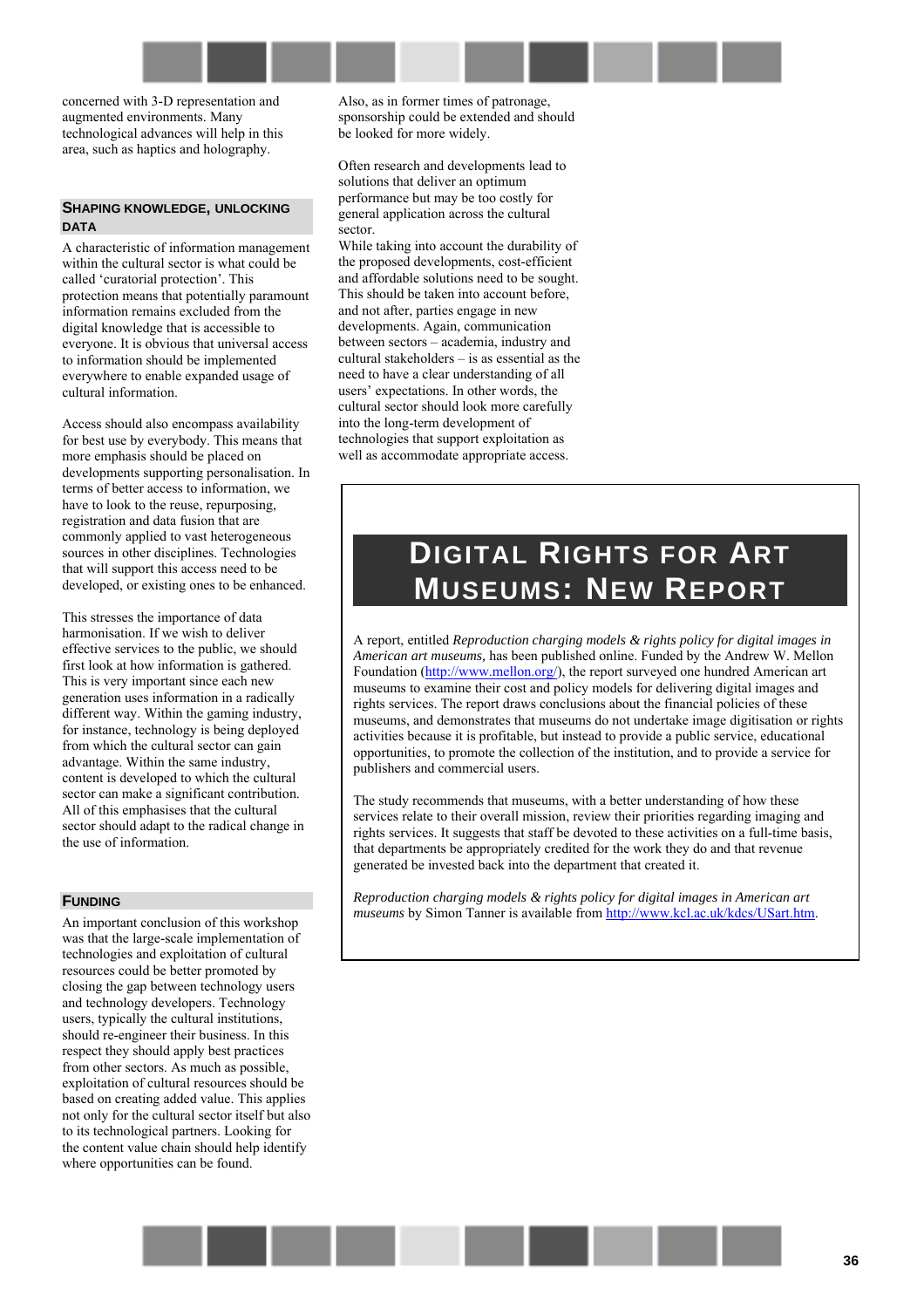concerned with 3-D representation and augmented environments. Many technological advances will help in this area, such as haptics and holography.

### Shaping Knowledge, Unlocking Data

A characteristic of information management within the cultural sector is what could be called 'curatorial protection'. This protection means that potentially paramount information remains excluded from the digital knowledge that is accessible to everyone. It is obvious that universal access to information should be implemented everywhere to enable expanded usage of cultural information.

Access should also encompass availability for best use by everybody. This means that more emphasis should be placed on developments supporting personalisation. In terms of better access to information, we have to look to the reuse, repurposing, registration and data fusion that are commonly applied to vast heterogeneous sources in other disciplines. Technologies that will support this access need to be developed, or existing ones to be enhanced.

This stresses the importance of data harmonisation. If we wish to deliver effective services to the public, we should first look at how information is gathered. This is very important since each new generation uses information in a radically different way. Within the gaming industry, for instance, technology is being deployed from which the cultural sector can gain advantage. Within the same industry, content is developed to which the cultural sector can make a significant contribution. All of this emphasises that the cultural sector should adapt to the radical change in the use of information.

### Funding

An important conclusion of this workshop was that the large-scale implementation of technologies and exploitation of cultural resources could be better promoted by closing the gap between technology users and technology developers. Technology users, typically the cultural institutions, should re-engineer their business. In this respect they should apply best practices from other sectors. As much as possible, exploitation of cultural resources should be based on creating added value. This applies not only for the cultural sector itself but also to its technological partners. Looking for the content value chain should help identify where opportunities can be found.

Also, as in former times of patronage, sponsorship could be extended and should be looked for more widely.

Often research and developments lead to solutions that deliver an optimum performance but may be too costly for general application across the cultural sector.
While taking into account the durability of the proposed developments, cost-efficient and affordable solutions need to be sought. This should be taken into account before, and not after, parties engage in new developments. Again, communication between sectors – academia, industry and cultural stakeholders – is as essential as the need to have a clear understanding of all users' expectations. In other words, the cultural sector should look more carefully into the long-term development of technologies that support exploitation as well as accommodate appropriate access.

## Digital Rights for Art Museums: New Report

A report, entitled *Reproduction charging models & rights policy for digital images in American art museums*, has been published online. Funded by the Andrew W. Mellon Foundation (http://www.mellon.org/), the report surveyed one hundred American art museums to examine their cost and policy models for delivering digital images and rights services. The report draws conclusions about the financial policies of these museums, and demonstrates that museums do not undertake image digitisation or rights activities because it is profitable, but instead to provide a public service, educational opportunities, to promote the collection of the institution, and to provide a service for publishers and commercial users.

The study recommends that museums, with a better understanding of how these services relate to their overall mission, review their priorities regarding imaging and rights services. It suggests that staff be devoted to these activities on a full-time basis, that departments be appropriately credited for the work they do and that revenue generated be invested back into the department that created it.

*Reproduction charging models & rights policy for digital images in American art museums* by Simon Tanner is available from http://www.kcl.ac.uk/kdcs/USart.htm.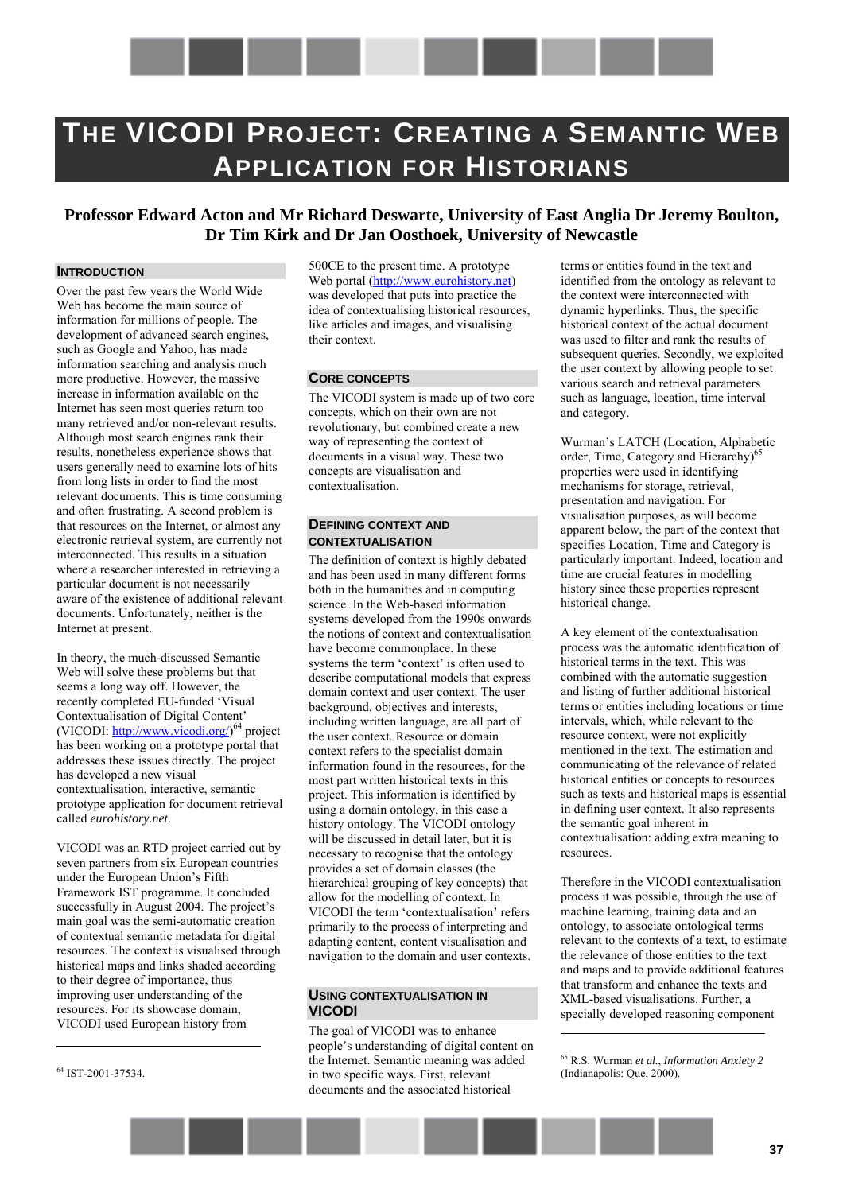# THE VICODI PROJECT: CREATING A SEMANTIC WEB APPLICATION FOR HISTORIANS

**Professor Edward Acton and Mr Richard Deswarte, University of East Anglia Dr Jeremy Boulton, Dr Tim Kirk and Dr Jan Oosthoek, University of Newcastle**

## INTRODUCTION

Over the past few years the World Wide Web has become the main source of information for millions of people. The development of advanced search engines, such as Google and Yahoo, has made information searching and analysis much more productive. However, the massive increase in information available on the Internet has seen most queries return too many retrieved and/or non-relevant results. Although most search engines rank their results, nonetheless experience shows that users generally need to examine lots of hits from long lists in order to find the most relevant documents. This is time consuming and often frustrating. A second problem is that resources on the Internet, or almost any electronic retrieval system, are currently not interconnected. This results in a situation where a researcher interested in retrieving a particular document is not necessarily aware of the existence of additional relevant documents. Unfortunately, neither is the Internet at present.

In theory, the much-discussed Semantic Web will solve these problems but that seems a long way off. However, the recently completed EU-funded 'Visual Contextualisation of Digital Content' (VICODI: http://www.vicodi.org/)[64] project has been working on a prototype portal that addresses these issues directly. The project has developed a new visual contextualisation, interactive, semantic prototype application for document retrieval called *eurohistory.net*.

VICODI was an RTD project carried out by seven partners from six European countries under the European Union's Fifth Framework IST programme. It concluded successfully in August 2004. The project's main goal was the semi-automatic creation of contextual semantic metadata for digital resources. The context is visualised through historical maps and links shaded according to their degree of importance, thus improving user understanding of the resources. For its showcase domain, VICODI used European history from 500CE to the present time. A prototype Web portal (http://www.eurohistory.net) was developed that puts into practice the idea of contextualising historical resources, like articles and images, and visualising their context.

## CORE CONCEPTS

The VICODI system is made up of two core concepts, which on their own are not revolutionary, but combined create a new way of representing the context of documents in a visual way. These two concepts are visualisation and contextualisation.

## DEFINING CONTEXT AND CONTEXTUALISATION

The definition of context is highly debated and has been used in many different forms both in the humanities and in computing science. In the Web-based information systems developed from the 1990s onwards the notions of context and contextualisation have become commonplace. In these systems the term 'context' is often used to describe computational models that express domain context and user context. The user background, objectives and interests, including written language, are all part of the user context. Resource or domain context refers to the specialist domain information found in the resources, for the most part written historical texts in this project. This information is identified by using a domain ontology, in this case a history ontology. The VICODI ontology will be discussed in detail later, but it is necessary to recognise that the ontology provides a set of domain classes (the hierarchical grouping of key concepts) that allow for the modelling of context. In VICODI the term 'contextualisation' refers primarily to the process of interpreting and adapting content, content visualisation and navigation to the domain and user contexts.

## USING CONTEXTUALISATION IN VICODI

The goal of VICODI was to enhance people's understanding of digital content on the Internet. Semantic meaning was added in two specific ways. First, relevant documents and the associated historical terms or entities found in the text and identified from the ontology as relevant to the context were interconnected with dynamic hyperlinks. Thus, the specific historical context of the actual document was used to filter and rank the results of subsequent queries. Secondly, we exploited the user context by allowing people to set various search and retrieval parameters such as language, location, time interval and category.

Wurman's LATCH (Location, Alphabetic order, Time, Category and Hierarchy)[65] properties were used in identifying mechanisms for storage, retrieval, presentation and navigation. For visualisation purposes, as will become apparent below, the part of the context that specifies Location, Time and Category is particularly important. Indeed, location and time are crucial features in modelling history since these properties represent historical change.

A key element of the contextualisation process was the automatic identification of historical terms in the text. This was combined with the automatic suggestion and listing of further additional historical terms or entities including locations or time intervals, which, while relevant to the resource context, were not explicitly mentioned in the text. The estimation and communicating of the relevance of related historical entities or concepts to resources such as texts and historical maps is essential in defining user context. It also represents the semantic goal inherent in contextualisation: adding extra meaning to resources.

Therefore in the VICODI contextualisation process it was possible, through the use of machine learning, training data and an ontology, to associate ontological terms relevant to the contexts of a text, to estimate the relevance of those entities to the text and maps and to provide additional features that transform and enhance the texts and XML-based visualisations. Further, a specially developed reasoning component

---

[64] IST-2001-37534.

[65] R.S. Wurman *et al.*, *Information Anxiety 2* (Indianapolis: Que, 2000).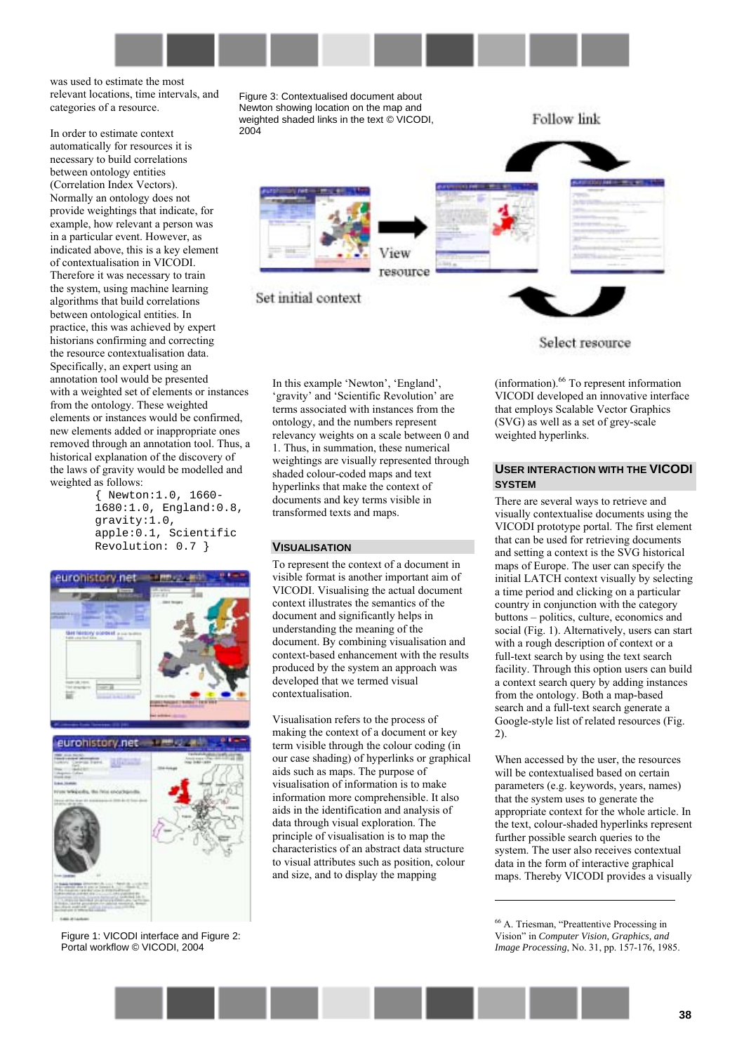was used to estimate the most relevant locations, time intervals, and categories of a resource.

In order to estimate context automatically for resources it is necessary to build correlations between ontology entities (Correlation Index Vectors). Normally an ontology does not provide weightings that indicate, for example, how relevant a person was in a particular event. However, as indicated above, this is a key element of contextualisation in VICODI. Therefore it was necessary to train the system, using machine learning algorithms that build correlations between ontological entities. In practice, this was achieved by expert historians confirming and correcting the resource contextualisation data. Specifically, an expert using an annotation tool would be presented with a weighted set of elements or instances from the ontology. These weighted elements or instances would be confirmed, new elements added or inappropriate ones removed through an annotation tool. Thus, a historical explanation of the discovery of the laws of gravity would be modelled and weighted as follows:

```
{ Newton:1.0, 1660-
1680:1.0, England:0.8,
gravity:1.0,
apple:0.1, Scientific
Revolution: 0.7 }
```

Figure 1: VICODI interface and Figure 2: Portal workflow © VICODI, 2004

Figure 3: Contextualised document about Newton showing location on the map and weighted shaded links in the text © VICODI, 2004

In this example 'Newton', 'England', 'gravity' and 'Scientific Revolution' are terms associated with instances from the ontology, and the numbers represent relevancy weights on a scale between 0 and 1. Thus, in summation, these numerical weightings are visually represented through shaded colour-coded maps and text hyperlinks that make the context of documents and key terms visible in transformed texts and maps.

## VISUALISATION

To represent the context of a document in visible format is another important aim of VICODI. Visualising the actual document context illustrates the semantics of the document and significantly helps in understanding the meaning of the document. By combining visualisation and context-based enhancement with the results produced by the system an approach was developed that we termed visual contextualisation.

Visualisation refers to the process of making the context of a document or key term visible through the colour coding (in our case shading) of hyperlinks or graphical aids such as maps. The purpose of visualisation of information is to make information more comprehensible. It also aids in the identification and analysis of data through visual exploration. The principle of visualisation is to map the characteristics of an abstract data structure to visual attributes such as position, colour and size, and to display the mapping (information).[66] To represent information VICODI developed an innovative interface that employs Scalable Vector Graphics (SVG) as well as a set of grey-scale weighted hyperlinks.

## USER INTERACTION WITH THE VICODI SYSTEM

There are several ways to retrieve and visually contextualise documents using the VICODI prototype portal. The first element that can be used for retrieving documents and setting a context is the SVG historical maps of Europe. The user can specify the initial LATCH context visually by selecting a time period and clicking on a particular country in conjunction with the category buttons – politics, culture, economics and social (Fig. 1). Alternatively, users can start with a rough description of context or a full-text search by using the text search facility. Through this option users can build a context search query by adding instances from the ontology. Both a map-based search and a full-text search generate a Google-style list of related resources (Fig. 2).

When accessed by the user, the resources will be contextualised based on certain parameters (e.g. keywords, years, names) that the system uses to generate the appropriate context for the whole article. In the text, colour-shaded hyperlinks represent further possible search queries to the system. The user also receives contextual data in the form of interactive graphical maps. Thereby VICODI provides a visually

---

[66] A. Triesman, "Preattentive Processing in Vision" in *Computer Vision, Graphics, and Image Processing*, No. 31, pp. 157-176, 1985.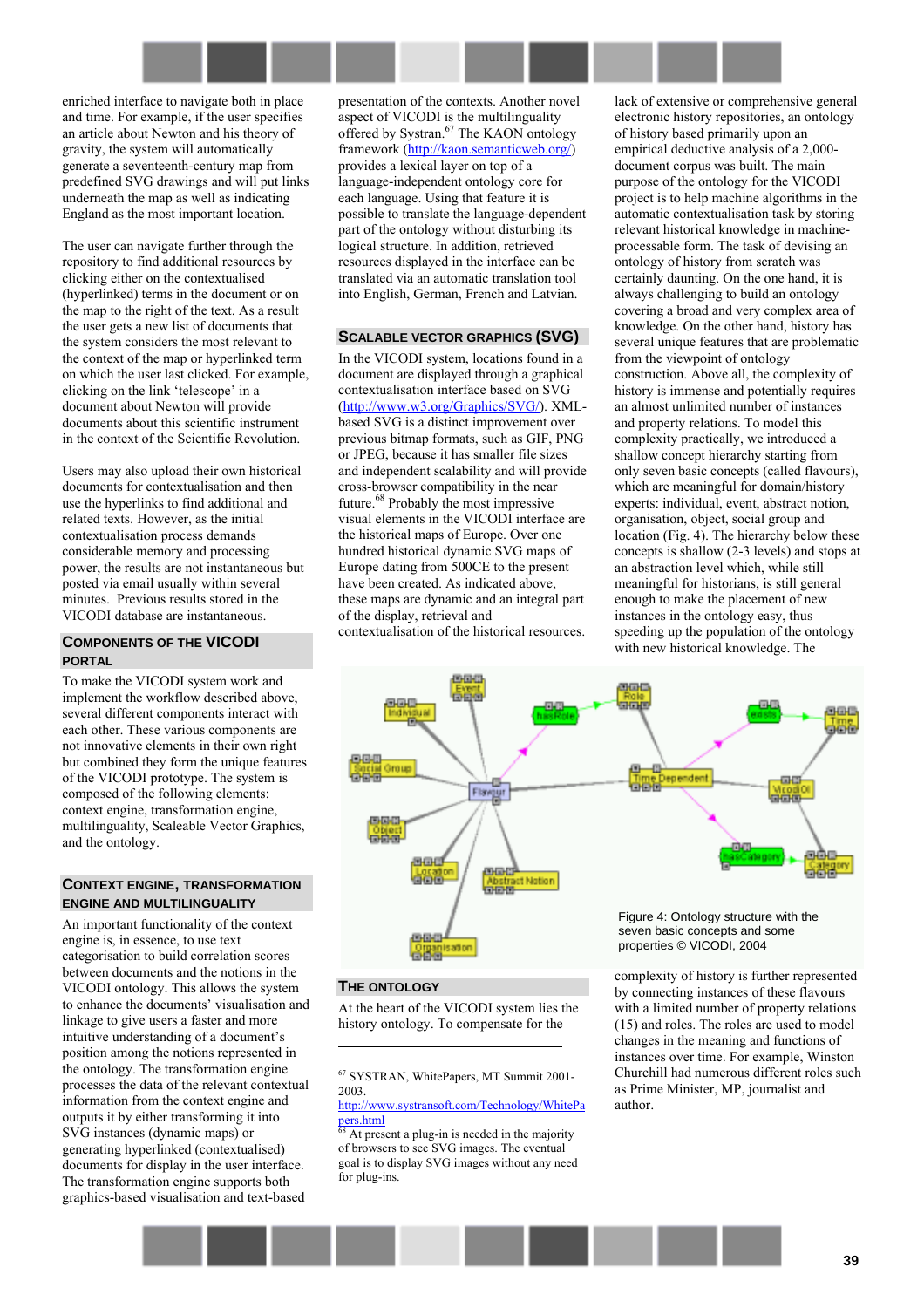enriched interface to navigate both in place and time. For example, if the user specifies an article about Newton and his theory of gravity, the system will automatically generate a seventeenth-century map from predefined SVG drawings and will put links underneath the map as well as indicating England as the most important location.

The user can navigate further through the repository to find additional resources by clicking either on the contextualised (hyperlinked) terms in the document or on the map to the right of the text. As a result the user gets a new list of documents that the system considers the most relevant to the context of the map or hyperlinked term on which the user last clicked. For example, clicking on the link 'telescope' in a document about Newton will provide documents about this scientific instrument in the context of the Scientific Revolution.

Users may also upload their own historical documents for contextualisation and then use the hyperlinks to find additional and related texts. However, as the initial contextualisation process demands considerable memory and processing power, the results are not instantaneous but posted via email usually within several minutes. Previous results stored in the VICODI database are instantaneous.

## Components of the VICODI Portal

To make the VICODI system work and implement the workflow described above, several different components interact with each other. These various components are not innovative elements in their own right but combined they form the unique features of the VICODI prototype. The system is composed of the following elements: context engine, transformation engine, multilinguality, Scaleable Vector Graphics, and the ontology.

## Context Engine, Transformation Engine and Multilinguality

An important functionality of the context engine is, in essence, to use text categorisation to build correlation scores between documents and the notions in the VICODI ontology. This allows the system to enhance the documents' visualisation and linkage to give users a faster and more intuitive understanding of a document's position among the notions represented in the ontology. The transformation engine processes the data of the relevant contextual information from the context engine and outputs it by either transforming it into SVG instances (dynamic maps) or generating hyperlinked (contextualised) documents for display in the user interface. The transformation engine supports both graphics-based visualisation and text-based presentation of the contexts. Another novel aspect of VICODI is the multilinguality offered by Systran.[67] The KAON ontology framework (http://kaon.semanticweb.org/) provides a lexical layer on top of a language-independent ontology core for each language. Using that feature it is possible to translate the language-dependent part of the ontology without disturbing its logical structure. In addition, retrieved resources displayed in the interface can be translated via an automatic translation tool into English, German, French and Latvian.

## Scalable Vector Graphics (SVG)

In the VICODI system, locations found in a document are displayed through a graphical contextualisation interface based on SVG (http://www.w3.org/Graphics/SVG/). XML-based SVG is a distinct improvement over previous bitmap formats, such as GIF, PNG or JPEG, because it has smaller file sizes and independent scalability and will provide cross-browser compatibility in the near future.[68] Probably the most impressive visual elements in the VICODI interface are the historical maps of Europe. Over one hundred historical dynamic SVG maps of Europe dating from 500CE to the present have been created. As indicated above, these maps are dynamic and an integral part of the display, retrieval and contextualisation of the historical resources.

## The Ontology

At the heart of the VICODI system lies the history ontology. To compensate for the lack of extensive or comprehensive general electronic history repositories, an ontology of history based primarily upon an empirical deductive analysis of a 2,000-document corpus was built. The main purpose of the ontology for the VICODI project is to help machine algorithms in the automatic contextualisation task by storing relevant historical knowledge in machine-processable form. The task of devising an ontology of history from scratch was certainly daunting. On the one hand, it is always challenging to build an ontology covering a broad and very complex area of knowledge. On the other hand, history has several unique features that are problematic from the viewpoint of ontology construction. Above all, the complexity of history is immense and potentially requires an almost unlimited number of instances and property relations. To model this complexity practically, we introduced a shallow concept hierarchy starting from only seven basic concepts (called flavours), which are meaningful for domain/history experts: individual, event, abstract notion, organisation, object, social group and location (Fig. 4). The hierarchy below these concepts is shallow (2-3 levels) and stops at an abstraction level which, while still meaningful for historians, is still general enough to make the placement of new instances in the ontology easy, thus speeding up the population of the ontology with new historical knowledge. The complexity of history is further represented by connecting instances of these flavours with a limited number of property relations (15) and roles. The roles are used to model changes in the meaning and functions of instances over time. For example, Winston Churchill had numerous different roles such as Prime Minister, MP, journalist and author.

Figure 4: Ontology structure with the seven basic concepts and some properties © VICODI, 2004

---

[67] SYSTRAN, WhitePapers, MT Summit 2001-2003. http://www.systransoft.com/Technology/WhitePapers.html

[68] At present a plug-in is needed in the majority of browsers to see SVG images. The eventual goal is to display SVG images without any need for plug-ins.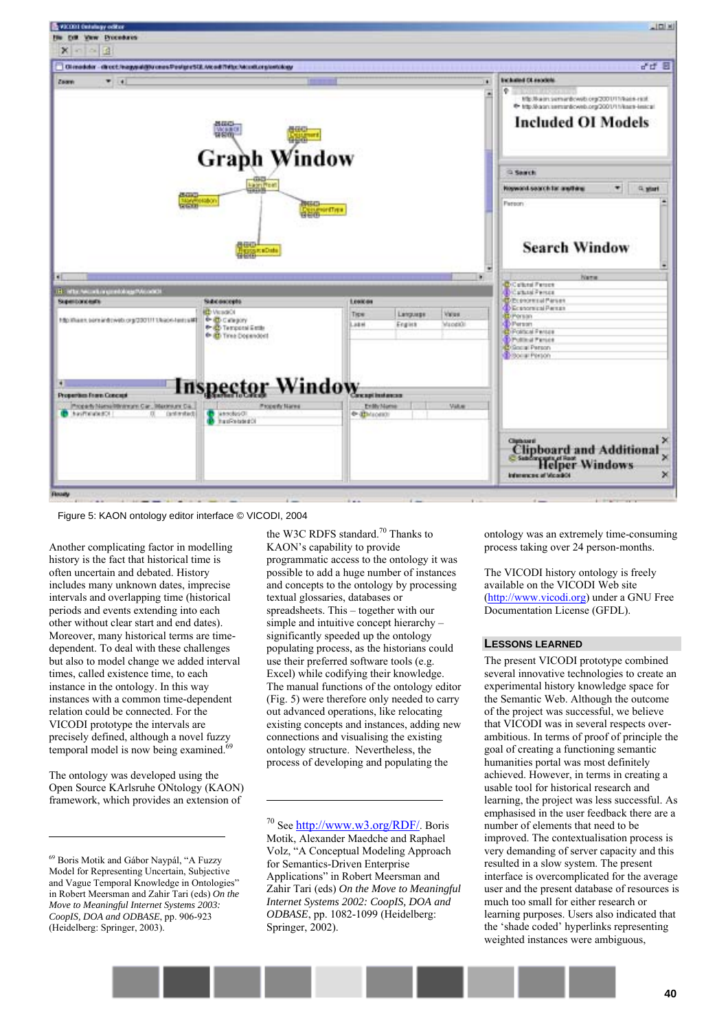Figure 5: KAON ontology editor interface © VICODI, 2004

Another complicating factor in modelling history is the fact that historical time is often uncertain and debated. History includes many unknown dates, imprecise intervals and overlapping time (historical periods and events extending into each other without clear start and end dates). Moreover, many historical terms are time-dependent. To deal with these challenges but also to model change we added interval times, called existence time, to each instance in the ontology. In this way instances with a common time-dependent relation could be connected. For the VICODI prototype the intervals are precisely defined, although a novel fuzzy temporal model is now being examined.[69]

The ontology was developed using the Open Source KArlsruhe ONtology (KAON) framework, which provides an extension of the W3C RDFS standard.[70] Thanks to KAON's capability to provide programmatic access to the ontology it was possible to add a huge number of instances and concepts to the ontology by processing textual glossaries, databases or spreadsheets. This – together with our simple and intuitive concept hierarchy – significantly speeded up the ontology populating process, as the historians could use their preferred software tools (e.g. Excel) while codifying their knowledge. The manual functions of the ontology editor (Fig. 5) were therefore only needed to carry out advanced operations, like relocating existing concepts and instances, adding new connections and visualising the existing ontology structure. Nevertheless, the process of developing and populating the ontology was an extremely time-consuming process taking over 24 person-months.

The VICODI history ontology is freely available on the VICODI Web site (http://www.vicodi.org) under a GNU Free Documentation License (GFDL).

## Lessons Learned

The present VICODI prototype combined several innovative technologies to create an experimental history knowledge space for the Semantic Web. Although the outcome of the project was successful, we believe that VICODI was in several respects over-ambitious. In terms of proof of principle the goal of creating a functioning semantic humanities portal was most definitely achieved. However, in terms of creating a usable tool for historical research and learning, the project was less successful. As emphasised in the user feedback there are a number of elements that need to be improved. The contextualisation process is very demanding of server capacity and this resulted in a slow system. The present interface is overcomplicated for the average user and the present database of resources is much too small for either research or learning purposes. Users also indicated that the 'shade coded' hyperlinks representing weighted instances were ambiguous,

---

[69] Boris Motik and Gábor Naypál, "A Fuzzy Model for Representing Uncertain, Subjective and Vague Temporal Knowledge in Ontologies" in Robert Meersman and Zahir Tari (eds) *On the Move to Meaningful Internet Systems 2003: CoopIS, DOA and ODBASE*, pp. 906-923 (Heidelberg: Springer, 2003).

[70] See http://www.w3.org/RDF/. Boris Motik, Alexander Maedche and Raphael Volz, "A Conceptual Modeling Approach for Semantics-Driven Enterprise Applications" in Robert Meersman and Zahir Tari (eds) *On the Move to Meaningful Internet Systems 2002: CoopIS, DOA and ODBASE*, pp. 1082-1099 (Heidelberg: Springer, 2002).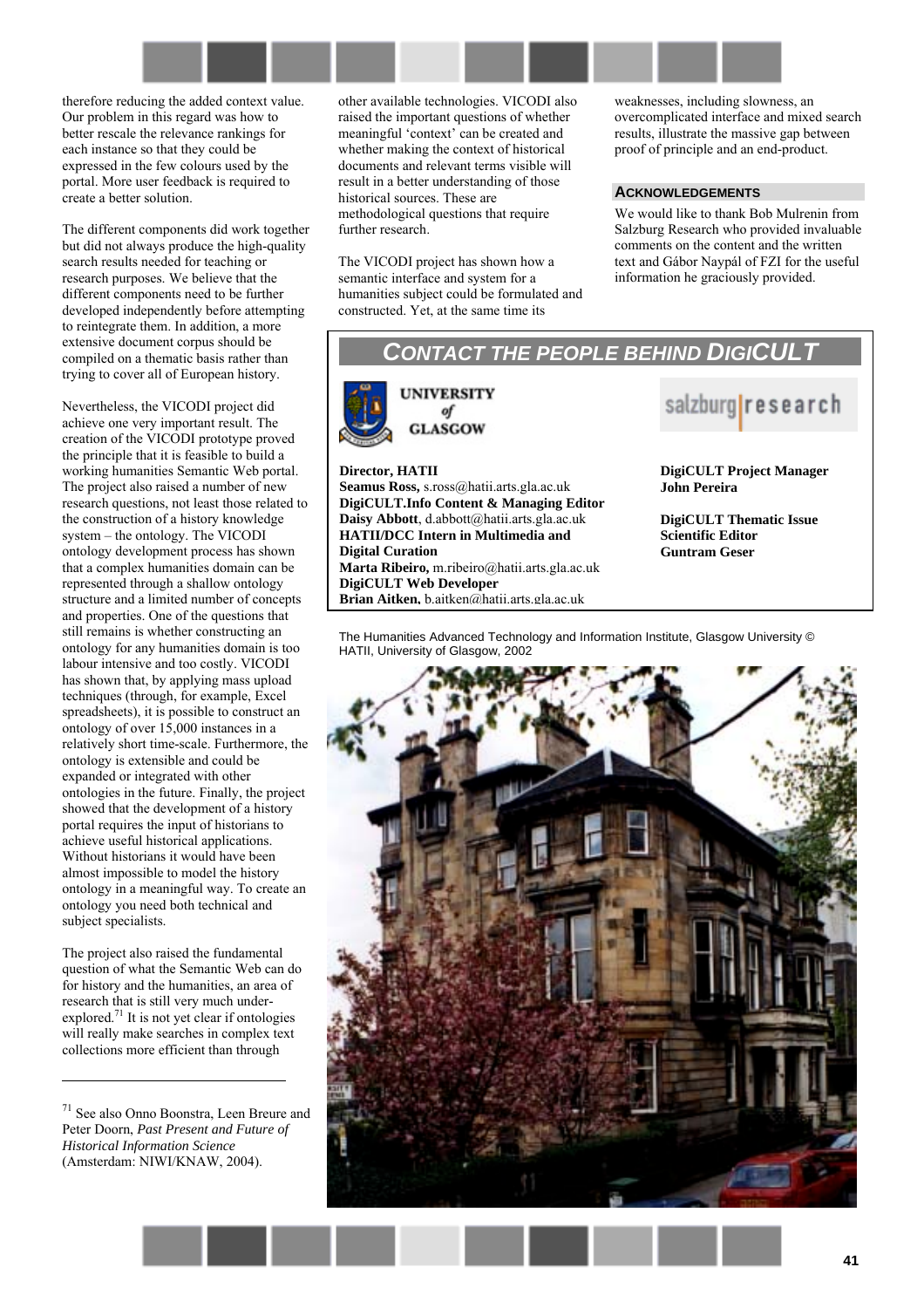therefore reducing the added context value. Our problem in this regard was how to better rescale the relevance rankings for each instance so that they could be expressed in the few colours used by the portal. More user feedback is required to create a better solution.

The different components did work together but did not always produce the high-quality search results needed for teaching or research purposes. We believe that the different components need to be further developed independently before attempting to reintegrate them. In addition, a more extensive document corpus should be compiled on a thematic basis rather than trying to cover all of European history.

Nevertheless, the VICODI project did achieve one very important result. The creation of the VICODI prototype proved the principle that it is feasible to build a working humanities Semantic Web portal. The project also raised a number of new research questions, not least those related to the construction of a history knowledge system – the ontology. The VICODI ontology development process has shown that a complex humanities domain can be represented through a shallow ontology structure and a limited number of concepts and properties. One of the questions that still remains is whether constructing an ontology for any humanities domain is too labour intensive and too costly. VICODI has shown that, by applying mass upload techniques (through, for example, Excel spreadsheets), it is possible to construct an ontology of over 15,000 instances in a relatively short time-scale. Furthermore, the ontology is extensible and could be expanded or integrated with other ontologies in the future. Finally, the project showed that the development of a history portal requires the input of historians to achieve useful historical applications. Without historians it would have been almost impossible to model the history ontology in a meaningful way. To create an ontology you need both technical and subject specialists.

The project also raised the fundamental question of what the Semantic Web can do for history and the humanities, an area of research that is still very much under-explored.[71] It is not yet clear if ontologies will really make searches in complex text collections more efficient than through other available technologies. VICODI also raised the important questions of whether meaningful 'context' can be created and whether making the context of historical documents and relevant terms visible will result in a better understanding of those historical sources. These are methodological questions that require further research.

The VICODI project has shown how a semantic interface and system for a humanities subject could be formulated and constructed. Yet, at the same time its weaknesses, including slowness, an overcomplicated interface and mixed search results, illustrate the massive gap between proof of principle and an end-product.

### ACKNOWLEDGEMENTS

We would like to thank Bob Mulrenin from Salzburg Research who provided invaluable comments on the content and the written text and Gábor Naypál of FZI for the useful information he graciously provided.

[71] See also Onno Boonstra, Leen Breure and Peter Doorn, *Past Present and Future of Historical Information Science* (Amsterdam: NIWI/KNAW, 2004).

## CONTACT THE PEOPLE BEHIND DIGICULT

UNIVERSITY of GLASGOW

salzburg research

**Director, HATII**
**Seamus Ross,** s.ross@hatii.arts.gla.ac.uk
**DigiCULT.Info Content & Managing Editor**
**Daisy Abbott**, d.abbott@hatii.arts.gla.ac.uk
**HATII/DCC Intern in Multimedia and Digital Curation**
**Marta Ribeiro,** m.ribeiro@hatii.arts.gla.ac.uk
**DigiCULT Web Developer**
**Brian Aitken,** b.aitken@hatii.arts.gla.ac.uk

**DigiCULT Project Manager**
**John Pereira**

**DigiCULT Thematic Issue Scientific Editor**
**Guntram Geser**

The Humanities Advanced Technology and Information Institute, Glasgow University © HATII, University of Glasgow, 2002